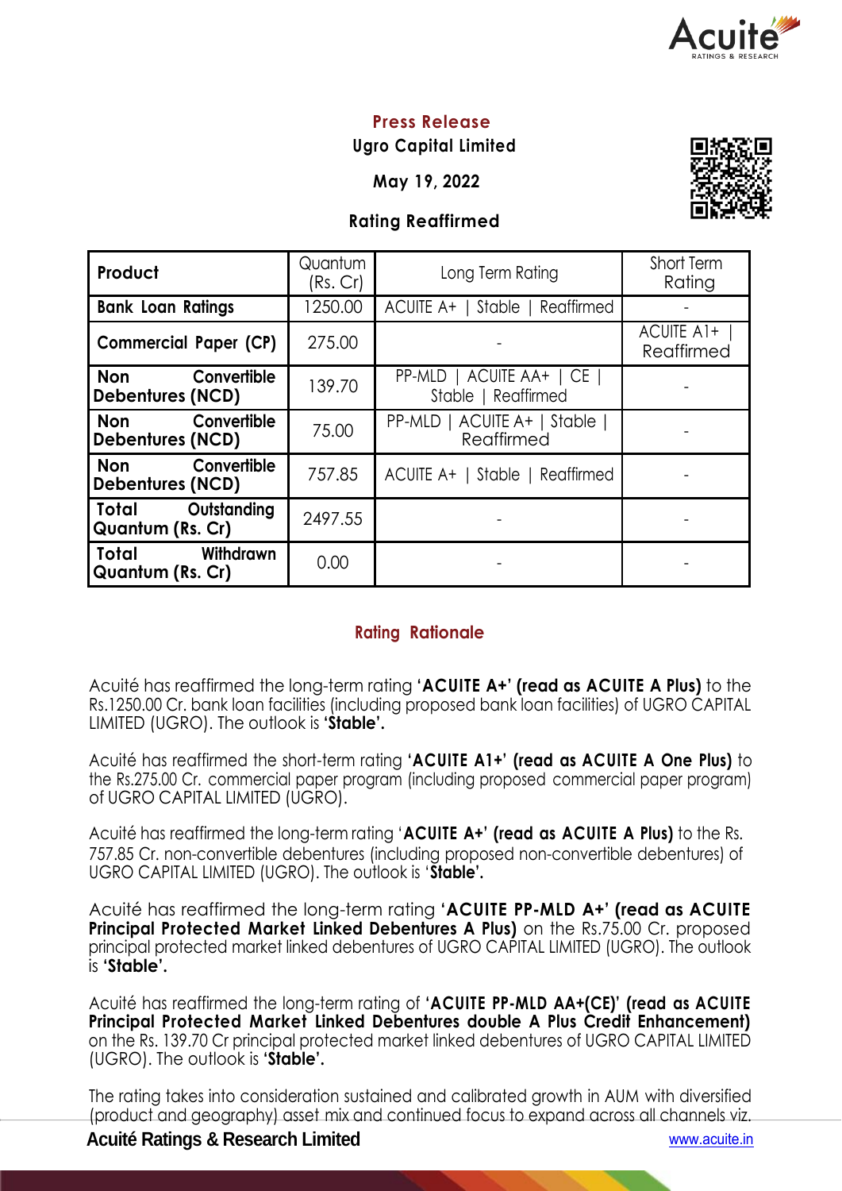**Press Release**

**Ugro Capital Limited**

**May 19, 2022**

**Rating Reaffirmed**

| Product | Quantum (Rs. Cr) | Long Term Rating | Short Term Rating |
|---|---|---|---|
| **Bank Loan Ratings** | 1250.00 | ACUITE A+ \| Stable \| Reaffirmed | - |
| **Commercial Paper (CP)** | 275.00 | - | ACUITE A1+ \| Reaffirmed |
| **Non Convertible Debentures (NCD)** | 139.70 | PP-MLD \| ACUITE AA+ \| CE \| Stable \| Reaffirmed | - |
| **Non Convertible Debentures (NCD)** | 75.00 | PP-MLD \| ACUITE A+ \| Stable \| Reaffirmed | - |
| **Non Convertible Debentures (NCD)** | 757.85 | ACUITE A+ \| Stable \| Reaffirmed | - |
| **Total Outstanding Quantum (Rs. Cr)** | 2497.55 | - | - |
| **Total Withdrawn Quantum (Rs. Cr)** | 0.00 | - | - |

## Rating Rationale

Acuité has reaffirmed the long-term rating **'ACUITE A+' (read as ACUITE A Plus)** to the Rs.1250.00 Cr. bank loan facilities (including proposed bank loan facilities) of UGRO CAPITAL LIMITED (UGRO). The outlook is **'Stable'.**

Acuité has reaffirmed the short-term rating **'ACUITE A1+' (read as ACUITE A One Plus)** to the Rs.275.00 Cr. commercial paper program (including proposed commercial paper program) of UGRO CAPITAL LIMITED (UGRO).

Acuité has reaffirmed the long-term rating '**ACUITE A+' (read as ACUITE A Plus)** to the Rs. 757.85 Cr. non-convertible debentures (including proposed non-convertible debentures) of UGRO CAPITAL LIMITED (UGRO). The outlook is '**Stable'.**

Acuité has reaffirmed the long-term rating **'ACUITE PP-MLD A+' (read as ACUITE Principal Protected Market Linked Debentures A Plus)** on the Rs.75.00 Cr. proposed principal protected market linked debentures of UGRO CAPITAL LIMITED (UGRO). The outlook is **'Stable'.**

Acuité has reaffirmed the long-term rating of **'ACUITE PP-MLD AA+(CE)' (read as ACUITE Principal Protected Market Linked Debentures double A Plus Credit Enhancement)** on the Rs. 139.70 Cr principal protected market linked debentures of UGRO CAPITAL LIMITED (UGRO). The outlook is **'Stable'.**

The rating takes into consideration sustained and calibrated growth in AUM with diversified (product and geography) asset mix and continued focus to expand across all channels viz.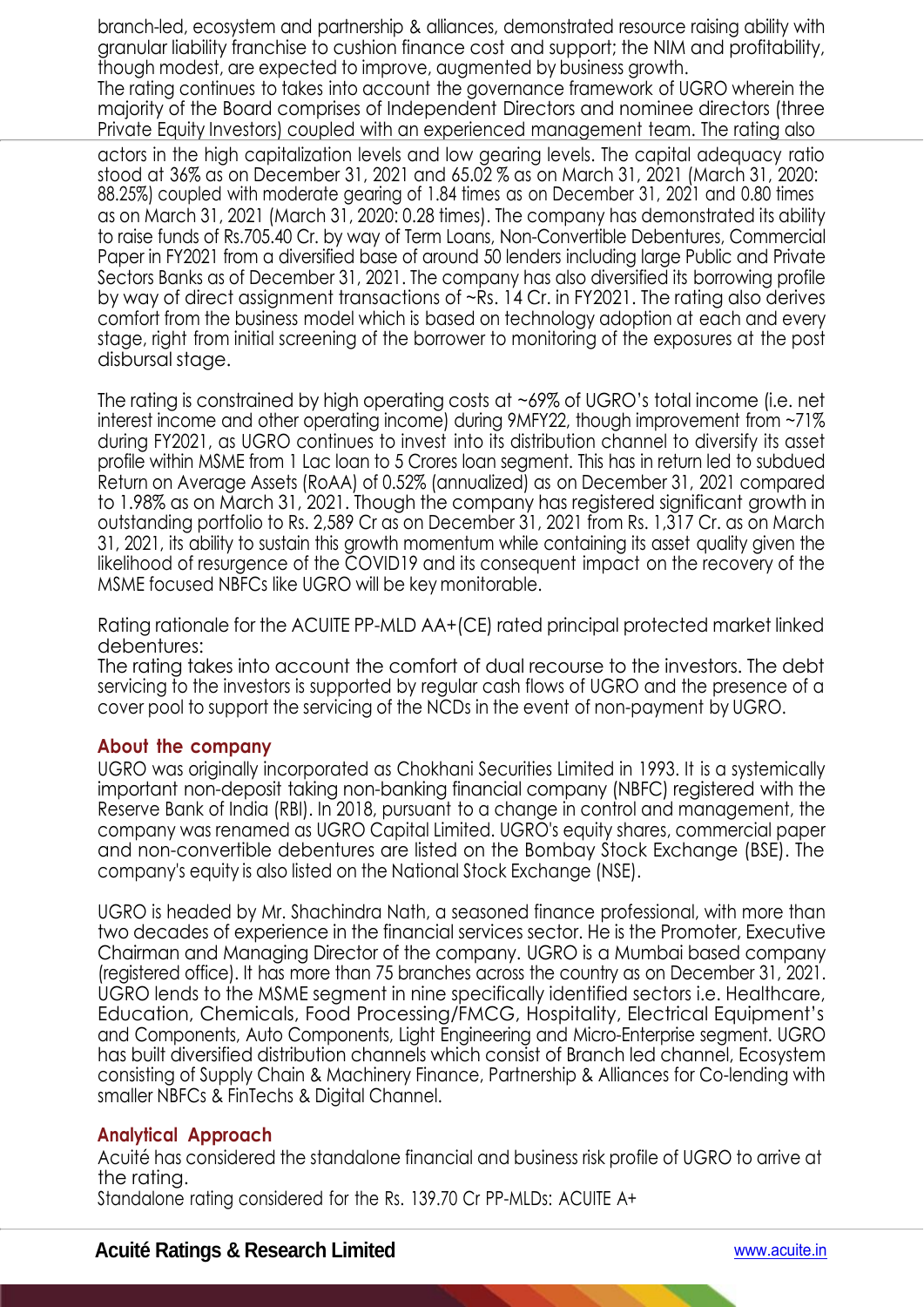branch-led, ecosystem and partnership & alliances, demonstrated resource raising ability with granular liability franchise to cushion finance cost and support; the NIM and profitability, though modest, are expected to improve, augmented by business growth.
The rating continues to takes into account the governance framework of UGRO wherein the majority of the Board comprises of Independent Directors and nominee directors (three Private Equity Investors) coupled with an experienced management team. The rating also

actors in the high capitalization levels and low gearing levels. The capital adequacy ratio stood at 36% as on December 31, 2021 and 65.02 % as on March 31, 2021 (March 31, 2020: 88.25%) coupled with moderate gearing of 1.84 times as on December 31, 2021 and 0.80 times as on March 31, 2021 (March 31, 2020: 0.28 times). The company has demonstrated its ability to raise funds of Rs.705.40 Cr. by way of Term Loans, Non-Convertible Debentures, Commercial Paper in FY2021 from a diversified base of around 50 lenders including large Public and Private Sectors Banks as of December 31, 2021. The company has also diversified its borrowing profile by way of direct assignment transactions of ~Rs. 14 Cr. in FY2021. The rating also derives comfort from the business model which is based on technology adoption at each and every stage, right from initial screening of the borrower to monitoring of the exposures at the post disbursal stage.

The rating is constrained by high operating costs at ~69% of UGRO's total income (i.e. net interest income and other operating income) during 9MFY22, though improvement from ~71% during FY2021, as UGRO continues to invest into its distribution channel to diversify its asset profile within MSME from 1 Lac loan to 5 Crores loan segment. This has in return led to subdued Return on Average Assets (RoAA) of 0.52% (annualized) as on December 31, 2021 compared to 1.98% as on March 31, 2021. Though the company has registered significant growth in outstanding portfolio to Rs. 2,589 Cr as on December 31, 2021 from Rs. 1,317 Cr. as on March 31, 2021, its ability to sustain this growth momentum while containing its asset quality given the likelihood of resurgence of the COVID19 and its consequent impact on the recovery of the MSME focused NBFCs like UGRO will be key monitorable.

Rating rationale for the ACUITE PP-MLD AA+(CE) rated principal protected market linked debentures:
The rating takes into account the comfort of dual recourse to the investors. The debt servicing to the investors is supported by regular cash flows of UGRO and the presence of a cover pool to support the servicing of the NCDs in the event of non-payment by UGRO.

## About the company

UGRO was originally incorporated as Chokhani Securities Limited in 1993. It is a systemically important non-deposit taking non-banking financial company (NBFC) registered with the Reserve Bank of India (RBI). In 2018, pursuant to a change in control and management, the company was renamed as UGRO Capital Limited. UGRO's equity shares, commercial paper and non-convertible debentures are listed on the Bombay Stock Exchange (BSE). The company's equity is also listed on the National Stock Exchange (NSE).

UGRO is headed by Mr. Shachindra Nath, a seasoned finance professional, with more than two decades of experience in the financial services sector. He is the Promoter, Executive Chairman and Managing Director of the company. UGRO is a Mumbai based company (registered office). It has more than 75 branches across the country as on December 31, 2021. UGRO lends to the MSME segment in nine specifically identified sectors i.e. Healthcare, Education, Chemicals, Food Processing/FMCG, Hospitality, Electrical Equipment's and Components, Auto Components, Light Engineering and Micro-Enterprise segment. UGRO has built diversified distribution channels which consist of Branch led channel, Ecosystem consisting of Supply Chain & Machinery Finance, Partnership & Alliances for Co-lending with smaller NBFCs & FinTechs & Digital Channel.

## Analytical Approach

Acuité has considered the standalone financial and business risk profile of UGRO to arrive at the rating.
Standalone rating considered for the Rs. 139.70 Cr PP-MLDs: ACUITE A+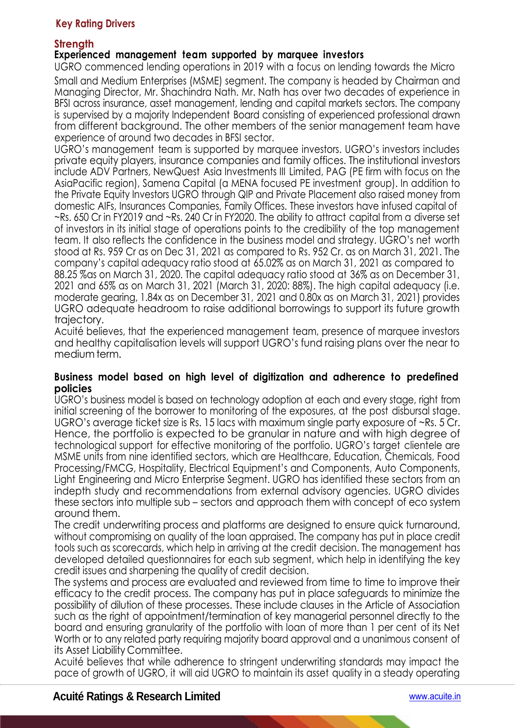## Key Rating Drivers

### Strength

**Experienced management team supported by marquee investors**

UGRO commenced lending operations in 2019 with a focus on lending towards the Micro Small and Medium Enterprises (MSME) segment. The company is headed by Chairman and Managing Director, Mr. Shachindra Nath. Mr. Nath has over two decades of experience in BFSI across insurance, asset management, lending and capital markets sectors. The company is supervised by a majority Independent Board consisting of experienced professional drawn from different background. The other members of the senior management team have experience of around two decades in BFSI sector.

UGRO's management team is supported by marquee investors. UGRO's investors includes private equity players, insurance companies and family offices. The institutional investors include ADV Partners, NewQuest Asia Investments III Limited, PAG (PE firm with focus on the AsiaPacific region), Samena Capital (a MENA focused PE investment group). In addition to the Private Equity Investors UGRO through QIP and Private Placement also raised money from domestic AIFs, Insurances Companies, Family Offices. These investors have infused capital of ~Rs. 650 Cr in FY2019 and ~Rs. 240 Cr in FY2020. The ability to attract capital from a diverse set of investors in its initial stage of operations points to the credibility of the top management team. It also reflects the confidence in the business model and strategy. UGRO's net worth stood at Rs. 959 Cr as on Dec 31, 2021 as compared to Rs. 952 Cr. as on March 31, 2021. The company's capital adequacy ratio stood at 65.02% as on March 31, 2021 as compared to 88.25 %as on March 31, 2020. The capital adequacy ratio stood at 36% as on December 31, 2021 and 65% as on March 31, 2021 (March 31, 2020: 88%). The high capital adequacy (i.e. moderate gearing, 1.84x as on December 31, 2021 and 0.80x as on March 31, 2021) provides UGRO adequate headroom to raise additional borrowings to support its future growth trajectory.

Acuité believes, that the experienced management team, presence of marquee investors and healthy capitalisation levels will support UGRO's fund raising plans over the near to medium term.

**Business model based on high level of digitization and adherence to predefined policies**

UGRO's business model is based on technology adoption at each and every stage, right from initial screening of the borrower to monitoring of the exposures, at the post disbursal stage. UGRO's average ticket size is Rs. 15 lacs with maximum single party exposure of ~Rs. 5 Cr. Hence, the portfolio is expected to be granular in nature and with high degree of technological support for effective monitoring of the portfolio. UGRO's target clientele are MSME units from nine identified sectors, which are Healthcare, Education, Chemicals, Food Processing/FMCG, Hospitality, Electrical Equipment's and Components, Auto Components, Light Engineering and Micro Enterprise Segment. UGRO has identified these sectors from an indepth study and recommendations from external advisory agencies. UGRO divides these sectors into multiple sub – sectors and approach them with concept of eco system around them.

The credit underwriting process and platforms are designed to ensure quick turnaround, without compromising on quality of the loan appraised. The company has put in place credit tools such as scorecards, which help in arriving at the credit decision. The management has developed detailed questionnaires for each sub segment, which help in identifying the key credit issues and sharpening the quality of credit decision.

The systems and process are evaluated and reviewed from time to time to improve their efficacy to the credit process. The company has put in place safeguards to minimize the possibility of dilution of these processes. These include clauses in the Article of Association such as the right of appointment/termination of key managerial personnel directly to the board and ensuring granularity of the portfolio with loan of more than 1 per cent of its Net Worth or to any related party requiring majority board approval and a unanimous consent of its Asset Liability Committee.

Acuité believes that while adherence to stringent underwriting standards may impact the pace of growth of UGRO, it will aid UGRO to maintain its asset quality in a steady operating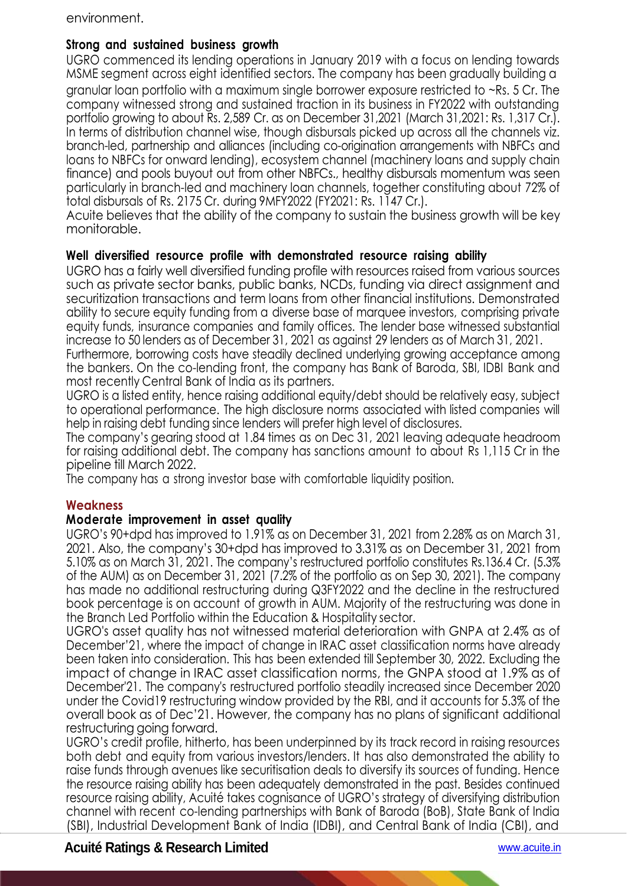environment.

**Strong and sustained business growth**

UGRO commenced its lending operations in January 2019 with a focus on lending towards MSME segment across eight identified sectors. The company has been gradually building a granular loan portfolio with a maximum single borrower exposure restricted to ~Rs. 5 Cr. The company witnessed strong and sustained traction in its business in FY2022 with outstanding portfolio growing to about Rs. 2,589 Cr. as on December 31,2021 (March 31,2021: Rs. 1,317 Cr.). In terms of distribution channel wise, though disbursals picked up across all the channels viz. branch-led, partnership and alliances (including co-origination arrangements with NBFCs and loans to NBFCs for onward lending), ecosystem channel (machinery loans and supply chain finance) and pools buyout out from other NBFCs., healthy disbursals momentum was seen particularly in branch-led and machinery loan channels, together constituting about 72% of total disbursals of Rs. 2175 Cr. during 9MFY2022 (FY2021: Rs. 1147 Cr.).

Acuite believes that the ability of the company to sustain the business growth will be key monitorable.

**Well diversified resource profile with demonstrated resource raising ability**

UGRO has a fairly well diversified funding profile with resources raised from various sources such as private sector banks, public banks, NCDs, funding via direct assignment and securitization transactions and term loans from other financial institutions. Demonstrated ability to secure equity funding from a diverse base of marquee investors, comprising private equity funds, insurance companies and family offices. The lender base witnessed substantial increase to 50 lenders as of December 31, 2021 as against 29 lenders as of March 31, 2021.

Furthermore, borrowing costs have steadily declined underlying growing acceptance among the bankers. On the co-lending front, the company has Bank of Baroda, SBI, IDBI Bank and most recently Central Bank of India as its partners.

UGRO is a listed entity, hence raising additional equity/debt should be relatively easy, subject to operational performance. The high disclosure norms associated with listed companies will help in raising debt funding since lenders will prefer high level of disclosures.

The company's gearing stood at 1.84 times as on Dec 31, 2021 leaving adequate headroom for raising additional debt. The company has sanctions amount to about Rs 1,115 Cr in the pipeline till March 2022.

The company has a strong investor base with comfortable liquidity position.

## Weakness

**Moderate improvement in asset quality**

UGRO's 90+dpd has improved to 1.91% as on December 31, 2021 from 2.28% as on March 31, 2021. Also, the company's 30+dpd has improved to 3.31% as on December 31, 2021 from 5.10% as on March 31, 2021. The company's restructured portfolio constitutes Rs.136.4 Cr. (5.3% of the AUM) as on December 31, 2021 (7.2% of the portfolio as on Sep 30, 2021). The company has made no additional restructuring during Q3FY2022 and the decline in the restructured book percentage is on account of growth in AUM. Majority of the restructuring was done in the Branch Led Portfolio within the Education & Hospitality sector.

UGRO's asset quality has not witnessed material deterioration with GNPA at 2.4% as of December'21, where the impact of change in IRAC asset classification norms have already been taken into consideration. This has been extended till September 30, 2022. Excluding the impact of change in IRAC asset classification norms, the GNPA stood at 1.9% as of December'21. The company's restructured portfolio steadily increased since December 2020 under the Covid19 restructuring window provided by the RBI, and it accounts for 5.3% of the overall book as of Dec'21. However, the company has no plans of significant additional restructuring going forward.

UGRO's credit profile, hitherto, has been underpinned by its track record in raising resources both debt and equity from various investors/lenders. It has also demonstrated the ability to raise funds through avenues like securitisation deals to diversify its sources of funding. Hence the resource raising ability has been adequately demonstrated in the past. Besides continued resource raising ability, Acuité takes cognisance of UGRO's strategy of diversifying distribution channel with recent co-lending partnerships with Bank of Baroda (BoB), State Bank of India (SBI), Industrial Development Bank of India (IDBI), and Central Bank of India (CBI), and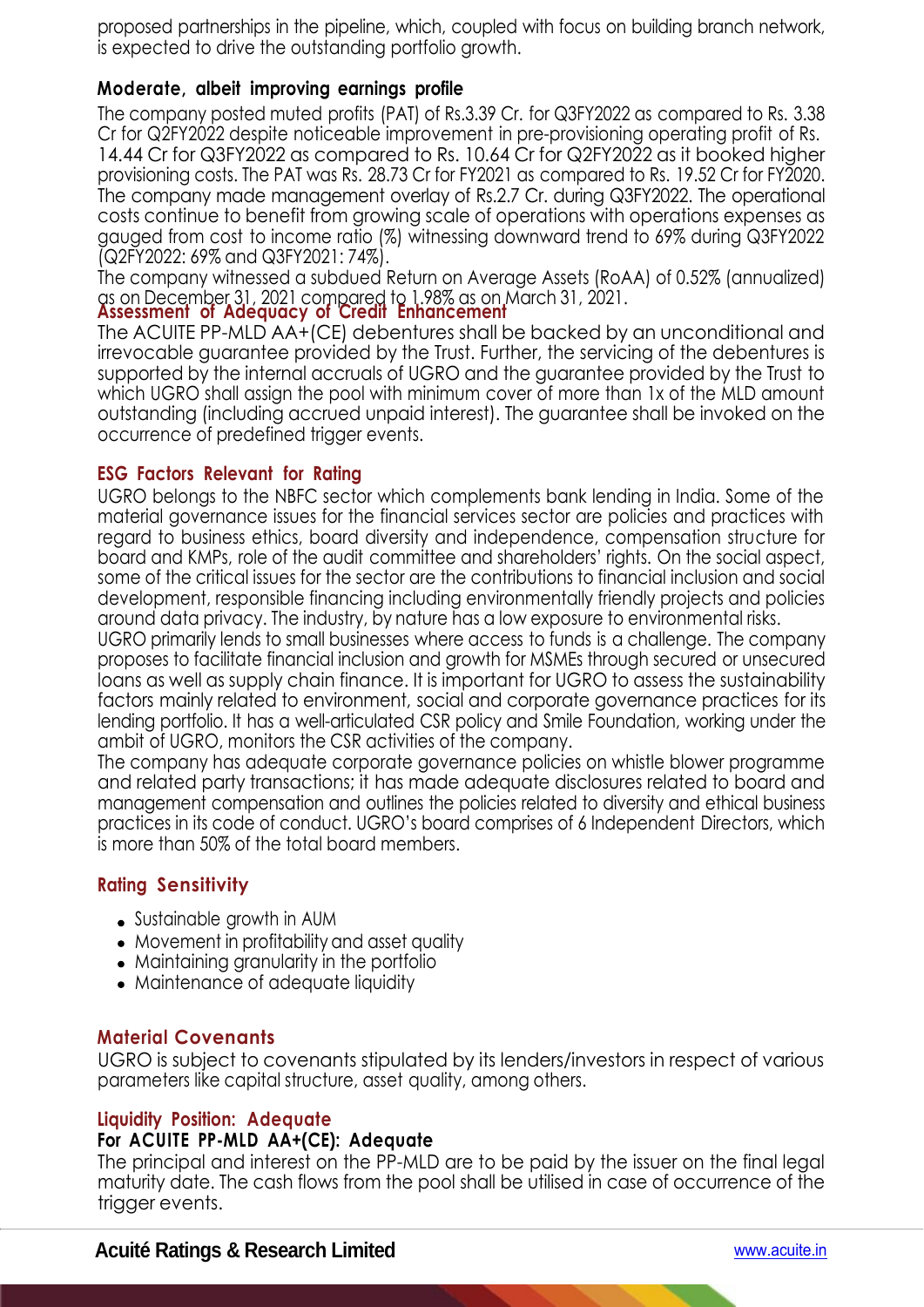proposed partnerships in the pipeline, which, coupled with focus on building branch network, is expected to drive the outstanding portfolio growth.

### Moderate, albeit improving earnings profile

The company posted muted profits (PAT) of Rs.3.39 Cr. for Q3FY2022 as compared to Rs. 3.38 Cr for Q2FY2022 despite noticeable improvement in pre-provisioning operating profit of Rs. 14.44 Cr for Q3FY2022 as compared to Rs. 10.64 Cr for Q2FY2022 as it booked higher provisioning costs. The PAT was Rs. 28.73 Cr for FY2021 as compared to Rs. 19.52 Cr for FY2020. The company made management overlay of Rs.2.7 Cr. during Q3FY2022. The operational costs continue to benefit from growing scale of operations with operations expenses as gauged from cost to income ratio (%) witnessing downward trend to 69% during Q3FY2022 (Q2FY2022: 69% and Q3FY2021: 74%).

The company witnessed a subdued Return on Average Assets (RoAA) of 0.52% (annualized) as on December 31, 2021 compared to 1.98% as on March 31, 2021.

## Assessment of Adequacy of Credit Enhancement

The ACUITE PP-MLD AA+(CE) debentures shall be backed by an unconditional and irrevocable guarantee provided by the Trust. Further, the servicing of the debentures is supported by the internal accruals of UGRO and the guarantee provided by the Trust to which UGRO shall assign the pool with minimum cover of more than 1x of the MLD amount outstanding (including accrued unpaid interest). The guarantee shall be invoked on the occurrence of predefined trigger events.

## ESG Factors Relevant for Rating

UGRO belongs to the NBFC sector which complements bank lending in India. Some of the material governance issues for the financial services sector are policies and practices with regard to business ethics, board diversity and independence, compensation structure for board and KMPs, role of the audit committee and shareholders' rights. On the social aspect, some of the critical issues for the sector are the contributions to financial inclusion and social development, responsible financing including environmentally friendly projects and policies around data privacy. The industry, by nature has a low exposure to environmental risks.

UGRO primarily lends to small businesses where access to funds is a challenge. The company proposes to facilitate financial inclusion and growth for MSMEs through secured or unsecured loans as well as supply chain finance. It is important for UGRO to assess the sustainability factors mainly related to environment, social and corporate governance practices for its lending portfolio. It has a well-articulated CSR policy and Smile Foundation, working under the ambit of UGRO, monitors the CSR activities of the company.

The company has adequate corporate governance policies on whistle blower programme and related party transactions; it has made adequate disclosures related to board and management compensation and outlines the policies related to diversity and ethical business practices in its code of conduct. UGRO's board comprises of 6 Independent Directors, which is more than 50% of the total board members.

## Rating Sensitivity

- Sustainable growth in AUM
- Movement in profitability and asset quality
- Maintaining granularity in the portfolio
- Maintenance of adequate liquidity

## Material Covenants

UGRO is subject to covenants stipulated by its lenders/investors in respect of various parameters like capital structure, asset quality, among others.

## Liquidity Position: Adequate

### For ACUITE PP-MLD AA+(CE): Adequate

The principal and interest on the PP-MLD are to be paid by the issuer on the final legal maturity date. The cash flows from the pool shall be utilised in case of occurrence of the trigger events.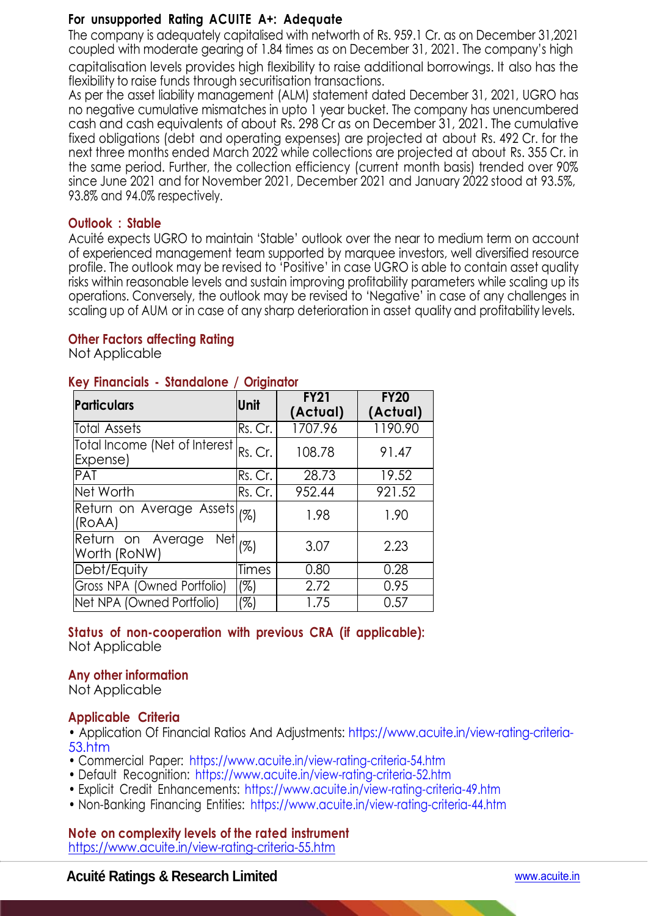### For unsupported Rating ACUITE A+: Adequate

The company is adequately capitalised with networth of Rs. 959.1 Cr. as on December 31,2021 coupled with moderate gearing of 1.84 times as on December 31, 2021. The company's high capitalisation levels provides high flexibility to raise additional borrowings. It also has the flexibility to raise funds through securitisation transactions.

As per the asset liability management (ALM) statement dated December 31, 2021, UGRO has no negative cumulative mismatches in upto 1 year bucket. The company has unencumbered cash and cash equivalents of about Rs. 298 Cr as on December 31, 2021. The cumulative fixed obligations (debt and operating expenses) are projected at about Rs. 492 Cr. for the next three months ended March 2022 while collections are projected at about Rs. 355 Cr. in the same period. Further, the collection efficiency (current month basis) trended over 90% since June 2021 and for November 2021, December 2021 and January 2022 stood at 93.5%, 93.8% and 94.0% respectively.

### Outlook : Stable

Acuité expects UGRO to maintain 'Stable' outlook over the near to medium term on account of experienced management team supported by marquee investors, well diversified resource profile. The outlook may be revised to 'Positive' in case UGRO is able to contain asset quality risks within reasonable levels and sustain improving profitability parameters while scaling up its operations. Conversely, the outlook may be revised to 'Negative' in case of any challenges in scaling up of AUM or in case of any sharp deterioration in asset quality and profitability levels.

### Other Factors affecting Rating

Not Applicable

### Key Financials - Standalone / Originator

| Particulars | Unit | FY21 (Actual) | FY20 (Actual) |
|---|---|---|---|
| Total Assets | Rs. Cr. | 1707.96 | 1190.90 |
| Total Income (Net of Interest Expense) | Rs. Cr. | 108.78 | 91.47 |
| PAT | Rs. Cr. | 28.73 | 19.52 |
| Net Worth | Rs. Cr. | 952.44 | 921.52 |
| Return on Average Assets (RoAA) | (%) | 1.98 | 1.90 |
| Return on Average Net Worth (RoNW) | (%) | 3.07 | 2.23 |
| Debt/Equity | Times | 0.80 | 0.28 |
| Gross NPA (Owned Portfolio) | (%) | 2.72 | 0.95 |
| Net NPA (Owned Portfolio) | (%) | 1.75 | 0.57 |

### Status of non-cooperation with previous CRA (if applicable):

Not Applicable

### Any other information

Not Applicable

### Applicable Criteria

- Application Of Financial Ratios And Adjustments: https://www.acuite.in/view-rating-criteria-53.htm
- Commercial Paper: https://www.acuite.in/view-rating-criteria-54.htm
- Default Recognition: https://www.acuite.in/view-rating-criteria-52.htm
- Explicit Credit Enhancements: https://www.acuite.in/view-rating-criteria-49.htm
- Non-Banking Financing Entities: https://www.acuite.in/view-rating-criteria-44.htm

### Note on complexity levels of the rated instrument

https://www.acuite.in/view-rating-criteria-55.htm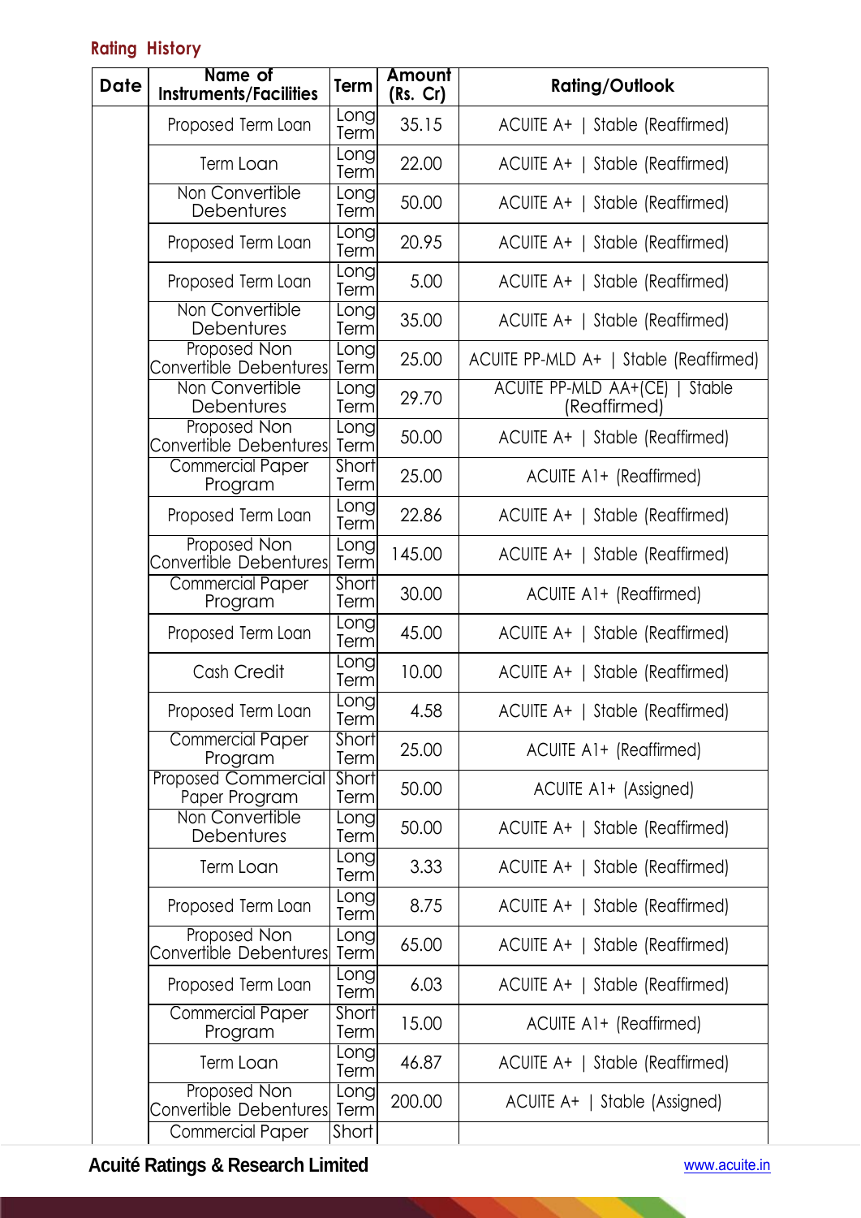## Rating History

| Date | Name of Instruments/Facilities | Term | Amount (Rs. Cr) | Rating/Outlook |
|---|---|---|---|---|
| | Proposed Term Loan | Long Term | 35.15 | ACUITE A+ \| Stable (Reaffirmed) |
| | Term Loan | Long Term | 22.00 | ACUITE A+ \| Stable (Reaffirmed) |
| | Non Convertible Debentures | Long Term | 50.00 | ACUITE A+ \| Stable (Reaffirmed) |
| | Proposed Term Loan | Long Term | 20.95 | ACUITE A+ \| Stable (Reaffirmed) |
| | Proposed Term Loan | Long Term | 5.00 | ACUITE A+ \| Stable (Reaffirmed) |
| | Non Convertible Debentures | Long Term | 35.00 | ACUITE A+ \| Stable (Reaffirmed) |
| | Proposed Non Convertible Debentures | Long Term | 25.00 | ACUITE PP-MLD A+ \| Stable (Reaffirmed) |
| | Non Convertible Debentures | Long Term | 29.70 | ACUITE PP-MLD AA+(CE) \| Stable (Reaffirmed) |
| | Proposed Non Convertible Debentures | Long Term | 50.00 | ACUITE A+ \| Stable (Reaffirmed) |
| | Commercial Paper Program | Short Term | 25.00 | ACUITE A1+ (Reaffirmed) |
| | Proposed Term Loan | Long Term | 22.86 | ACUITE A+ \| Stable (Reaffirmed) |
| | Proposed Non Convertible Debentures | Long Term | 145.00 | ACUITE A+ \| Stable (Reaffirmed) |
| | Commercial Paper Program | Short Term | 30.00 | ACUITE A1+ (Reaffirmed) |
| | Proposed Term Loan | Long Term | 45.00 | ACUITE A+ \| Stable (Reaffirmed) |
| | Cash Credit | Long Term | 10.00 | ACUITE A+ \| Stable (Reaffirmed) |
| | Proposed Term Loan | Long Term | 4.58 | ACUITE A+ \| Stable (Reaffirmed) |
| | Commercial Paper Program | Short Term | 25.00 | ACUITE A1+ (Reaffirmed) |
| | Proposed Commercial Paper Program | Short Term | 50.00 | ACUITE A1+ (Assigned) |
| | Non Convertible Debentures | Long Term | 50.00 | ACUITE A+ \| Stable (Reaffirmed) |
| | Term Loan | Long Term | 3.33 | ACUITE A+ \| Stable (Reaffirmed) |
| | Proposed Term Loan | Long Term | 8.75 | ACUITE A+ \| Stable (Reaffirmed) |
| | Proposed Non Convertible Debentures | Long Term | 65.00 | ACUITE A+ \| Stable (Reaffirmed) |
| | Proposed Term Loan | Long Term | 6.03 | ACUITE A+ \| Stable (Reaffirmed) |
| | Commercial Paper Program | Short Term | 15.00 | ACUITE A1+ (Reaffirmed) |
| | Term Loan | Long Term | 46.87 | ACUITE A+ \| Stable (Reaffirmed) |
| | Proposed Non Convertible Debentures | Long Term | 200.00 | ACUITE A+ \| Stable (Assigned) |
| | Commercial Paper | Short | | |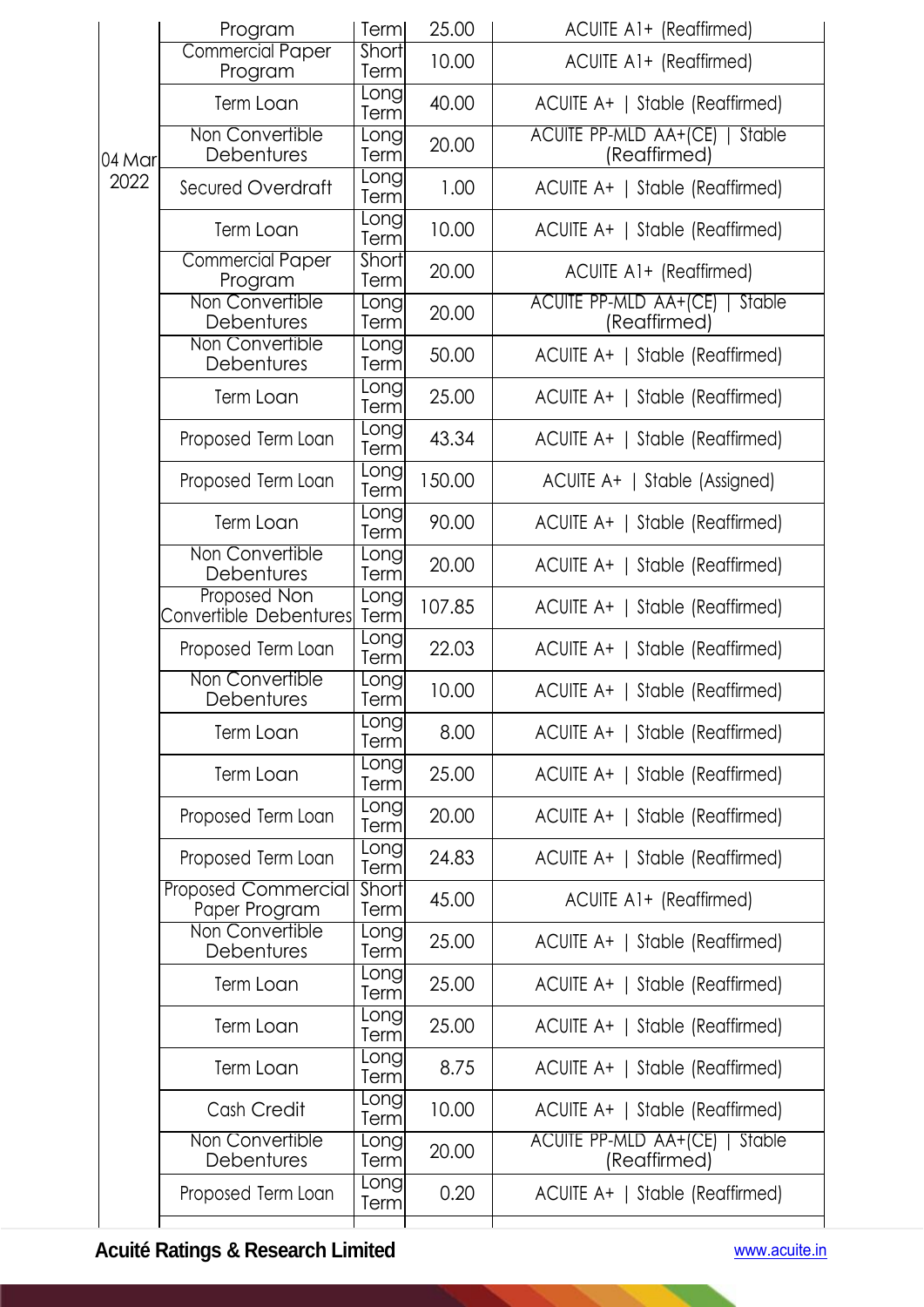| | | | | |
|---|---|---|---|---|
| 04 Mar 2022 | Program | Term | 25.00 | ACUITE A1+ (Reaffirmed) |
| | Commercial Paper Program | Short Term | 10.00 | ACUITE A1+ (Reaffirmed) |
| | Term Loan | Long Term | 40.00 | ACUITE A+ \| Stable (Reaffirmed) |
| | Non Convertible Debentures | Long Term | 20.00 | ACUITE PP-MLD AA+(CE) \| Stable (Reaffirmed) |
| | Secured Overdraft | Long Term | 1.00 | ACUITE A+ \| Stable (Reaffirmed) |
| | Term Loan | Long Term | 10.00 | ACUITE A+ \| Stable (Reaffirmed) |
| | Commercial Paper Program | Short Term | 20.00 | ACUITE A1+ (Reaffirmed) |
| | Non Convertible Debentures | Long Term | 20.00 | ACUITE PP-MLD AA+(CE) \| Stable (Reaffirmed) |
| | Non Convertible Debentures | Long Term | 50.00 | ACUITE A+ \| Stable (Reaffirmed) |
| | Term Loan | Long Term | 25.00 | ACUITE A+ \| Stable (Reaffirmed) |
| | Proposed Term Loan | Long Term | 43.34 | ACUITE A+ \| Stable (Reaffirmed) |
| | Proposed Term Loan | Long Term | 150.00 | ACUITE A+ \| Stable (Assigned) |
| | Term Loan | Long Term | 90.00 | ACUITE A+ \| Stable (Reaffirmed) |
| | Non Convertible Debentures | Long Term | 20.00 | ACUITE A+ \| Stable (Reaffirmed) |
| | Proposed Non Convertible Debentures | Long Term | 107.85 | ACUITE A+ \| Stable (Reaffirmed) |
| | Proposed Term Loan | Long Term | 22.03 | ACUITE A+ \| Stable (Reaffirmed) |
| | Non Convertible Debentures | Long Term | 10.00 | ACUITE A+ \| Stable (Reaffirmed) |
| | Term Loan | Long Term | 8.00 | ACUITE A+ \| Stable (Reaffirmed) |
| | Term Loan | Long Term | 25.00 | ACUITE A+ \| Stable (Reaffirmed) |
| | Proposed Term Loan | Long Term | 20.00 | ACUITE A+ \| Stable (Reaffirmed) |
| | Proposed Term Loan | Long Term | 24.83 | ACUITE A+ \| Stable (Reaffirmed) |
| | Proposed Commercial Paper Program | Short Term | 45.00 | ACUITE A1+ (Reaffirmed) |
| | Non Convertible Debentures | Long Term | 25.00 | ACUITE A+ \| Stable (Reaffirmed) |
| | Term Loan | Long Term | 25.00 | ACUITE A+ \| Stable (Reaffirmed) |
| | Term Loan | Long Term | 25.00 | ACUITE A+ \| Stable (Reaffirmed) |
| | Term Loan | Long Term | 8.75 | ACUITE A+ \| Stable (Reaffirmed) |
| | Cash Credit | Long Term | 10.00 | ACUITE A+ \| Stable (Reaffirmed) |
| | Non Convertible Debentures | Long Term | 20.00 | ACUITE PP-MLD AA+(CE) \| Stable (Reaffirmed) |
| | Proposed Term Loan | Long Term | 0.20 | ACUITE A+ \| Stable (Reaffirmed) |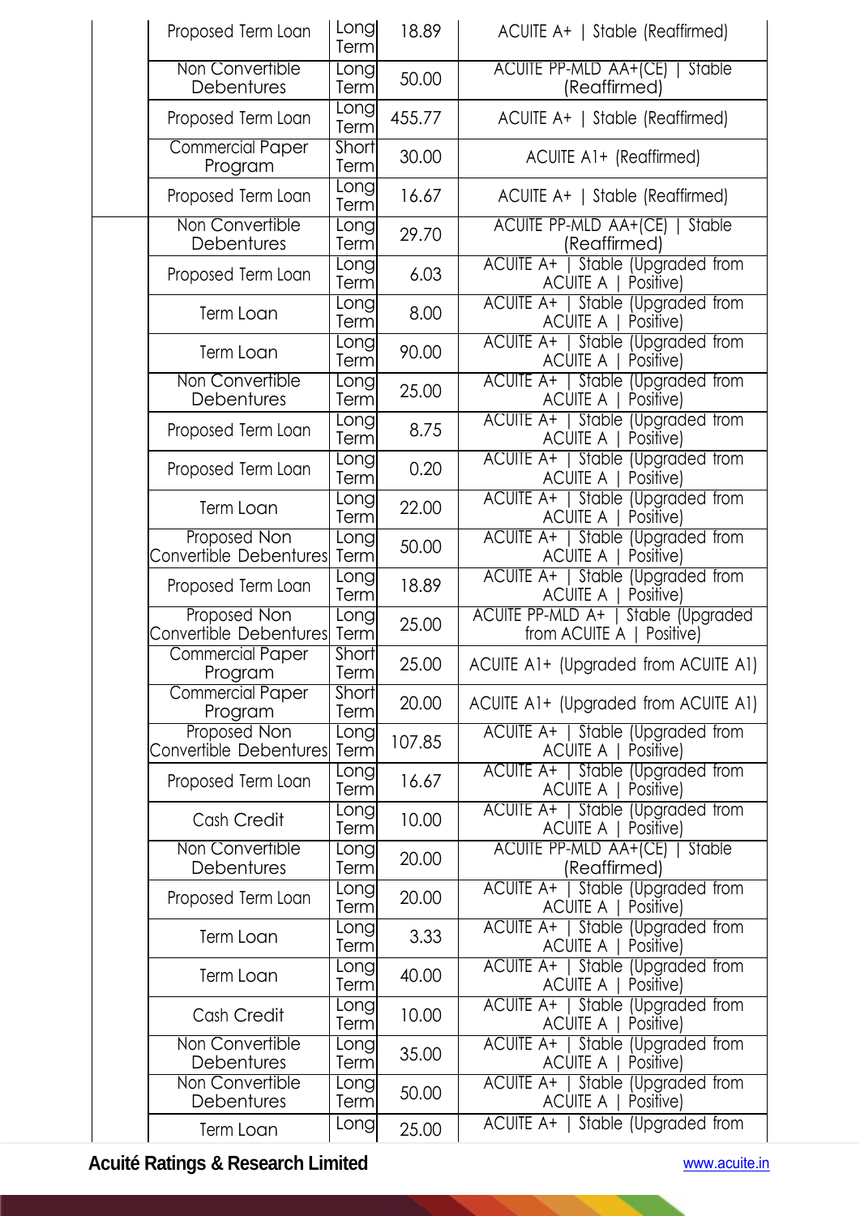| | | | | |
|---|---|---|---|---|
| | Proposed Term Loan | Long Term | 18.89 | ACUITE A+ \| Stable (Reaffirmed) |
| | Non Convertible Debentures | Long Term | 50.00 | ACUITE PP-MLD AA+(CE) \| Stable (Reaffirmed) |
| | Proposed Term Loan | Long Term | 455.77 | ACUITE A+ \| Stable (Reaffirmed) |
| | Commercial Paper Program | Short Term | 30.00 | ACUITE A1+ (Reaffirmed) |
| | Proposed Term Loan | Long Term | 16.67 | ACUITE A+ \| Stable (Reaffirmed) |
| | Non Convertible Debentures | Long Term | 29.70 | ACUITE PP-MLD AA+(CE) \| Stable (Reaffirmed) |
| | Proposed Term Loan | Long Term | 6.03 | ACUITE A+ \| Stable (Upgraded from ACUITE A \| Positive) |
| | Term Loan | Long Term | 8.00 | ACUITE A+ \| Stable (Upgraded from ACUITE A \| Positive) |
| | Term Loan | Long Term | 90.00 | ACUITE A+ \| Stable (Upgraded from ACUITE A \| Positive) |
| | Non Convertible Debentures | Long Term | 25.00 | ACUITE A+ \| Stable (Upgraded from ACUITE A \| Positive) |
| | Proposed Term Loan | Long Term | 8.75 | ACUITE A+ \| Stable (Upgraded from ACUITE A \| Positive) |
| | Proposed Term Loan | Long Term | 0.20 | ACUITE A+ \| Stable (Upgraded from ACUITE A \| Positive) |
| | Term Loan | Long Term | 22.00 | ACUITE A+ \| Stable (Upgraded from ACUITE A \| Positive) |
| | Proposed Non Convertible Debentures | Long Term | 50.00 | ACUITE A+ \| Stable (Upgraded from ACUITE A \| Positive) |
| | Proposed Term Loan | Long Term | 18.89 | ACUITE A+ \| Stable (Upgraded from ACUITE A \| Positive) |
| | Proposed Non Convertible Debentures | Long Term | 25.00 | ACUITE PP-MLD A+ \| Stable (Upgraded from ACUITE A \| Positive) |
| | Commercial Paper Program | Short Term | 25.00 | ACUITE A1+ (Upgraded from ACUITE A1) |
| | Commercial Paper Program | Short Term | 20.00 | ACUITE A1+ (Upgraded from ACUITE A1) |
| | Proposed Non Convertible Debentures | Long Term | 107.85 | ACUITE A+ \| Stable (Upgraded from ACUITE A \| Positive) |
| | Proposed Term Loan | Long Term | 16.67 | ACUITE A+ \| Stable (Upgraded from ACUITE A \| Positive) |
| | Cash Credit | Long Term | 10.00 | ACUITE A+ \| Stable (Upgraded from ACUITE A \| Positive) |
| | Non Convertible Debentures | Long Term | 20.00 | ACUITE PP-MLD AA+(CE) \| Stable (Reaffirmed) |
| | Proposed Term Loan | Long Term | 20.00 | ACUITE A+ \| Stable (Upgraded from ACUITE A \| Positive) |
| | Term Loan | Long Term | 3.33 | ACUITE A+ \| Stable (Upgraded from ACUITE A \| Positive) |
| | Term Loan | Long Term | 40.00 | ACUITE A+ \| Stable (Upgraded from ACUITE A \| Positive) |
| | Cash Credit | Long Term | 10.00 | ACUITE A+ \| Stable (Upgraded from ACUITE A \| Positive) |
| | Non Convertible Debentures | Long Term | 35.00 | ACUITE A+ \| Stable (Upgraded from ACUITE A \| Positive) |
| | Non Convertible Debentures | Long Term | 50.00 | ACUITE A+ \| Stable (Upgraded from ACUITE A \| Positive) |
| | Term Loan | Long | 25.00 | ACUITE A+ \| Stable (Upgraded from |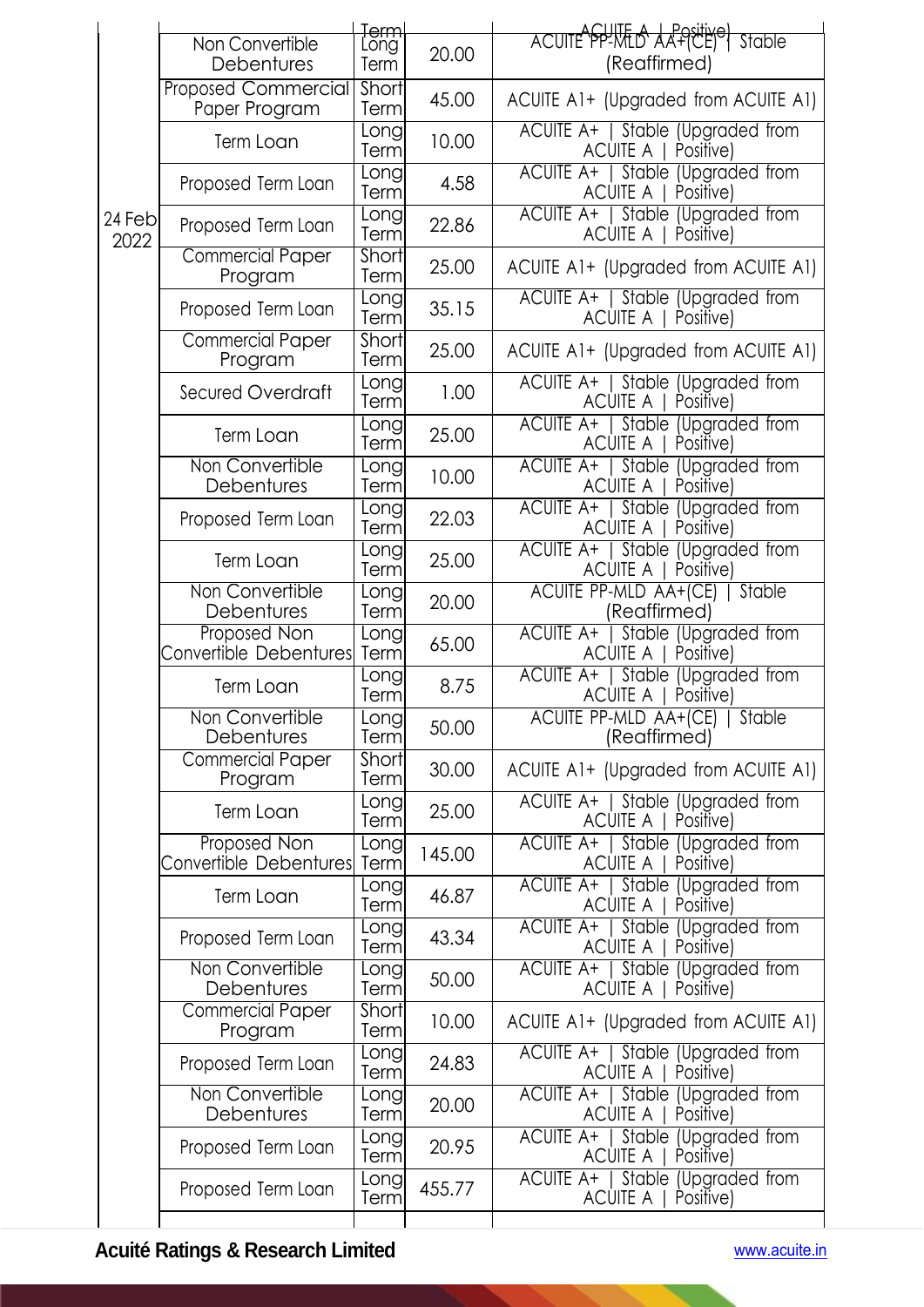| | | | | |
|---|---|---|---|---|
| 24 Feb 2022 | Non Convertible Debentures | Long Term | 20.00 | ACUITE PP-MLD AA+(CE) \| Stable (Reaffirmed) |
| | Proposed Commercial Paper Program | Short Term | 45.00 | ACUITE A1+ (Upgraded from ACUITE A1) |
| | Term Loan | Long Term | 10.00 | ACUITE A+ \| Stable (Upgraded from ACUITE A \| Positive) |
| | Proposed Term Loan | Long Term | 4.58 | ACUITE A+ \| Stable (Upgraded from ACUITE A \| Positive) |
| | Proposed Term Loan | Long Term | 22.86 | ACUITE A+ \| Stable (Upgraded from ACUITE A \| Positive) |
| | Commercial Paper Program | Short Term | 25.00 | ACUITE A1+ (Upgraded from ACUITE A1) |
| | Proposed Term Loan | Long Term | 35.15 | ACUITE A+ \| Stable (Upgraded from ACUITE A \| Positive) |
| | Commercial Paper Program | Short Term | 25.00 | ACUITE A1+ (Upgraded from ACUITE A1) |
| | Secured Overdraft | Long Term | 1.00 | ACUITE A+ \| Stable (Upgraded from ACUITE A \| Positive) |
| | Term Loan | Long Term | 25.00 | ACUITE A+ \| Stable (Upgraded from ACUITE A \| Positive) |
| | Non Convertible Debentures | Long Term | 10.00 | ACUITE A+ \| Stable (Upgraded from ACUITE A \| Positive) |
| | Proposed Term Loan | Long Term | 22.03 | ACUITE A+ \| Stable (Upgraded from ACUITE A \| Positive) |
| | Term Loan | Long Term | 25.00 | ACUITE A+ \| Stable (Upgraded from ACUITE A \| Positive) |
| | Non Convertible Debentures | Long Term | 20.00 | ACUITE PP-MLD AA+(CE) \| Stable (Reaffirmed) |
| | Proposed Non Convertible Debentures | Long Term | 65.00 | ACUITE A+ \| Stable (Upgraded from ACUITE A \| Positive) |
| | Term Loan | Long Term | 8.75 | ACUITE A+ \| Stable (Upgraded from ACUITE A \| Positive) |
| | Non Convertible Debentures | Long Term | 50.00 | ACUITE PP-MLD AA+(CE) \| Stable (Reaffirmed) |
| | Commercial Paper Program | Short Term | 30.00 | ACUITE A1+ (Upgraded from ACUITE A1) |
| | Term Loan | Long Term | 25.00 | ACUITE A+ \| Stable (Upgraded from ACUITE A \| Positive) |
| | Proposed Non Convertible Debentures | Long Term | 145.00 | ACUITE A+ \| Stable (Upgraded from ACUITE A \| Positive) |
| | Term Loan | Long Term | 46.87 | ACUITE A+ \| Stable (Upgraded from ACUITE A \| Positive) |
| | Proposed Term Loan | Long Term | 43.34 | ACUITE A+ \| Stable (Upgraded from ACUITE A \| Positive) |
| | Non Convertible Debentures | Long Term | 50.00 | ACUITE A+ \| Stable (Upgraded from ACUITE A \| Positive) |
| | Commercial Paper Program | Short Term | 10.00 | ACUITE A1+ (Upgraded from ACUITE A1) |
| | Proposed Term Loan | Long Term | 24.83 | ACUITE A+ \| Stable (Upgraded from ACUITE A \| Positive) |
| | Non Convertible Debentures | Long Term | 20.00 | ACUITE A+ \| Stable (Upgraded from ACUITE A \| Positive) |
| | Proposed Term Loan | Long Term | 20.95 | ACUITE A+ \| Stable (Upgraded from ACUITE A \| Positive) |
| | Proposed Term Loan | Long Term | 455.77 | ACUITE A+ \| Stable (Upgraded from ACUITE A \| Positive) |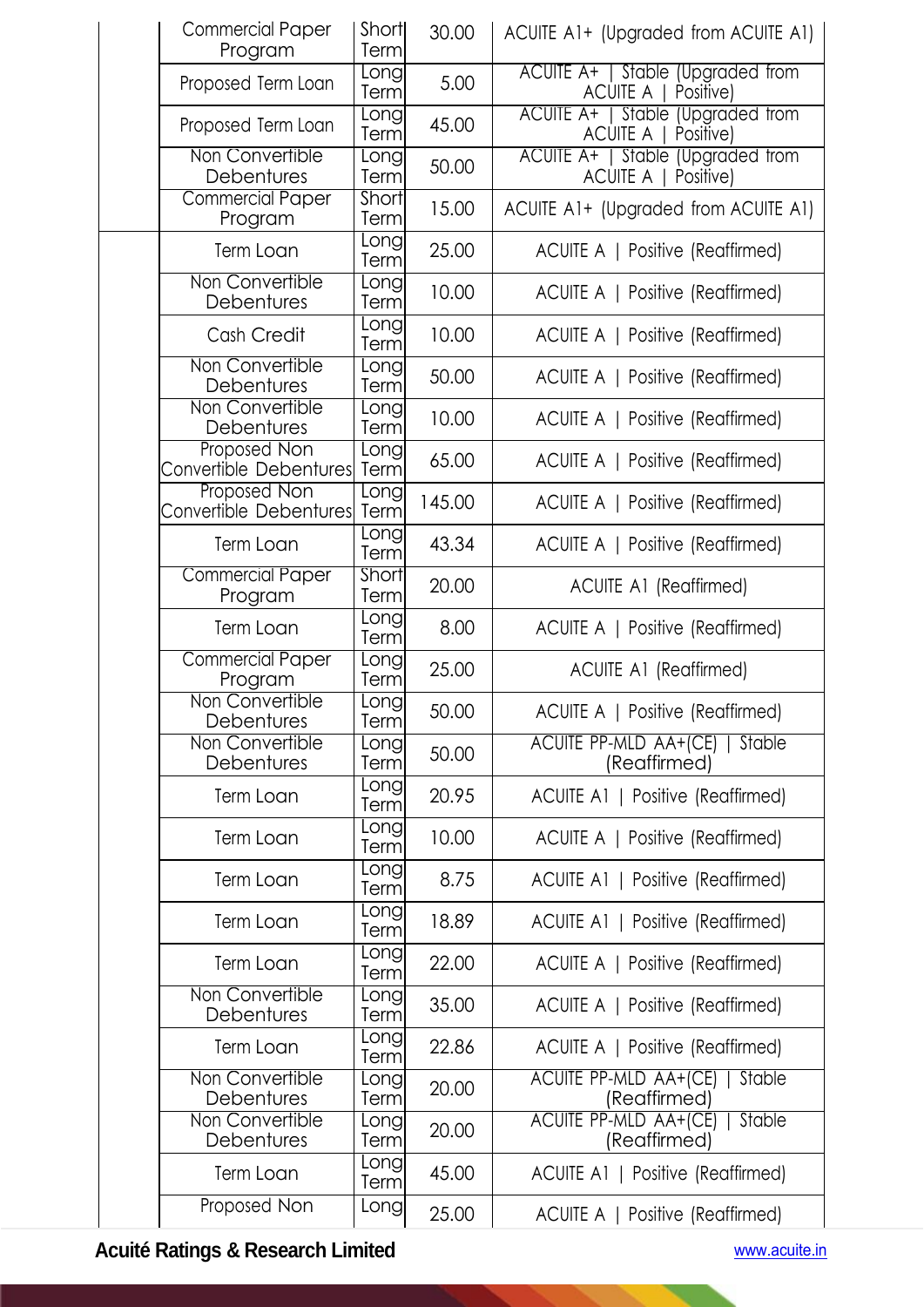| | | | | |
|---|---|---|---|---|
| | Commercial Paper Program | Short Term | 30.00 | ACUITE A1+ (Upgraded from ACUITE A1) |
| | Proposed Term Loan | Long Term | 5.00 | ACUITE A+ \| Stable (Upgraded from ACUITE A \| Positive) |
| | Proposed Term Loan | Long Term | 45.00 | ACUITE A+ \| Stable (Upgraded from ACUITE A \| Positive) |
| | Non Convertible Debentures | Long Term | 50.00 | ACUITE A+ \| Stable (Upgraded from ACUITE A \| Positive) |
| | Commercial Paper Program | Short Term | 15.00 | ACUITE A1+ (Upgraded from ACUITE A1) |
| | Term Loan | Long Term | 25.00 | ACUITE A \| Positive (Reaffirmed) |
| | Non Convertible Debentures | Long Term | 10.00 | ACUITE A \| Positive (Reaffirmed) |
| | Cash Credit | Long Term | 10.00 | ACUITE A \| Positive (Reaffirmed) |
| | Non Convertible Debentures | Long Term | 50.00 | ACUITE A \| Positive (Reaffirmed) |
| | Non Convertible Debentures | Long Term | 10.00 | ACUITE A \| Positive (Reaffirmed) |
| | Proposed Non Convertible Debentures | Long Term | 65.00 | ACUITE A \| Positive (Reaffirmed) |
| | Proposed Non Convertible Debentures | Long Term | 145.00 | ACUITE A \| Positive (Reaffirmed) |
| | Term Loan | Long Term | 43.34 | ACUITE A \| Positive (Reaffirmed) |
| | Commercial Paper Program | Short Term | 20.00 | ACUITE A1 (Reaffirmed) |
| | Term Loan | Long Term | 8.00 | ACUITE A \| Positive (Reaffirmed) |
| | Commercial Paper Program | Long Term | 25.00 | ACUITE A1 (Reaffirmed) |
| | Non Convertible Debentures | Long Term | 50.00 | ACUITE A \| Positive (Reaffirmed) |
| | Non Convertible Debentures | Long Term | 50.00 | ACUITE PP-MLD AA+(CE) \| Stable (Reaffirmed) |
| | Term Loan | Long Term | 20.95 | ACUITE A1 \| Positive (Reaffirmed) |
| | Term Loan | Long Term | 10.00 | ACUITE A \| Positive (Reaffirmed) |
| | Term Loan | Long Term | 8.75 | ACUITE A1 \| Positive (Reaffirmed) |
| | Term Loan | Long Term | 18.89 | ACUITE A1 \| Positive (Reaffirmed) |
| | Term Loan | Long Term | 22.00 | ACUITE A \| Positive (Reaffirmed) |
| | Non Convertible Debentures | Long Term | 35.00 | ACUITE A \| Positive (Reaffirmed) |
| | Term Loan | Long Term | 22.86 | ACUITE A \| Positive (Reaffirmed) |
| | Non Convertible Debentures | Long Term | 20.00 | ACUITE PP-MLD AA+(CE) \| Stable (Reaffirmed) |
| | Non Convertible Debentures | Long Term | 20.00 | ACUITE PP-MLD AA+(CE) \| Stable (Reaffirmed) |
| | Term Loan | Long Term | 45.00 | ACUITE A1 \| Positive (Reaffirmed) |
| | Proposed Non | Long | 25.00 | ACUITE A \| Positive (Reaffirmed) |

**Acuité Ratings & Research Limited** www.acuite.in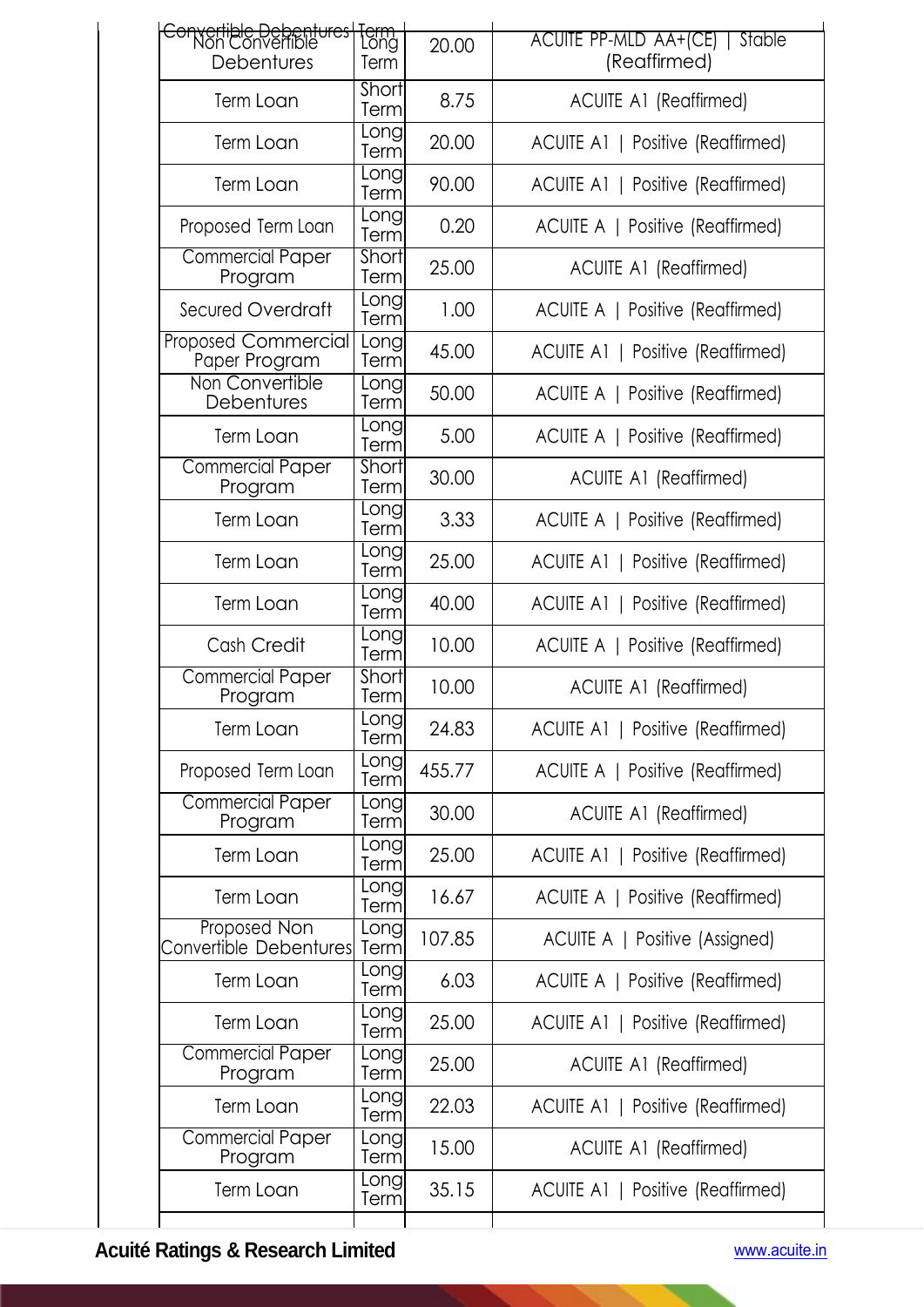| | | | |
|---|---|---|---|
| Convertible Debentures Non Convertible Debentures | Term Long Term | 20.00 | ACUITE PP-MLD AA+(CE) \| Stable (Reaffirmed) |
| Term Loan | Short Term | 8.75 | ACUITE A1 (Reaffirmed) |
| Term Loan | Long Term | 20.00 | ACUITE A1 \| Positive (Reaffirmed) |
| Term Loan | Long Term | 90.00 | ACUITE A1 \| Positive (Reaffirmed) |
| Proposed Term Loan | Long Term | 0.20 | ACUITE A \| Positive (Reaffirmed) |
| Commercial Paper Program | Short Term | 25.00 | ACUITE A1 (Reaffirmed) |
| Secured Overdraft | Long Term | 1.00 | ACUITE A \| Positive (Reaffirmed) |
| Proposed Commercial Paper Program | Long Term | 45.00 | ACUITE A1 \| Positive (Reaffirmed) |
| Non Convertible Debentures | Long Term | 50.00 | ACUITE A \| Positive (Reaffirmed) |
| Term Loan | Long Term | 5.00 | ACUITE A \| Positive (Reaffirmed) |
| Commercial Paper Program | Short Term | 30.00 | ACUITE A1 (Reaffirmed) |
| Term Loan | Long Term | 3.33 | ACUITE A \| Positive (Reaffirmed) |
| Term Loan | Long Term | 25.00 | ACUITE A1 \| Positive (Reaffirmed) |
| Term Loan | Long Term | 40.00 | ACUITE A1 \| Positive (Reaffirmed) |
| Cash Credit | Long Term | 10.00 | ACUITE A \| Positive (Reaffirmed) |
| Commercial Paper Program | Short Term | 10.00 | ACUITE A1 (Reaffirmed) |
| Term Loan | Long Term | 24.83 | ACUITE A1 \| Positive (Reaffirmed) |
| Proposed Term Loan | Long Term | 455.77 | ACUITE A \| Positive (Reaffirmed) |
| Commercial Paper Program | Long Term | 30.00 | ACUITE A1 (Reaffirmed) |
| Term Loan | Long Term | 25.00 | ACUITE A1 \| Positive (Reaffirmed) |
| Term Loan | Long Term | 16.67 | ACUITE A \| Positive (Reaffirmed) |
| Proposed Non Convertible Debentures | Long Term | 107.85 | ACUITE A \| Positive (Assigned) |
| Term Loan | Long Term | 6.03 | ACUITE A \| Positive (Reaffirmed) |
| Term Loan | Long Term | 25.00 | ACUITE A1 \| Positive (Reaffirmed) |
| Commercial Paper Program | Long Term | 25.00 | ACUITE A1 (Reaffirmed) |
| Term Loan | Long Term | 22.03 | ACUITE A1 \| Positive (Reaffirmed) |
| Commercial Paper Program | Long Term | 15.00 | ACUITE A1 (Reaffirmed) |
| Term Loan | Long Term | 35.15 | ACUITE A1 \| Positive (Reaffirmed) |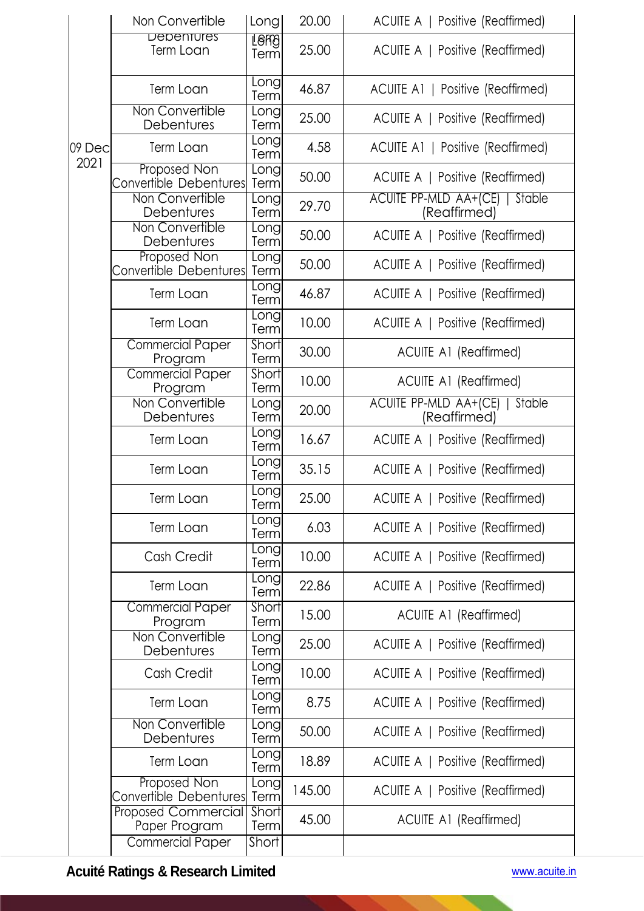| | | | | |
|---|---|---|---|---|
| 09 Dec 2021 | Non Convertible Debentures | Long Term | 20.00 | ACUITE A \| Positive (Reaffirmed) |
| | Term Loan | Long Term | 25.00 | ACUITE A \| Positive (Reaffirmed) |
| | Term Loan | Long Term | 46.87 | ACUITE A1 \| Positive (Reaffirmed) |
| | Non Convertible Debentures | Long Term | 25.00 | ACUITE A \| Positive (Reaffirmed) |
| | Term Loan | Long Term | 4.58 | ACUITE A1 \| Positive (Reaffirmed) |
| | Proposed Non Convertible Debentures | Long Term | 50.00 | ACUITE A \| Positive (Reaffirmed) |
| | Non Convertible Debentures | Long Term | 29.70 | ACUITE PP-MLD AA+(CE) \| Stable (Reaffirmed) |
| | Non Convertible Debentures | Long Term | 50.00 | ACUITE A \| Positive (Reaffirmed) |
| | Proposed Non Convertible Debentures | Long Term | 50.00 | ACUITE A \| Positive (Reaffirmed) |
| | Term Loan | Long Term | 46.87 | ACUITE A \| Positive (Reaffirmed) |
| | Term Loan | Long Term | 10.00 | ACUITE A \| Positive (Reaffirmed) |
| | Commercial Paper Program | Short Term | 30.00 | ACUITE A1 (Reaffirmed) |
| | Commercial Paper Program | Short Term | 10.00 | ACUITE A1 (Reaffirmed) |
| | Non Convertible Debentures | Long Term | 20.00 | ACUITE PP-MLD AA+(CE) \| Stable (Reaffirmed) |
| | Term Loan | Long Term | 16.67 | ACUITE A \| Positive (Reaffirmed) |
| | Term Loan | Long Term | 35.15 | ACUITE A \| Positive (Reaffirmed) |
| | Term Loan | Long Term | 25.00 | ACUITE A \| Positive (Reaffirmed) |
| | Term Loan | Long Term | 6.03 | ACUITE A \| Positive (Reaffirmed) |
| | Cash Credit | Long Term | 10.00 | ACUITE A \| Positive (Reaffirmed) |
| | Term Loan | Long Term | 22.86 | ACUITE A \| Positive (Reaffirmed) |
| | Commercial Paper Program | Short Term | 15.00 | ACUITE A1 (Reaffirmed) |
| | Non Convertible Debentures | Long Term | 25.00 | ACUITE A \| Positive (Reaffirmed) |
| | Cash Credit | Long Term | 10.00 | ACUITE A \| Positive (Reaffirmed) |
| | Term Loan | Long Term | 8.75 | ACUITE A \| Positive (Reaffirmed) |
| | Non Convertible Debentures | Long Term | 50.00 | ACUITE A \| Positive (Reaffirmed) |
| | Term Loan | Long Term | 18.89 | ACUITE A \| Positive (Reaffirmed) |
| | Proposed Non Convertible Debentures | Long Term | 145.00 | ACUITE A \| Positive (Reaffirmed) |
| | Proposed Commercial Paper Program | Short Term | 45.00 | ACUITE A1 (Reaffirmed) |
| | Commercial Paper | Short | | |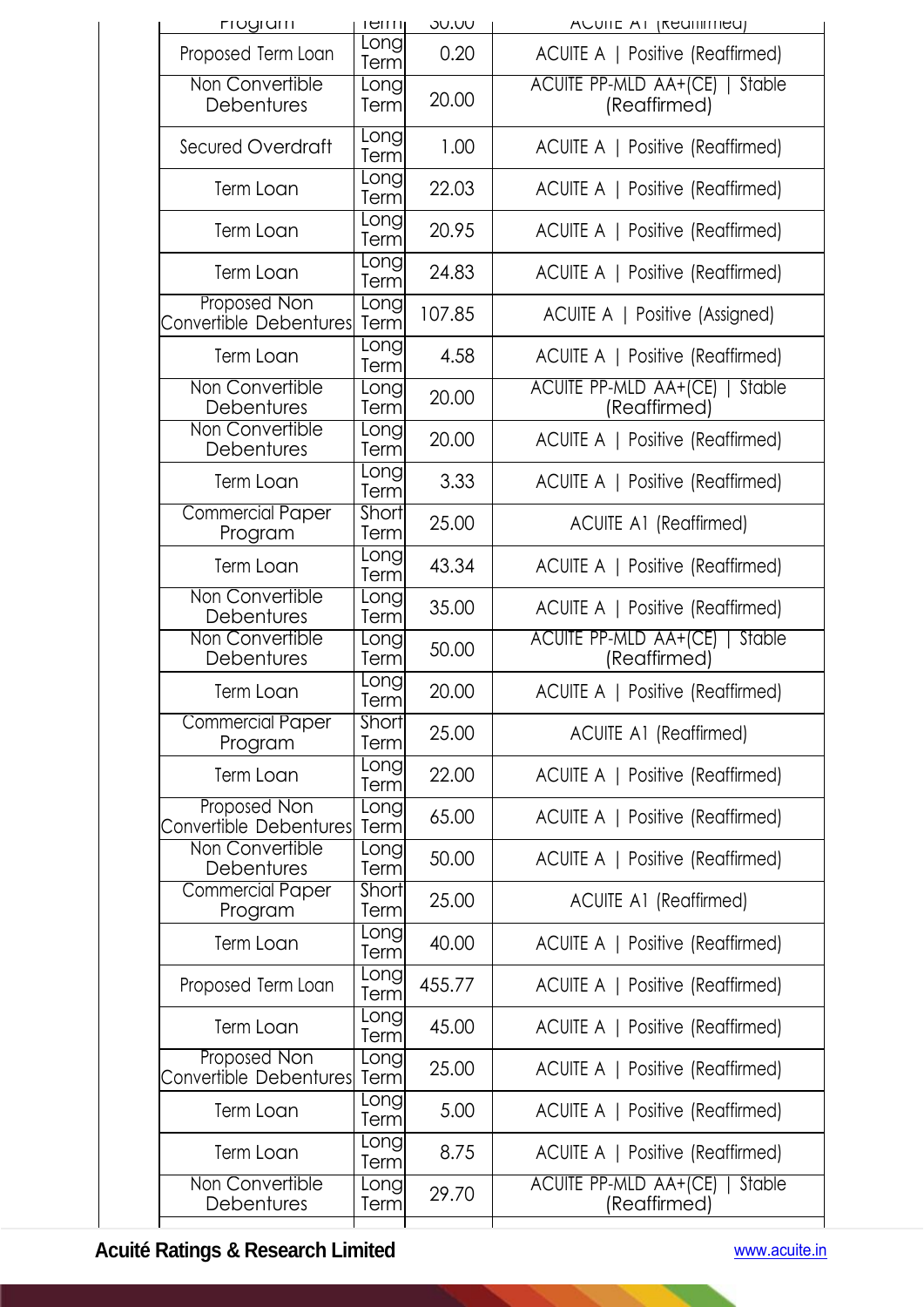| | | | |
|---|---|---|---|
| Program | Term | 30.00 | ACUITE A1 (Reaffirmed) |
| Proposed Term Loan | Long Term | 0.20 | ACUITE A \| Positive (Reaffirmed) |
| Non Convertible Debentures | Long Term | 20.00 | ACUITE PP-MLD AA+(CE) \| Stable (Reaffirmed) |
| Secured Overdraft | Long Term | 1.00 | ACUITE A \| Positive (Reaffirmed) |
| Term Loan | Long Term | 22.03 | ACUITE A \| Positive (Reaffirmed) |
| Term Loan | Long Term | 20.95 | ACUITE A \| Positive (Reaffirmed) |
| Term Loan | Long Term | 24.83 | ACUITE A \| Positive (Reaffirmed) |
| Proposed Non Convertible Debentures | Long Term | 107.85 | ACUITE A \| Positive (Assigned) |
| Term Loan | Long Term | 4.58 | ACUITE A \| Positive (Reaffirmed) |
| Non Convertible Debentures | Long Term | 20.00 | ACUITE PP-MLD AA+(CE) \| Stable (Reaffirmed) |
| Non Convertible Debentures | Long Term | 20.00 | ACUITE A \| Positive (Reaffirmed) |
| Term Loan | Long Term | 3.33 | ACUITE A \| Positive (Reaffirmed) |
| Commercial Paper Program | Short Term | 25.00 | ACUITE A1 (Reaffirmed) |
| Term Loan | Long Term | 43.34 | ACUITE A \| Positive (Reaffirmed) |
| Non Convertible Debentures | Long Term | 35.00 | ACUITE A \| Positive (Reaffirmed) |
| Non Convertible Debentures | Long Term | 50.00 | ACUITE PP-MLD AA+(CE) \| Stable (Reaffirmed) |
| Term Loan | Long Term | 20.00 | ACUITE A \| Positive (Reaffirmed) |
| Commercial Paper Program | Short Term | 25.00 | ACUITE A1 (Reaffirmed) |
| Term Loan | Long Term | 22.00 | ACUITE A \| Positive (Reaffirmed) |
| Proposed Non Convertible Debentures | Long Term | 65.00 | ACUITE A \| Positive (Reaffirmed) |
| Non Convertible Debentures | Long Term | 50.00 | ACUITE A \| Positive (Reaffirmed) |
| Commercial Paper Program | Short Term | 25.00 | ACUITE A1 (Reaffirmed) |
| Term Loan | Long Term | 40.00 | ACUITE A \| Positive (Reaffirmed) |
| Proposed Term Loan | Long Term | 455.77 | ACUITE A \| Positive (Reaffirmed) |
| Term Loan | Long Term | 45.00 | ACUITE A \| Positive (Reaffirmed) |
| Proposed Non Convertible Debentures | Long Term | 25.00 | ACUITE A \| Positive (Reaffirmed) |
| Term Loan | Long Term | 5.00 | ACUITE A \| Positive (Reaffirmed) |
| Term Loan | Long Term | 8.75 | ACUITE A \| Positive (Reaffirmed) |
| Non Convertible Debentures | Long Term | 29.70 | ACUITE PP-MLD AA+(CE) \| Stable (Reaffirmed) |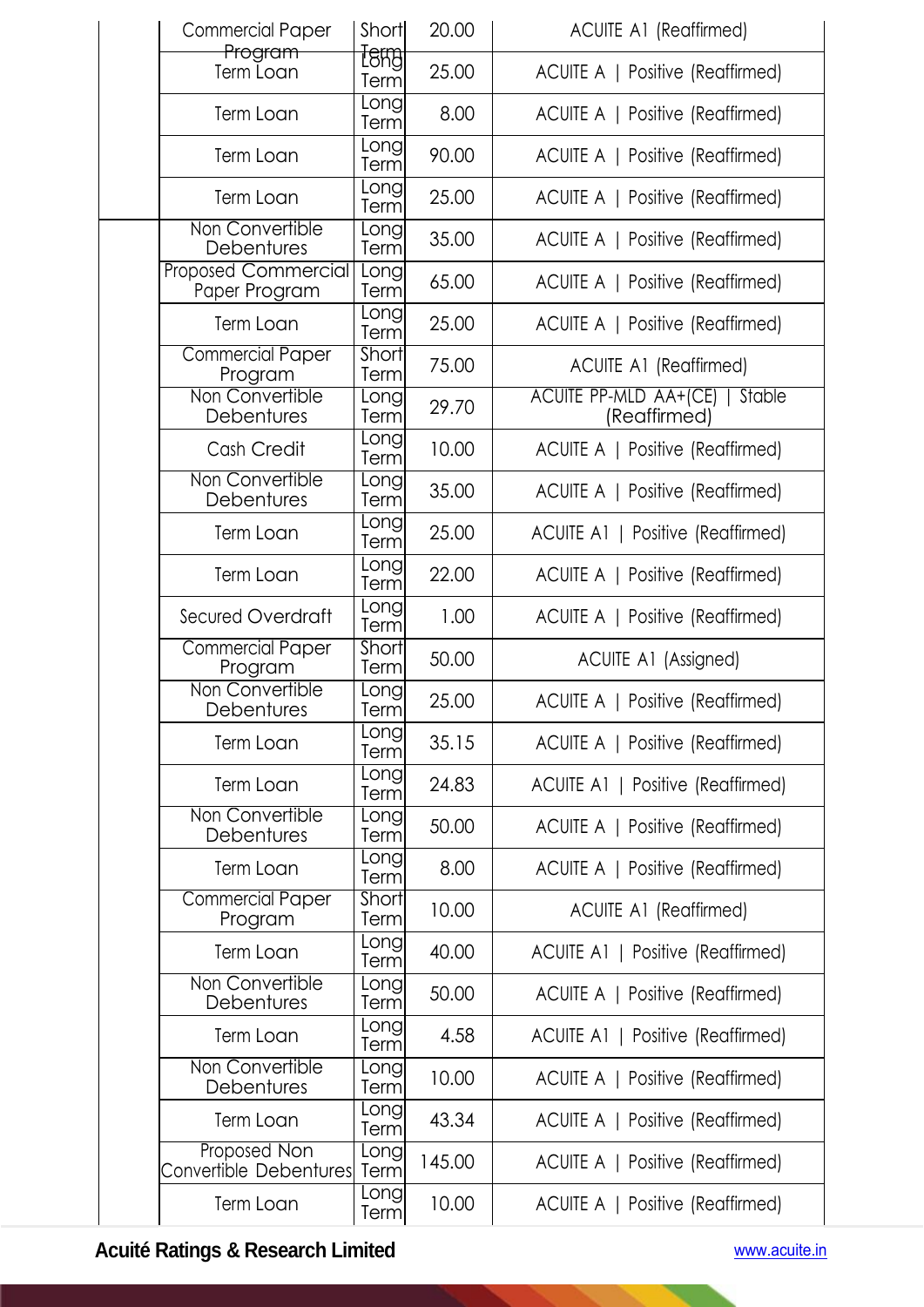| | | | | |
|---|---|---|---|---|
| | Commercial Paper Program | Short Term | 20.00 | ACUITE A1 (Reaffirmed) |
| | Term Loan | Long Term | 25.00 | ACUITE A \| Positive (Reaffirmed) |
| | Term Loan | Long Term | 8.00 | ACUITE A \| Positive (Reaffirmed) |
| | Term Loan | Long Term | 90.00 | ACUITE A \| Positive (Reaffirmed) |
| | Term Loan | Long Term | 25.00 | ACUITE A \| Positive (Reaffirmed) |
| | Non Convertible Debentures | Long Term | 35.00 | ACUITE A \| Positive (Reaffirmed) |
| | Proposed Commercial Paper Program | Long Term | 65.00 | ACUITE A \| Positive (Reaffirmed) |
| | Term Loan | Long Term | 25.00 | ACUITE A \| Positive (Reaffirmed) |
| | Commercial Paper Program | Short Term | 75.00 | ACUITE A1 (Reaffirmed) |
| | Non Convertible Debentures | Long Term | 29.70 | ACUITE PP-MLD AA+(CE) \| Stable (Reaffirmed) |
| | Cash Credit | Long Term | 10.00 | ACUITE A \| Positive (Reaffirmed) |
| | Non Convertible Debentures | Long Term | 35.00 | ACUITE A \| Positive (Reaffirmed) |
| | Term Loan | Long Term | 25.00 | ACUITE A1 \| Positive (Reaffirmed) |
| | Term Loan | Long Term | 22.00 | ACUITE A \| Positive (Reaffirmed) |
| | Secured Overdraft | Long Term | 1.00 | ACUITE A \| Positive (Reaffirmed) |
| | Commercial Paper Program | Short Term | 50.00 | ACUITE A1 (Assigned) |
| | Non Convertible Debentures | Long Term | 25.00 | ACUITE A \| Positive (Reaffirmed) |
| | Term Loan | Long Term | 35.15 | ACUITE A \| Positive (Reaffirmed) |
| | Term Loan | Long Term | 24.83 | ACUITE A1 \| Positive (Reaffirmed) |
| | Non Convertible Debentures | Long Term | 50.00 | ACUITE A \| Positive (Reaffirmed) |
| | Term Loan | Long Term | 8.00 | ACUITE A \| Positive (Reaffirmed) |
| | Commercial Paper Program | Short Term | 10.00 | ACUITE A1 (Reaffirmed) |
| | Term Loan | Long Term | 40.00 | ACUITE A1 \| Positive (Reaffirmed) |
| | Non Convertible Debentures | Long Term | 50.00 | ACUITE A \| Positive (Reaffirmed) |
| | Term Loan | Long Term | 4.58 | ACUITE A1 \| Positive (Reaffirmed) |
| | Non Convertible Debentures | Long Term | 10.00 | ACUITE A \| Positive (Reaffirmed) |
| | Term Loan | Long Term | 43.34 | ACUITE A \| Positive (Reaffirmed) |
| | Proposed Non Convertible Debentures | Long Term | 145.00 | ACUITE A \| Positive (Reaffirmed) |
| | Term Loan | Long Term | 10.00 | ACUITE A \| Positive (Reaffirmed) |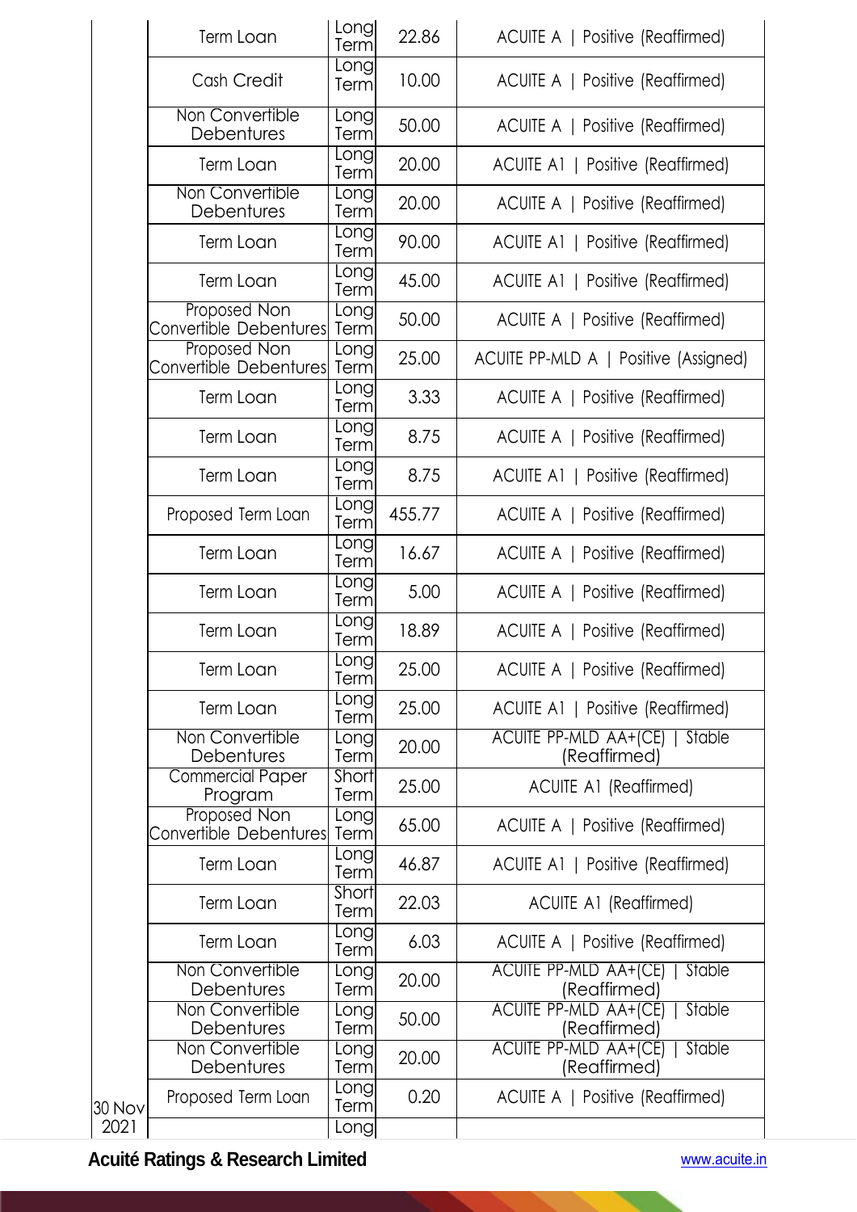| | | | | |
|---|---|---|---|---|
| | Term Loan | Long Term | 22.86 | ACUITE A \| Positive (Reaffirmed) |
| | Cash Credit | Long Term | 10.00 | ACUITE A \| Positive (Reaffirmed) |
| | Non Convertible Debentures | Long Term | 50.00 | ACUITE A \| Positive (Reaffirmed) |
| | Term Loan | Long Term | 20.00 | ACUITE A1 \| Positive (Reaffirmed) |
| | Non Convertible Debentures | Long Term | 20.00 | ACUITE A \| Positive (Reaffirmed) |
| | Term Loan | Long Term | 90.00 | ACUITE A1 \| Positive (Reaffirmed) |
| | Term Loan | Long Term | 45.00 | ACUITE A1 \| Positive (Reaffirmed) |
| | Proposed Non Convertible Debentures | Long Term | 50.00 | ACUITE A \| Positive (Reaffirmed) |
| | Proposed Non Convertible Debentures | Long Term | 25.00 | ACUITE PP-MLD A \| Positive (Assigned) |
| | Term Loan | Long Term | 3.33 | ACUITE A \| Positive (Reaffirmed) |
| | Term Loan | Long Term | 8.75 | ACUITE A \| Positive (Reaffirmed) |
| | Term Loan | Long Term | 8.75 | ACUITE A1 \| Positive (Reaffirmed) |
| | Proposed Term Loan | Long Term | 455.77 | ACUITE A \| Positive (Reaffirmed) |
| | Term Loan | Long Term | 16.67 | ACUITE A \| Positive (Reaffirmed) |
| | Term Loan | Long Term | 5.00 | ACUITE A \| Positive (Reaffirmed) |
| | Term Loan | Long Term | 18.89 | ACUITE A \| Positive (Reaffirmed) |
| | Term Loan | Long Term | 25.00 | ACUITE A \| Positive (Reaffirmed) |
| | Term Loan | Long Term | 25.00 | ACUITE A1 \| Positive (Reaffirmed) |
| | Non Convertible Debentures | Long Term | 20.00 | ACUITE PP-MLD AA+(CE) \| Stable (Reaffirmed) |
| | Commercial Paper Program | Short Term | 25.00 | ACUITE A1 (Reaffirmed) |
| | Proposed Non Convertible Debentures | Long Term | 65.00 | ACUITE A \| Positive (Reaffirmed) |
| | Term Loan | Long Term | 46.87 | ACUITE A1 \| Positive (Reaffirmed) |
| | Term Loan | Short Term | 22.03 | ACUITE A1 (Reaffirmed) |
| | Term Loan | Long Term | 6.03 | ACUITE A \| Positive (Reaffirmed) |
| | Non Convertible Debentures | Long Term | 20.00 | ACUITE PP-MLD AA+(CE) \| Stable (Reaffirmed) |
| | Non Convertible Debentures | Long Term | 50.00 | ACUITE PP-MLD AA+(CE) \| Stable (Reaffirmed) |
| | Non Convertible Debentures | Long Term | 20.00 | ACUITE PP-MLD AA+(CE) \| Stable (Reaffirmed) |
| 30 Nov 2021 | Proposed Term Loan | Long Term | 0.20 | ACUITE A \| Positive (Reaffirmed) |
| | | Long | | |

**Acuité Ratings & Research Limited** www.acuite.in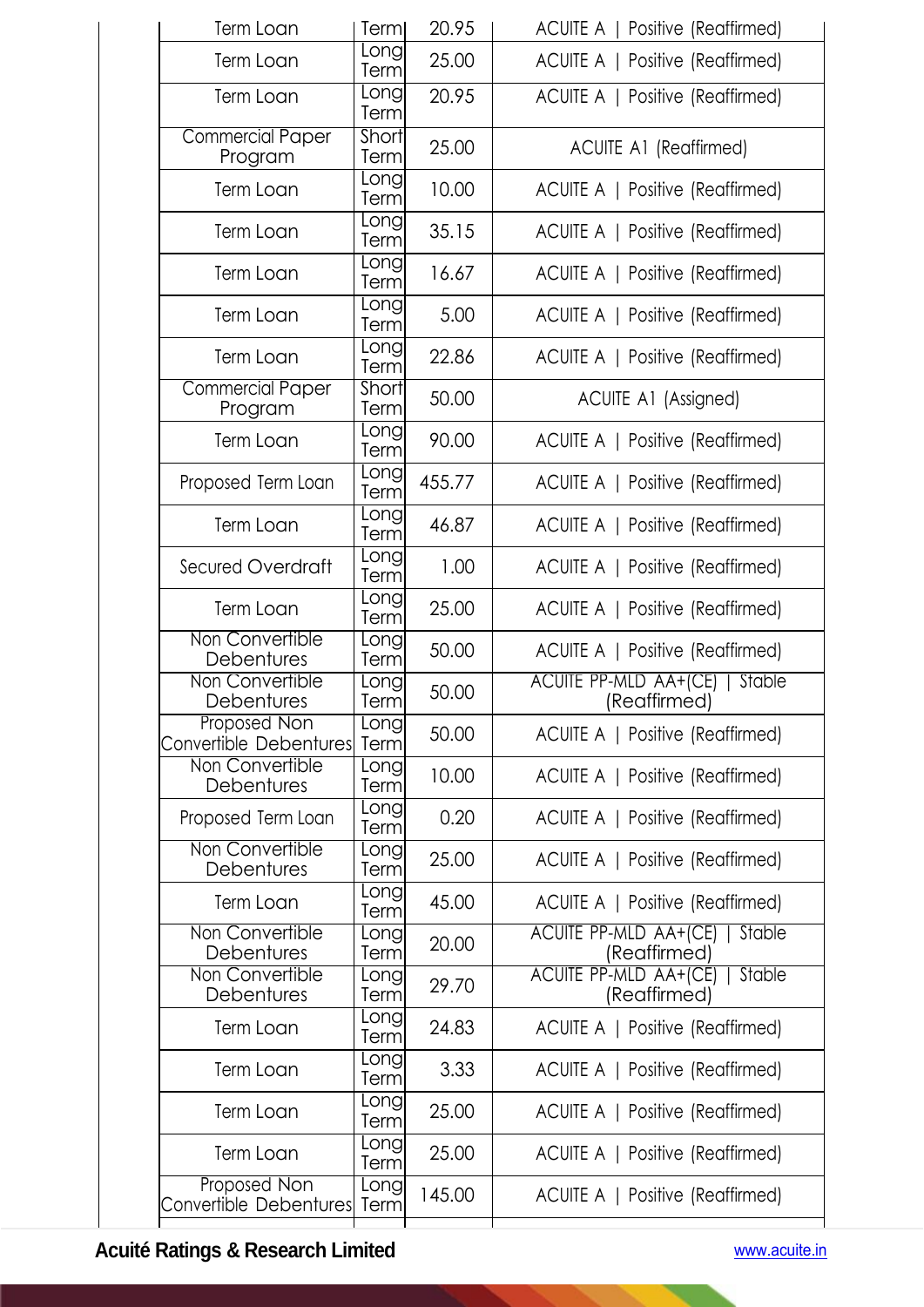| | | | |
|---|---|---|---|
| Term Loan | Term | 20.95 | ACUITE A \| Positive (Reaffirmed) |
| Term Loan | Long Term | 25.00 | ACUITE A \| Positive (Reaffirmed) |
| Term Loan | Long Term | 20.95 | ACUITE A \| Positive (Reaffirmed) |
| Commercial Paper Program | Short Term | 25.00 | ACUITE A1 (Reaffirmed) |
| Term Loan | Long Term | 10.00 | ACUITE A \| Positive (Reaffirmed) |
| Term Loan | Long Term | 35.15 | ACUITE A \| Positive (Reaffirmed) |
| Term Loan | Long Term | 16.67 | ACUITE A \| Positive (Reaffirmed) |
| Term Loan | Long Term | 5.00 | ACUITE A \| Positive (Reaffirmed) |
| Term Loan | Long Term | 22.86 | ACUITE A \| Positive (Reaffirmed) |
| Commercial Paper Program | Short Term | 50.00 | ACUITE A1 (Assigned) |
| Term Loan | Long Term | 90.00 | ACUITE A \| Positive (Reaffirmed) |
| Proposed Term Loan | Long Term | 455.77 | ACUITE A \| Positive (Reaffirmed) |
| Term Loan | Long Term | 46.87 | ACUITE A \| Positive (Reaffirmed) |
| Secured Overdraft | Long Term | 1.00 | ACUITE A \| Positive (Reaffirmed) |
| Term Loan | Long Term | 25.00 | ACUITE A \| Positive (Reaffirmed) |
| Non Convertible Debentures | Long Term | 50.00 | ACUITE A \| Positive (Reaffirmed) |
| Non Convertible Debentures | Long Term | 50.00 | ACUITE PP-MLD AA+(CE) \| Stable (Reaffirmed) |
| Proposed Non Convertible Debentures | Long Term | 50.00 | ACUITE A \| Positive (Reaffirmed) |
| Non Convertible Debentures | Long Term | 10.00 | ACUITE A \| Positive (Reaffirmed) |
| Proposed Term Loan | Long Term | 0.20 | ACUITE A \| Positive (Reaffirmed) |
| Non Convertible Debentures | Long Term | 25.00 | ACUITE A \| Positive (Reaffirmed) |
| Term Loan | Long Term | 45.00 | ACUITE A \| Positive (Reaffirmed) |
| Non Convertible Debentures | Long Term | 20.00 | ACUITE PP-MLD AA+(CE) \| Stable (Reaffirmed) |
| Non Convertible Debentures | Long Term | 29.70 | ACUITE PP-MLD AA+(CE) \| Stable (Reaffirmed) |
| Term Loan | Long Term | 24.83 | ACUITE A \| Positive (Reaffirmed) |
| Term Loan | Long Term | 3.33 | ACUITE A \| Positive (Reaffirmed) |
| Term Loan | Long Term | 25.00 | ACUITE A \| Positive (Reaffirmed) |
| Term Loan | Long Term | 25.00 | ACUITE A \| Positive (Reaffirmed) |
| Proposed Non Convertible Debentures | Long Term | 145.00 | ACUITE A \| Positive (Reaffirmed) |

**Acuité Ratings & Research Limited** www.acuite.in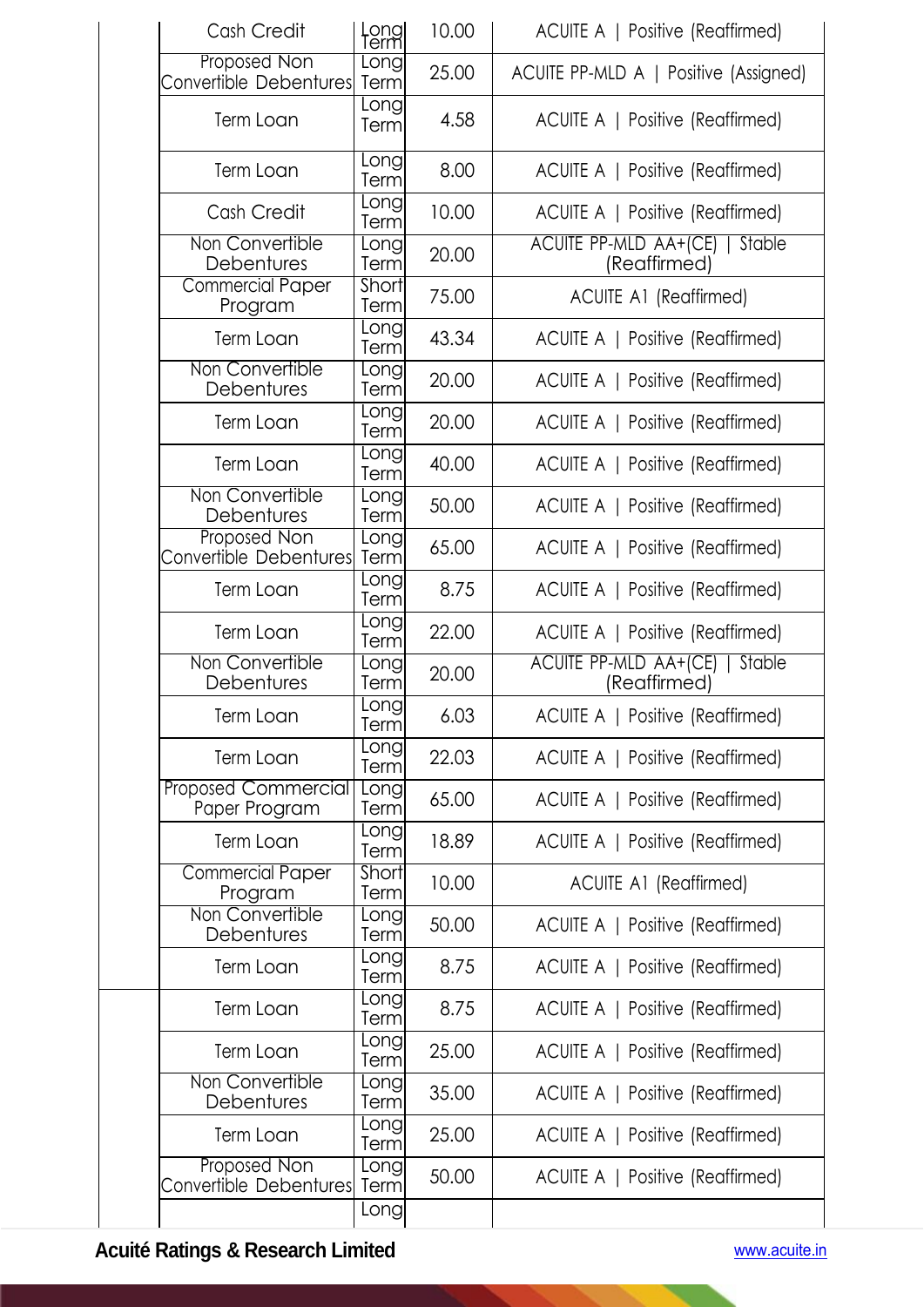| | | | | |
|---|---|---|---|---|
| | Cash Credit | Long Term | 10.00 | ACUITE A \| Positive (Reaffirmed) |
| | Proposed Non Convertible Debentures | Long Term | 25.00 | ACUITE PP-MLD A \| Positive (Assigned) |
| | Term Loan | Long Term | 4.58 | ACUITE A \| Positive (Reaffirmed) |
| | Term Loan | Long Term | 8.00 | ACUITE A \| Positive (Reaffirmed) |
| | Cash Credit | Long Term | 10.00 | ACUITE A \| Positive (Reaffirmed) |
| | Non Convertible Debentures | Long Term | 20.00 | ACUITE PP-MLD AA+(CE) \| Stable (Reaffirmed) |
| | Commercial Paper Program | Short Term | 75.00 | ACUITE A1 (Reaffirmed) |
| | Term Loan | Long Term | 43.34 | ACUITE A \| Positive (Reaffirmed) |
| | Non Convertible Debentures | Long Term | 20.00 | ACUITE A \| Positive (Reaffirmed) |
| | Term Loan | Long Term | 20.00 | ACUITE A \| Positive (Reaffirmed) |
| | Term Loan | Long Term | 40.00 | ACUITE A \| Positive (Reaffirmed) |
| | Non Convertible Debentures | Long Term | 50.00 | ACUITE A \| Positive (Reaffirmed) |
| | Proposed Non Convertible Debentures | Long Term | 65.00 | ACUITE A \| Positive (Reaffirmed) |
| | Term Loan | Long Term | 8.75 | ACUITE A \| Positive (Reaffirmed) |
| | Term Loan | Long Term | 22.00 | ACUITE A \| Positive (Reaffirmed) |
| | Non Convertible Debentures | Long Term | 20.00 | ACUITE PP-MLD AA+(CE) \| Stable (Reaffirmed) |
| | Term Loan | Long Term | 6.03 | ACUITE A \| Positive (Reaffirmed) |
| | Term Loan | Long Term | 22.03 | ACUITE A \| Positive (Reaffirmed) |
| | Proposed Commercial Paper Program | Long Term | 65.00 | ACUITE A \| Positive (Reaffirmed) |
| | Term Loan | Long Term | 18.89 | ACUITE A \| Positive (Reaffirmed) |
| | Commercial Paper Program | Short Term | 10.00 | ACUITE A1 (Reaffirmed) |
| | Non Convertible Debentures | Long Term | 50.00 | ACUITE A \| Positive (Reaffirmed) |
| | Term Loan | Long Term | 8.75 | ACUITE A \| Positive (Reaffirmed) |
| | Term Loan | Long Term | 8.75 | ACUITE A \| Positive (Reaffirmed) |
| | Term Loan | Long Term | 25.00 | ACUITE A \| Positive (Reaffirmed) |
| | Non Convertible Debentures | Long Term | 35.00 | ACUITE A \| Positive (Reaffirmed) |
| | Term Loan | Long Term | 25.00 | ACUITE A \| Positive (Reaffirmed) |
| | Proposed Non Convertible Debentures | Long Term | 50.00 | ACUITE A \| Positive (Reaffirmed) |
| | | Long | | |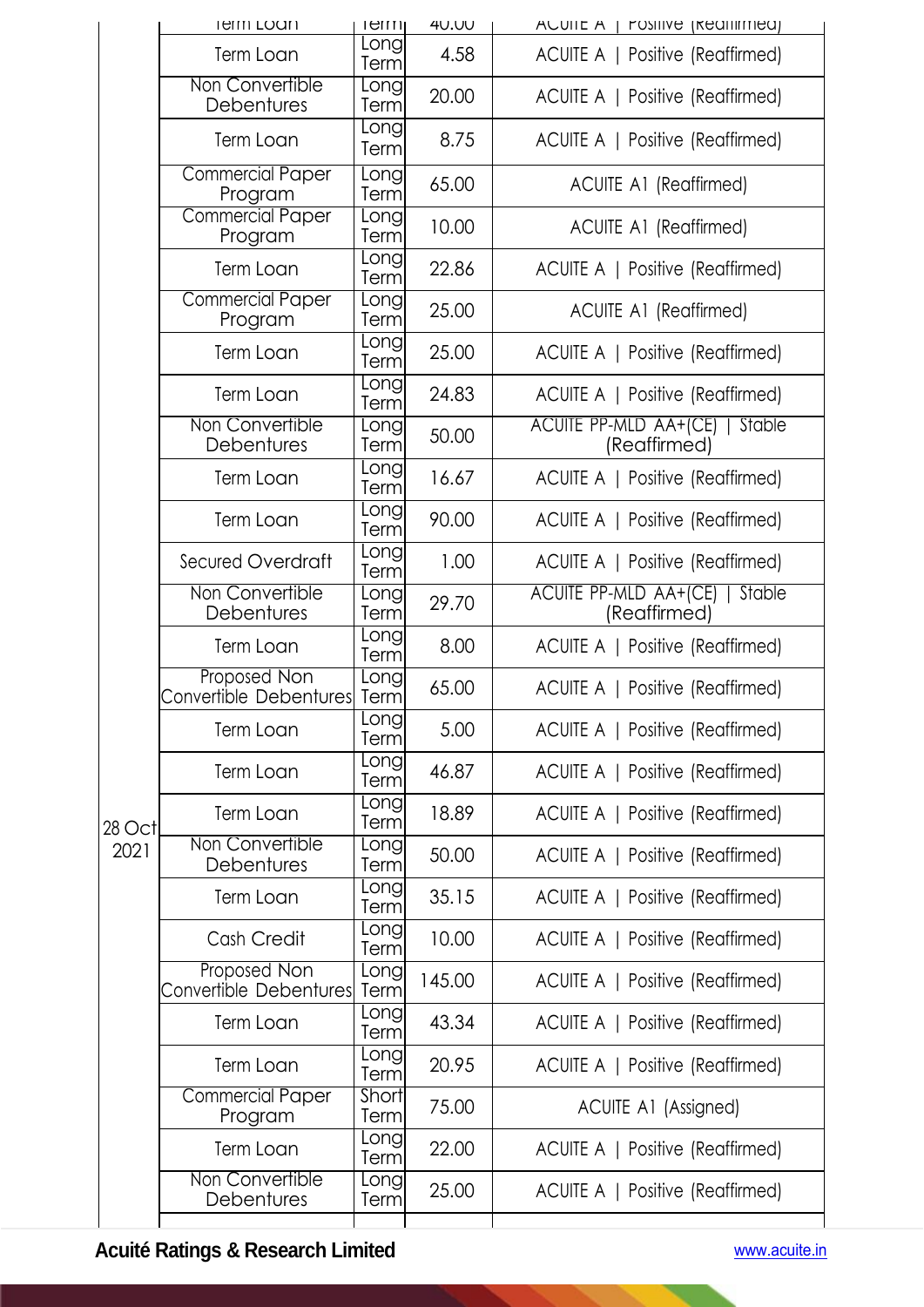| | | | | |
|---|---|---|---|---|
| | Term Loan | Long Term | 40.00 | ACUITE A \| Positive (Reaffirmed) |
| | Term Loan | Long Term | 4.58 | ACUITE A \| Positive (Reaffirmed) |
| | Non Convertible Debentures | Long Term | 20.00 | ACUITE A \| Positive (Reaffirmed) |
| | Term Loan | Long Term | 8.75 | ACUITE A \| Positive (Reaffirmed) |
| | Commercial Paper Program | Long Term | 65.00 | ACUITE A1 (Reaffirmed) |
| | Commercial Paper Program | Long Term | 10.00 | ACUITE A1 (Reaffirmed) |
| | Term Loan | Long Term | 22.86 | ACUITE A \| Positive (Reaffirmed) |
| | Commercial Paper Program | Long Term | 25.00 | ACUITE A1 (Reaffirmed) |
| | Term Loan | Long Term | 25.00 | ACUITE A \| Positive (Reaffirmed) |
| | Term Loan | Long Term | 24.83 | ACUITE A \| Positive (Reaffirmed) |
| | Non Convertible Debentures | Long Term | 50.00 | ACUITE PP-MLD AA+(CE) \| Stable (Reaffirmed) |
| | Term Loan | Long Term | 16.67 | ACUITE A \| Positive (Reaffirmed) |
| | Term Loan | Long Term | 90.00 | ACUITE A \| Positive (Reaffirmed) |
| | Secured Overdraft | Long Term | 1.00 | ACUITE A \| Positive (Reaffirmed) |
| | Non Convertible Debentures | Long Term | 29.70 | ACUITE PP-MLD AA+(CE) \| Stable (Reaffirmed) |
| | Term Loan | Long Term | 8.00 | ACUITE A \| Positive (Reaffirmed) |
| | Proposed Non Convertible Debentures | Long Term | 65.00 | ACUITE A \| Positive (Reaffirmed) |
| | Term Loan | Long Term | 5.00 | ACUITE A \| Positive (Reaffirmed) |
| | Term Loan | Long Term | 46.87 | ACUITE A \| Positive (Reaffirmed) |
| 28 Oct 2021 | Term Loan | Long Term | 18.89 | ACUITE A \| Positive (Reaffirmed) |
| | Non Convertible Debentures | Long Term | 50.00 | ACUITE A \| Positive (Reaffirmed) |
| | Term Loan | Long Term | 35.15 | ACUITE A \| Positive (Reaffirmed) |
| | Cash Credit | Long Term | 10.00 | ACUITE A \| Positive (Reaffirmed) |
| | Proposed Non Convertible Debentures | Long Term | 145.00 | ACUITE A \| Positive (Reaffirmed) |
| | Term Loan | Long Term | 43.34 | ACUITE A \| Positive (Reaffirmed) |
| | Term Loan | Long Term | 20.95 | ACUITE A \| Positive (Reaffirmed) |
| | Commercial Paper Program | Short Term | 75.00 | ACUITE A1 (Assigned) |
| | Term Loan | Long Term | 22.00 | ACUITE A \| Positive (Reaffirmed) |
| | Non Convertible Debentures | Long Term | 25.00 | ACUITE A \| Positive (Reaffirmed) |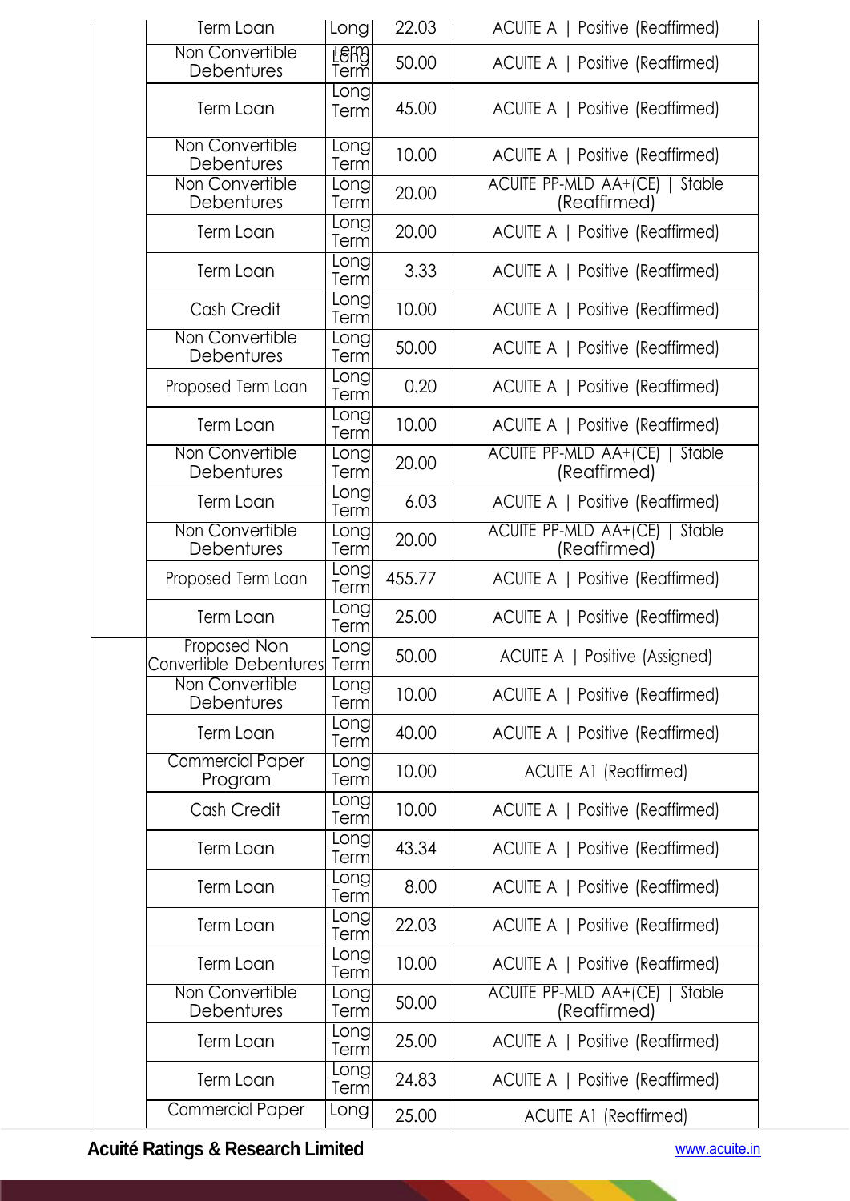| | | | | |
|---|---|---|---|---|
| | Term Loan | Long Term | 22.03 | ACUITE A \| Positive (Reaffirmed) |
| | Non Convertible Debentures | Long Term | 50.00 | ACUITE A \| Positive (Reaffirmed) |
| | Term Loan | Long Term | 45.00 | ACUITE A \| Positive (Reaffirmed) |
| | Non Convertible Debentures | Long Term | 10.00 | ACUITE A \| Positive (Reaffirmed) |
| | Non Convertible Debentures | Long Term | 20.00 | ACUITE PP-MLD AA+(CE) \| Stable (Reaffirmed) |
| | Term Loan | Long Term | 20.00 | ACUITE A \| Positive (Reaffirmed) |
| | Term Loan | Long Term | 3.33 | ACUITE A \| Positive (Reaffirmed) |
| | Cash Credit | Long Term | 10.00 | ACUITE A \| Positive (Reaffirmed) |
| | Non Convertible Debentures | Long Term | 50.00 | ACUITE A \| Positive (Reaffirmed) |
| | Proposed Term Loan | Long Term | 0.20 | ACUITE A \| Positive (Reaffirmed) |
| | Term Loan | Long Term | 10.00 | ACUITE A \| Positive (Reaffirmed) |
| | Non Convertible Debentures | Long Term | 20.00 | ACUITE PP-MLD AA+(CE) \| Stable (Reaffirmed) |
| | Term Loan | Long Term | 6.03 | ACUITE A \| Positive (Reaffirmed) |
| | Non Convertible Debentures | Long Term | 20.00 | ACUITE PP-MLD AA+(CE) \| Stable (Reaffirmed) |
| | Proposed Term Loan | Long Term | 455.77 | ACUITE A \| Positive (Reaffirmed) |
| | Term Loan | Long Term | 25.00 | ACUITE A \| Positive (Reaffirmed) |
| | Proposed Non Convertible Debentures | Long Term | 50.00 | ACUITE A \| Positive (Assigned) |
| | Non Convertible Debentures | Long Term | 10.00 | ACUITE A \| Positive (Reaffirmed) |
| | Term Loan | Long Term | 40.00 | ACUITE A \| Positive (Reaffirmed) |
| | Commercial Paper Program | Long Term | 10.00 | ACUITE A1 (Reaffirmed) |
| | Cash Credit | Long Term | 10.00 | ACUITE A \| Positive (Reaffirmed) |
| | Term Loan | Long Term | 43.34 | ACUITE A \| Positive (Reaffirmed) |
| | Term Loan | Long Term | 8.00 | ACUITE A \| Positive (Reaffirmed) |
| | Term Loan | Long Term | 22.03 | ACUITE A \| Positive (Reaffirmed) |
| | Term Loan | Long Term | 10.00 | ACUITE A \| Positive (Reaffirmed) |
| | Non Convertible Debentures | Long Term | 50.00 | ACUITE PP-MLD AA+(CE) \| Stable (Reaffirmed) |
| | Term Loan | Long Term | 25.00 | ACUITE A \| Positive (Reaffirmed) |
| | Term Loan | Long Term | 24.83 | ACUITE A \| Positive (Reaffirmed) |
| | Commercial Paper | Long | 25.00 | ACUITE A1 (Reaffirmed) |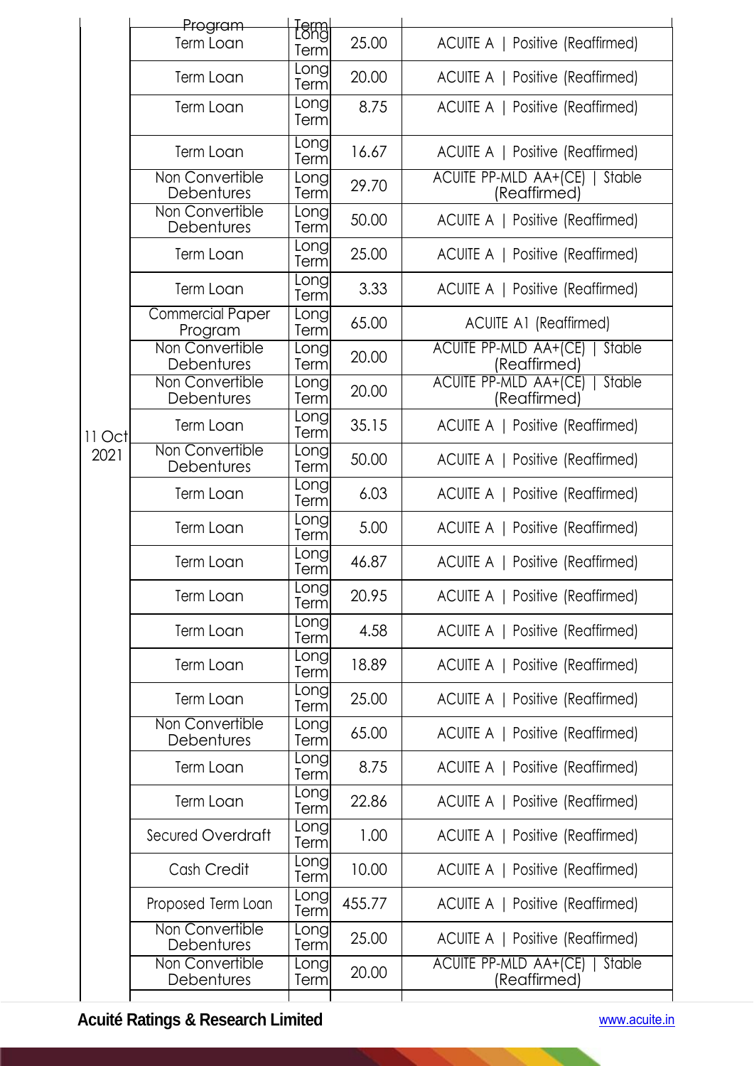| | | | | |
|---|---|---|---|---|
| | Program | Term | | |
| | Term Loan | Long Term | 25.00 | ACUITE A \| Positive (Reaffirmed) |
| | Term Loan | Long Term | 20.00 | ACUITE A \| Positive (Reaffirmed) |
| | Term Loan | Long Term | 8.75 | ACUITE A \| Positive (Reaffirmed) |
| | Term Loan | Long Term | 16.67 | ACUITE A \| Positive (Reaffirmed) |
| | Non Convertible Debentures | Long Term | 29.70 | ACUITE PP-MLD AA+(CE) \| Stable (Reaffirmed) |
| | Non Convertible Debentures | Long Term | 50.00 | ACUITE A \| Positive (Reaffirmed) |
| | Term Loan | Long Term | 25.00 | ACUITE A \| Positive (Reaffirmed) |
| | Term Loan | Long Term | 3.33 | ACUITE A \| Positive (Reaffirmed) |
| | Commercial Paper Program | Long Term | 65.00 | ACUITE A1 (Reaffirmed) |
| | Non Convertible Debentures | Long Term | 20.00 | ACUITE PP-MLD AA+(CE) \| Stable (Reaffirmed) |
| | Non Convertible Debentures | Long Term | 20.00 | ACUITE PP-MLD AA+(CE) \| Stable (Reaffirmed) |
| 11 Oct 2021 | Term Loan | Long Term | 35.15 | ACUITE A \| Positive (Reaffirmed) |
| | Non Convertible Debentures | Long Term | 50.00 | ACUITE A \| Positive (Reaffirmed) |
| | Term Loan | Long Term | 6.03 | ACUITE A \| Positive (Reaffirmed) |
| | Term Loan | Long Term | 5.00 | ACUITE A \| Positive (Reaffirmed) |
| | Term Loan | Long Term | 46.87 | ACUITE A \| Positive (Reaffirmed) |
| | Term Loan | Long Term | 20.95 | ACUITE A \| Positive (Reaffirmed) |
| | Term Loan | Long Term | 4.58 | ACUITE A \| Positive (Reaffirmed) |
| | Term Loan | Long Term | 18.89 | ACUITE A \| Positive (Reaffirmed) |
| | Term Loan | Long Term | 25.00 | ACUITE A \| Positive (Reaffirmed) |
| | Non Convertible Debentures | Long Term | 65.00 | ACUITE A \| Positive (Reaffirmed) |
| | Term Loan | Long Term | 8.75 | ACUITE A \| Positive (Reaffirmed) |
| | Term Loan | Long Term | 22.86 | ACUITE A \| Positive (Reaffirmed) |
| | Secured Overdraft | Long Term | 1.00 | ACUITE A \| Positive (Reaffirmed) |
| | Cash Credit | Long Term | 10.00 | ACUITE A \| Positive (Reaffirmed) |
| | Proposed Term Loan | Long Term | 455.77 | ACUITE A \| Positive (Reaffirmed) |
| | Non Convertible Debentures | Long Term | 25.00 | ACUITE A \| Positive (Reaffirmed) |
| | Non Convertible Debentures | Long Term | 20.00 | ACUITE PP-MLD AA+(CE) \| Stable (Reaffirmed) |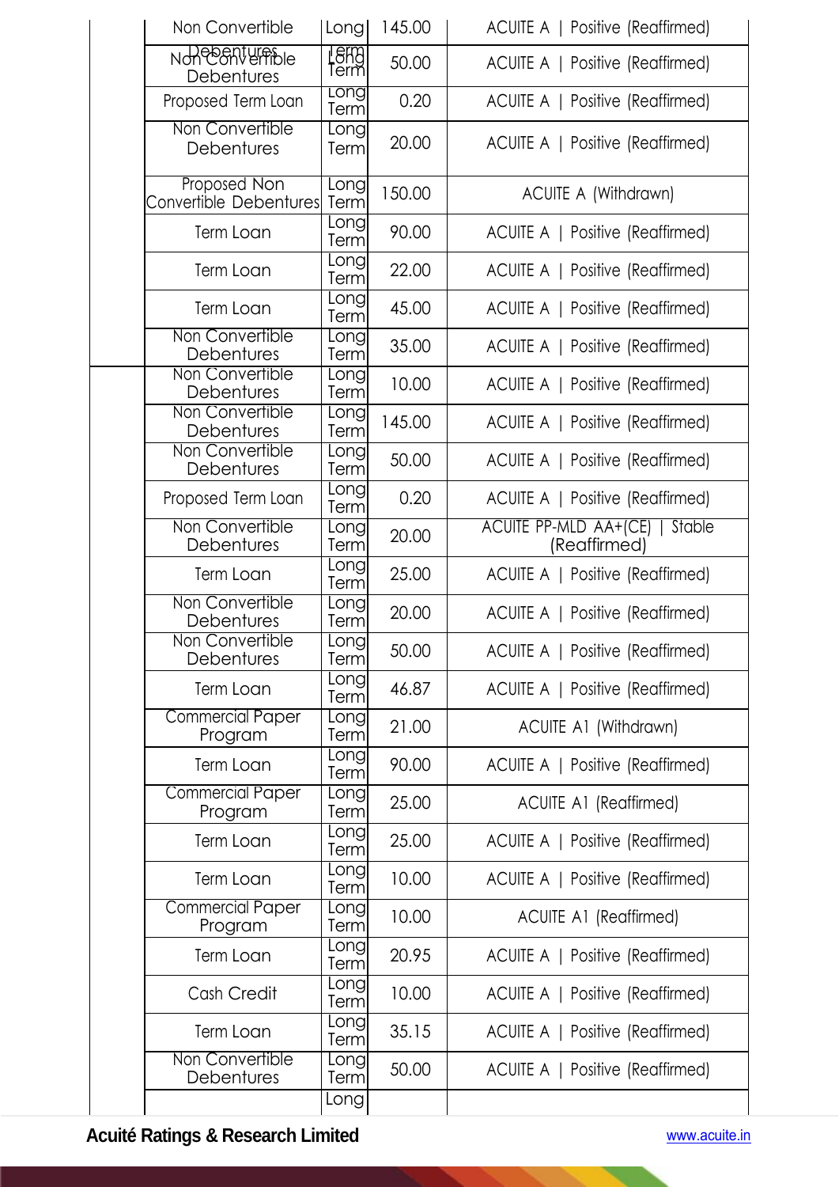| | | | | |
|---|---|---|---|---|
| | Non Convertible | Long | 145.00 | ACUITE A \| Positive (Reaffirmed) |
| | Non Convertible Debentures | Long Term | 50.00 | ACUITE A \| Positive (Reaffirmed) |
| | Proposed Term Loan | Long Term | 0.20 | ACUITE A \| Positive (Reaffirmed) |
| | Non Convertible Debentures | Long Term | 20.00 | ACUITE A \| Positive (Reaffirmed) |
| | Proposed Non Convertible Debentures | Long Term | 150.00 | ACUITE A (Withdrawn) |
| | Term Loan | Long Term | 90.00 | ACUITE A \| Positive (Reaffirmed) |
| | Term Loan | Long Term | 22.00 | ACUITE A \| Positive (Reaffirmed) |
| | Term Loan | Long Term | 45.00 | ACUITE A \| Positive (Reaffirmed) |
| | Non Convertible Debentures | Long Term | 35.00 | ACUITE A \| Positive (Reaffirmed) |
| | Non Convertible Debentures | Long Term | 10.00 | ACUITE A \| Positive (Reaffirmed) |
| | Non Convertible Debentures | Long Term | 145.00 | ACUITE A \| Positive (Reaffirmed) |
| | Non Convertible Debentures | Long Term | 50.00 | ACUITE A \| Positive (Reaffirmed) |
| | Proposed Term Loan | Long Term | 0.20 | ACUITE A \| Positive (Reaffirmed) |
| | Non Convertible Debentures | Long Term | 20.00 | ACUITE PP-MLD AA+(CE) \| Stable (Reaffirmed) |
| | Term Loan | Long Term | 25.00 | ACUITE A \| Positive (Reaffirmed) |
| | Non Convertible Debentures | Long Term | 20.00 | ACUITE A \| Positive (Reaffirmed) |
| | Non Convertible Debentures | Long Term | 50.00 | ACUITE A \| Positive (Reaffirmed) |
| | Term Loan | Long Term | 46.87 | ACUITE A \| Positive (Reaffirmed) |
| | Commercial Paper Program | Long Term | 21.00 | ACUITE A1 (Withdrawn) |
| | Term Loan | Long Term | 90.00 | ACUITE A \| Positive (Reaffirmed) |
| | Commercial Paper Program | Long Term | 25.00 | ACUITE A1 (Reaffirmed) |
| | Term Loan | Long Term | 25.00 | ACUITE A \| Positive (Reaffirmed) |
| | Term Loan | Long Term | 10.00 | ACUITE A \| Positive (Reaffirmed) |
| | Commercial Paper Program | Long Term | 10.00 | ACUITE A1 (Reaffirmed) |
| | Term Loan | Long Term | 20.95 | ACUITE A \| Positive (Reaffirmed) |
| | Cash Credit | Long Term | 10.00 | ACUITE A \| Positive (Reaffirmed) |
| | Term Loan | Long Term | 35.15 | ACUITE A \| Positive (Reaffirmed) |
| | Non Convertible Debentures | Long Term | 50.00 | ACUITE A \| Positive (Reaffirmed) |
| | | Long | | |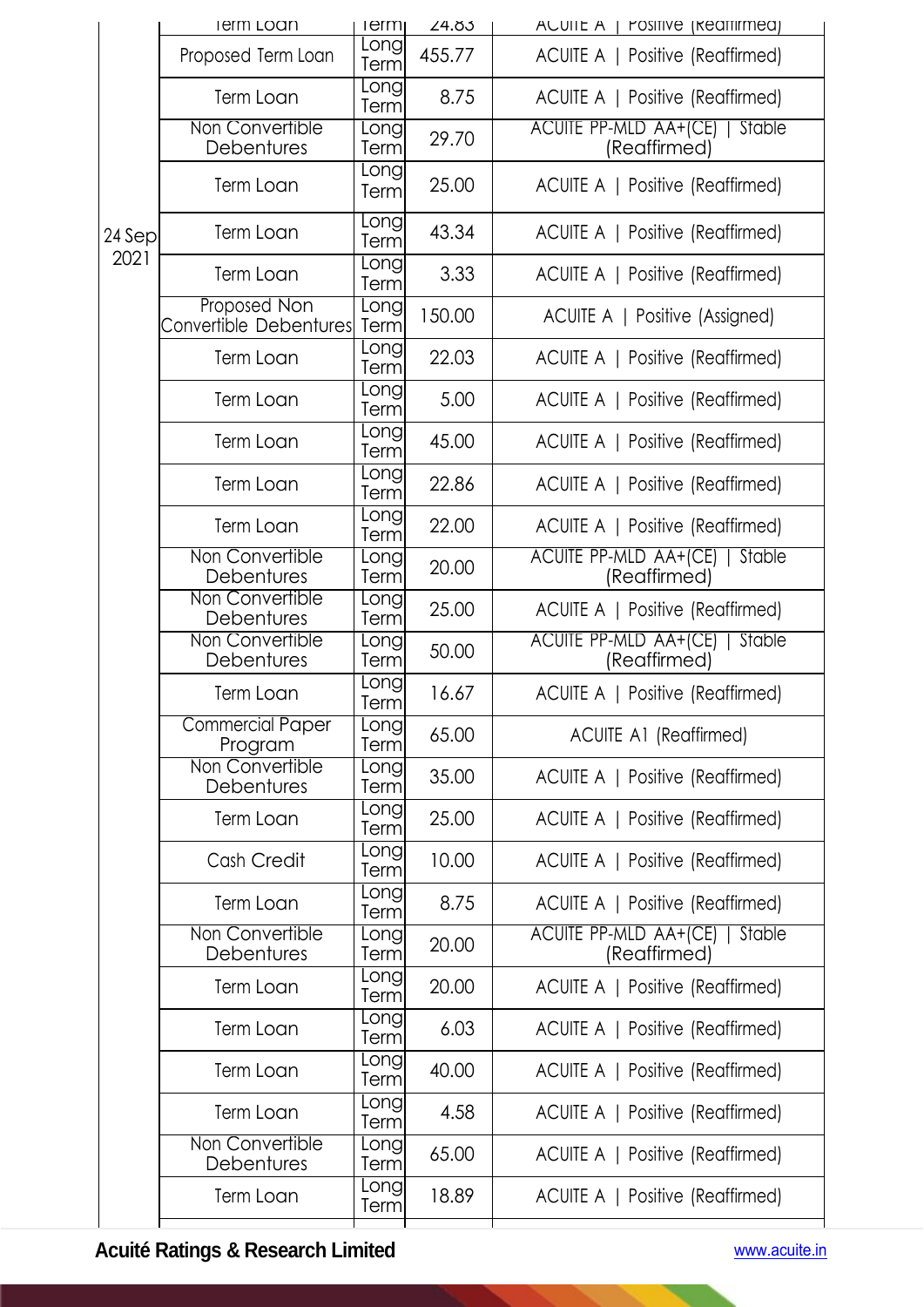| | | | | |
|---|---|---|---|---|
| | Term Loan | Long Term | 24.83 | ACUITE A \| Positive (Reaffirmed) |
| | Proposed Term Loan | Long Term | 455.77 | ACUITE A \| Positive (Reaffirmed) |
| | Term Loan | Long Term | 8.75 | ACUITE A \| Positive (Reaffirmed) |
| | Non Convertible Debentures | Long Term | 29.70 | ACUITE PP-MLD AA+(CE) \| Stable (Reaffirmed) |
| | Term Loan | Long Term | 25.00 | ACUITE A \| Positive (Reaffirmed) |
| 24 Sep 2021 | Term Loan | Long Term | 43.34 | ACUITE A \| Positive (Reaffirmed) |
| | Term Loan | Long Term | 3.33 | ACUITE A \| Positive (Reaffirmed) |
| | Proposed Non Convertible Debentures | Long Term | 150.00 | ACUITE A \| Positive (Assigned) |
| | Term Loan | Long Term | 22.03 | ACUITE A \| Positive (Reaffirmed) |
| | Term Loan | Long Term | 5.00 | ACUITE A \| Positive (Reaffirmed) |
| | Term Loan | Long Term | 45.00 | ACUITE A \| Positive (Reaffirmed) |
| | Term Loan | Long Term | 22.86 | ACUITE A \| Positive (Reaffirmed) |
| | Term Loan | Long Term | 22.00 | ACUITE A \| Positive (Reaffirmed) |
| | Non Convertible Debentures | Long Term | 20.00 | ACUITE PP-MLD AA+(CE) \| Stable (Reaffirmed) |
| | Non Convertible Debentures | Long Term | 25.00 | ACUITE A \| Positive (Reaffirmed) |
| | Non Convertible Debentures | Long Term | 50.00 | ACUITE PP-MLD AA+(CE) \| Stable (Reaffirmed) |
| | Term Loan | Long Term | 16.67 | ACUITE A \| Positive (Reaffirmed) |
| | Commercial Paper Program | Long Term | 65.00 | ACUITE A1 (Reaffirmed) |
| | Non Convertible Debentures | Long Term | 35.00 | ACUITE A \| Positive (Reaffirmed) |
| | Term Loan | Long Term | 25.00 | ACUITE A \| Positive (Reaffirmed) |
| | Cash Credit | Long Term | 10.00 | ACUITE A \| Positive (Reaffirmed) |
| | Term Loan | Long Term | 8.75 | ACUITE A \| Positive (Reaffirmed) |
| | Non Convertible Debentures | Long Term | 20.00 | ACUITE PP-MLD AA+(CE) \| Stable (Reaffirmed) |
| | Term Loan | Long Term | 20.00 | ACUITE A \| Positive (Reaffirmed) |
| | Term Loan | Long Term | 6.03 | ACUITE A \| Positive (Reaffirmed) |
| | Term Loan | Long Term | 40.00 | ACUITE A \| Positive (Reaffirmed) |
| | Term Loan | Long Term | 4.58 | ACUITE A \| Positive (Reaffirmed) |
| | Non Convertible Debentures | Long Term | 65.00 | ACUITE A \| Positive (Reaffirmed) |
| | Term Loan | Long Term | 18.89 | ACUITE A \| Positive (Reaffirmed) |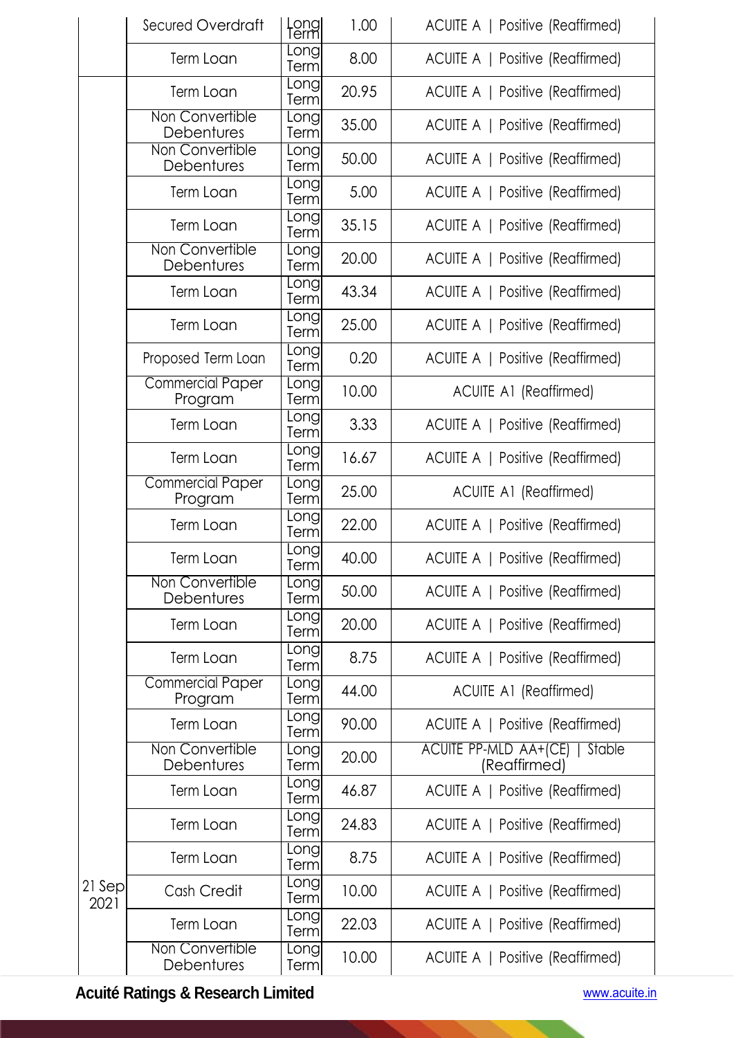| | | | | |
|---|---|---|---|---|
| | Secured Overdraft | Long Term | 1.00 | ACUITE A \| Positive (Reaffirmed) |
| | Term Loan | Long Term | 8.00 | ACUITE A \| Positive (Reaffirmed) |
| 21 Sep 2021 | Term Loan | Long Term | 20.95 | ACUITE A \| Positive (Reaffirmed) |
| | Non Convertible Debentures | Long Term | 35.00 | ACUITE A \| Positive (Reaffirmed) |
| | Non Convertible Debentures | Long Term | 50.00 | ACUITE A \| Positive (Reaffirmed) |
| | Term Loan | Long Term | 5.00 | ACUITE A \| Positive (Reaffirmed) |
| | Term Loan | Long Term | 35.15 | ACUITE A \| Positive (Reaffirmed) |
| | Non Convertible Debentures | Long Term | 20.00 | ACUITE A \| Positive (Reaffirmed) |
| | Term Loan | Long Term | 43.34 | ACUITE A \| Positive (Reaffirmed) |
| | Term Loan | Long Term | 25.00 | ACUITE A \| Positive (Reaffirmed) |
| | Proposed Term Loan | Long Term | 0.20 | ACUITE A \| Positive (Reaffirmed) |
| | Commercial Paper Program | Long Term | 10.00 | ACUITE A1 (Reaffirmed) |
| | Term Loan | Long Term | 3.33 | ACUITE A \| Positive (Reaffirmed) |
| | Term Loan | Long Term | 16.67 | ACUITE A \| Positive (Reaffirmed) |
| | Commercial Paper Program | Long Term | 25.00 | ACUITE A1 (Reaffirmed) |
| | Term Loan | Long Term | 22.00 | ACUITE A \| Positive (Reaffirmed) |
| | Term Loan | Long Term | 40.00 | ACUITE A \| Positive (Reaffirmed) |
| | Non Convertible Debentures | Long Term | 50.00 | ACUITE A \| Positive (Reaffirmed) |
| | Term Loan | Long Term | 20.00 | ACUITE A \| Positive (Reaffirmed) |
| | Term Loan | Long Term | 8.75 | ACUITE A \| Positive (Reaffirmed) |
| | Commercial Paper Program | Long Term | 44.00 | ACUITE A1 (Reaffirmed) |
| | Term Loan | Long Term | 90.00 | ACUITE A \| Positive (Reaffirmed) |
| | Non Convertible Debentures | Long Term | 20.00 | ACUITE PP-MLD AA+(CE) \| Stable (Reaffirmed) |
| | Term Loan | Long Term | 46.87 | ACUITE A \| Positive (Reaffirmed) |
| | Term Loan | Long Term | 24.83 | ACUITE A \| Positive (Reaffirmed) |
| | Term Loan | Long Term | 8.75 | ACUITE A \| Positive (Reaffirmed) |
| | Cash Credit | Long Term | 10.00 | ACUITE A \| Positive (Reaffirmed) |
| | Term Loan | Long Term | 22.03 | ACUITE A \| Positive (Reaffirmed) |
| | Non Convertible Debentures | Long Term | 10.00 | ACUITE A \| Positive (Reaffirmed) |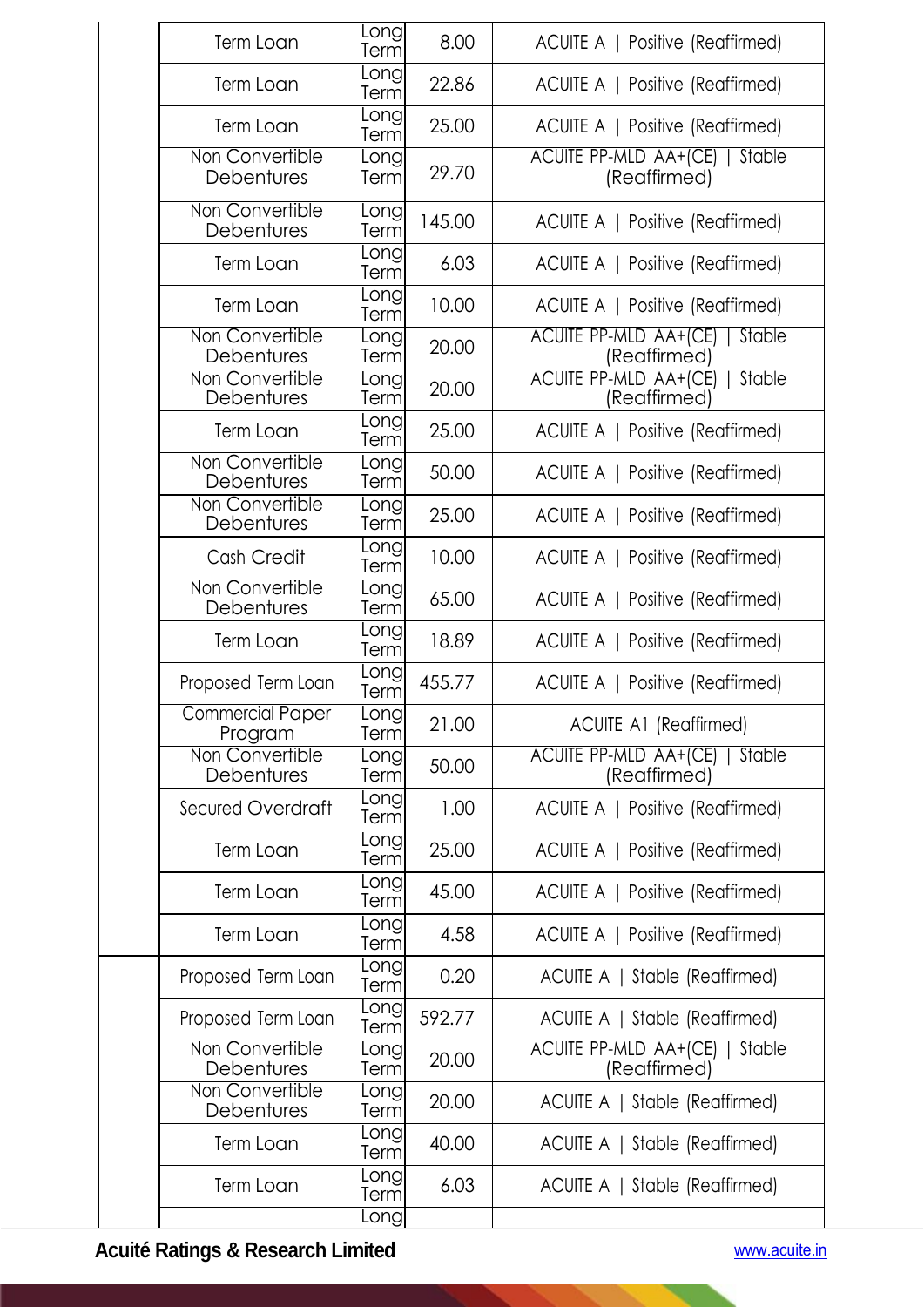| | | | | |
|---|---|---|---|---|
| | Term Loan | Long Term | 8.00 | ACUITE A \| Positive (Reaffirmed) |
| | Term Loan | Long Term | 22.86 | ACUITE A \| Positive (Reaffirmed) |
| | Term Loan | Long Term | 25.00 | ACUITE A \| Positive (Reaffirmed) |
| | Non Convertible Debentures | Long Term | 29.70 | ACUITE PP-MLD AA+(CE) \| Stable (Reaffirmed) |
| | Non Convertible Debentures | Long Term | 145.00 | ACUITE A \| Positive (Reaffirmed) |
| | Term Loan | Long Term | 6.03 | ACUITE A \| Positive (Reaffirmed) |
| | Term Loan | Long Term | 10.00 | ACUITE A \| Positive (Reaffirmed) |
| | Non Convertible Debentures | Long Term | 20.00 | ACUITE PP-MLD AA+(CE) \| Stable (Reaffirmed) |
| | Non Convertible Debentures | Long Term | 20.00 | ACUITE PP-MLD AA+(CE) \| Stable (Reaffirmed) |
| | Term Loan | Long Term | 25.00 | ACUITE A \| Positive (Reaffirmed) |
| | Non Convertible Debentures | Long Term | 50.00 | ACUITE A \| Positive (Reaffirmed) |
| | Non Convertible Debentures | Long Term | 25.00 | ACUITE A \| Positive (Reaffirmed) |
| | Cash Credit | Long Term | 10.00 | ACUITE A \| Positive (Reaffirmed) |
| | Non Convertible Debentures | Long Term | 65.00 | ACUITE A \| Positive (Reaffirmed) |
| | Term Loan | Long Term | 18.89 | ACUITE A \| Positive (Reaffirmed) |
| | Proposed Term Loan | Long Term | 455.77 | ACUITE A \| Positive (Reaffirmed) |
| | Commercial Paper Program | Long Term | 21.00 | ACUITE A1 (Reaffirmed) |
| | Non Convertible Debentures | Long Term | 50.00 | ACUITE PP-MLD AA+(CE) \| Stable (Reaffirmed) |
| | Secured Overdraft | Long Term | 1.00 | ACUITE A \| Positive (Reaffirmed) |
| | Term Loan | Long Term | 25.00 | ACUITE A \| Positive (Reaffirmed) |
| | Term Loan | Long Term | 45.00 | ACUITE A \| Positive (Reaffirmed) |
| | Term Loan | Long Term | 4.58 | ACUITE A \| Positive (Reaffirmed) |
| | Proposed Term Loan | Long Term | 0.20 | ACUITE A \| Stable (Reaffirmed) |
| | Proposed Term Loan | Long Term | 592.77 | ACUITE A \| Stable (Reaffirmed) |
| | Non Convertible Debentures | Long Term | 20.00 | ACUITE PP-MLD AA+(CE) \| Stable (Reaffirmed) |
| | Non Convertible Debentures | Long Term | 20.00 | ACUITE A \| Stable (Reaffirmed) |
| | Term Loan | Long Term | 40.00 | ACUITE A \| Stable (Reaffirmed) |
| | Term Loan | Long Term | 6.03 | ACUITE A \| Stable (Reaffirmed) |
| | | Long | | |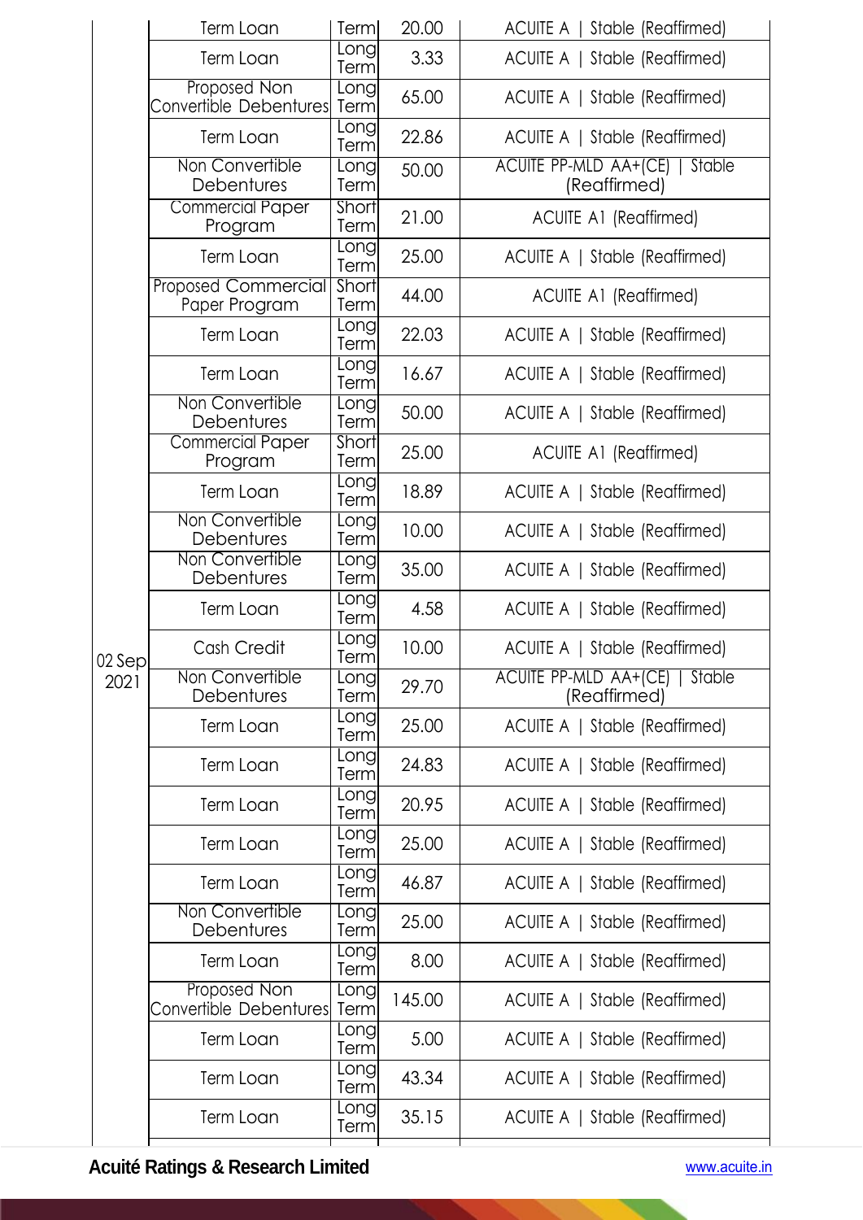| | | | | |
|---|---|---|---|---|
| 02 Sep 2021 | Term Loan | Long Term | 20.00 | ACUITE A \| Stable (Reaffirmed) |
| | Term Loan | Long Term | 3.33 | ACUITE A \| Stable (Reaffirmed) |
| | Proposed Non Convertible Debentures | Long Term | 65.00 | ACUITE A \| Stable (Reaffirmed) |
| | Term Loan | Long Term | 22.86 | ACUITE A \| Stable (Reaffirmed) |
| | Non Convertible Debentures | Long Term | 50.00 | ACUITE PP-MLD AA+(CE) \| Stable (Reaffirmed) |
| | Commercial Paper Program | Short Term | 21.00 | ACUITE A1 (Reaffirmed) |
| | Term Loan | Long Term | 25.00 | ACUITE A \| Stable (Reaffirmed) |
| | Proposed Commercial Paper Program | Short Term | 44.00 | ACUITE A1 (Reaffirmed) |
| | Term Loan | Long Term | 22.03 | ACUITE A \| Stable (Reaffirmed) |
| | Term Loan | Long Term | 16.67 | ACUITE A \| Stable (Reaffirmed) |
| | Non Convertible Debentures | Long Term | 50.00 | ACUITE A \| Stable (Reaffirmed) |
| | Commercial Paper Program | Short Term | 25.00 | ACUITE A1 (Reaffirmed) |
| | Term Loan | Long Term | 18.89 | ACUITE A \| Stable (Reaffirmed) |
| | Non Convertible Debentures | Long Term | 10.00 | ACUITE A \| Stable (Reaffirmed) |
| | Non Convertible Debentures | Long Term | 35.00 | ACUITE A \| Stable (Reaffirmed) |
| | Term Loan | Long Term | 4.58 | ACUITE A \| Stable (Reaffirmed) |
| | Cash Credit | Long Term | 10.00 | ACUITE A \| Stable (Reaffirmed) |
| | Non Convertible Debentures | Long Term | 29.70 | ACUITE PP-MLD AA+(CE) \| Stable (Reaffirmed) |
| | Term Loan | Long Term | 25.00 | ACUITE A \| Stable (Reaffirmed) |
| | Term Loan | Long Term | 24.83 | ACUITE A \| Stable (Reaffirmed) |
| | Term Loan | Long Term | 20.95 | ACUITE A \| Stable (Reaffirmed) |
| | Term Loan | Long Term | 25.00 | ACUITE A \| Stable (Reaffirmed) |
| | Term Loan | Long Term | 46.87 | ACUITE A \| Stable (Reaffirmed) |
| | Non Convertible Debentures | Long Term | 25.00 | ACUITE A \| Stable (Reaffirmed) |
| | Term Loan | Long Term | 8.00 | ACUITE A \| Stable (Reaffirmed) |
| | Proposed Non Convertible Debentures | Long Term | 145.00 | ACUITE A \| Stable (Reaffirmed) |
| | Term Loan | Long Term | 5.00 | ACUITE A \| Stable (Reaffirmed) |
| | Term Loan | Long Term | 43.34 | ACUITE A \| Stable (Reaffirmed) |
| | Term Loan | Long Term | 35.15 | ACUITE A \| Stable (Reaffirmed) |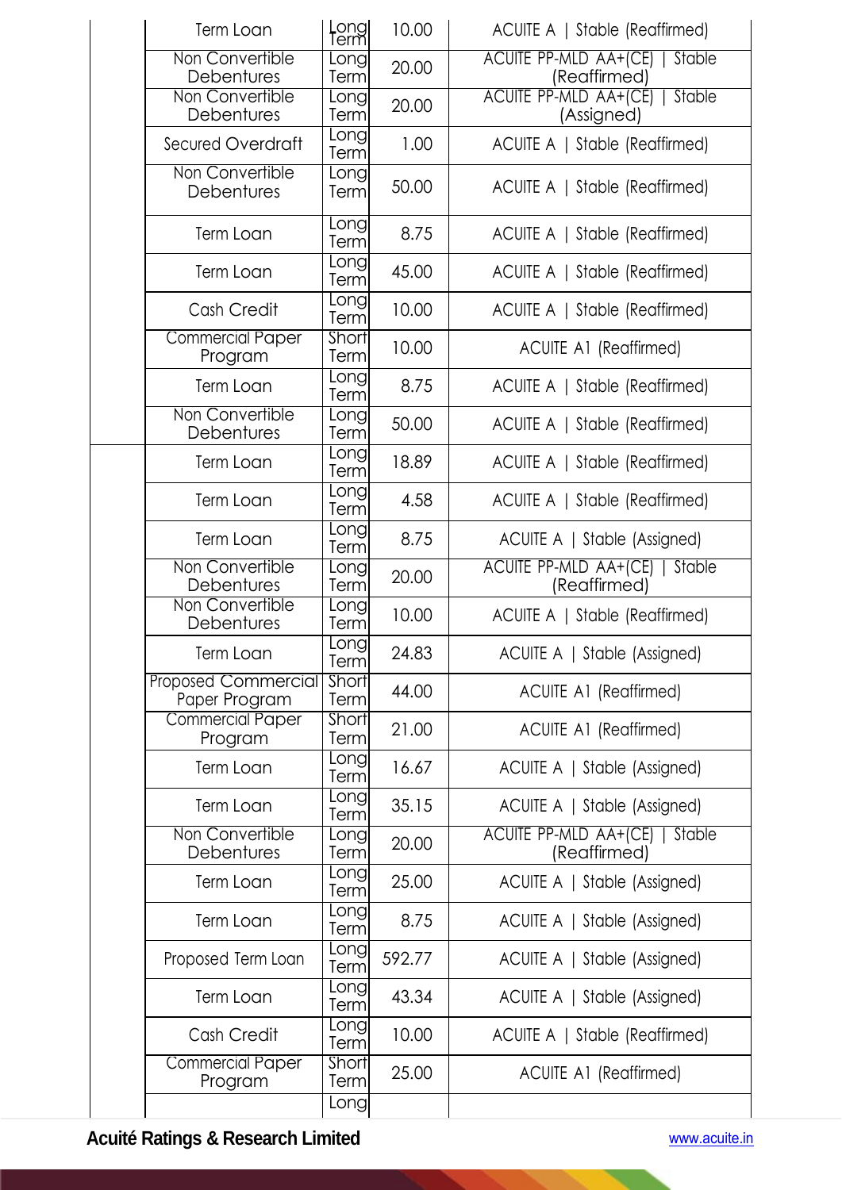| | | | | |
|---|---|---|---|---|
| | Term Loan | Long Term | 10.00 | ACUITE A \| Stable (Reaffirmed) |
| | Non Convertible Debentures | Long Term | 20.00 | ACUITE PP-MLD AA+(CE) \| Stable (Reaffirmed) |
| | Non Convertible Debentures | Long Term | 20.00 | ACUITE PP-MLD AA+(CE) \| Stable (Assigned) |
| | Secured Overdraft | Long Term | 1.00 | ACUITE A \| Stable (Reaffirmed) |
| | Non Convertible Debentures | Long Term | 50.00 | ACUITE A \| Stable (Reaffirmed) |
| | Term Loan | Long Term | 8.75 | ACUITE A \| Stable (Reaffirmed) |
| | Term Loan | Long Term | 45.00 | ACUITE A \| Stable (Reaffirmed) |
| | Cash Credit | Long Term | 10.00 | ACUITE A \| Stable (Reaffirmed) |
| | Commercial Paper Program | Short Term | 10.00 | ACUITE A1 (Reaffirmed) |
| | Term Loan | Long Term | 8.75 | ACUITE A \| Stable (Reaffirmed) |
| | Non Convertible Debentures | Long Term | 50.00 | ACUITE A \| Stable (Reaffirmed) |
| | Term Loan | Long Term | 18.89 | ACUITE A \| Stable (Reaffirmed) |
| | Term Loan | Long Term | 4.58 | ACUITE A \| Stable (Reaffirmed) |
| | Term Loan | Long Term | 8.75 | ACUITE A \| Stable (Assigned) |
| | Non Convertible Debentures | Long Term | 20.00 | ACUITE PP-MLD AA+(CE) \| Stable (Reaffirmed) |
| | Non Convertible Debentures | Long Term | 10.00 | ACUITE A \| Stable (Reaffirmed) |
| | Term Loan | Long Term | 24.83 | ACUITE A \| Stable (Assigned) |
| | Proposed Commercial Paper Program | Short Term | 44.00 | ACUITE A1 (Reaffirmed) |
| | Commercial Paper Program | Short Term | 21.00 | ACUITE A1 (Reaffirmed) |
| | Term Loan | Long Term | 16.67 | ACUITE A \| Stable (Assigned) |
| | Term Loan | Long Term | 35.15 | ACUITE A \| Stable (Assigned) |
| | Non Convertible Debentures | Long Term | 20.00 | ACUITE PP-MLD AA+(CE) \| Stable (Reaffirmed) |
| | Term Loan | Long Term | 25.00 | ACUITE A \| Stable (Assigned) |
| | Term Loan | Long Term | 8.75 | ACUITE A \| Stable (Assigned) |
| | Proposed Term Loan | Long Term | 592.77 | ACUITE A \| Stable (Assigned) |
| | Term Loan | Long Term | 43.34 | ACUITE A \| Stable (Assigned) |
| | Cash Credit | Long Term | 10.00 | ACUITE A \| Stable (Reaffirmed) |
| | Commercial Paper Program | Short Term | 25.00 | ACUITE A1 (Reaffirmed) |
| | | Long | | |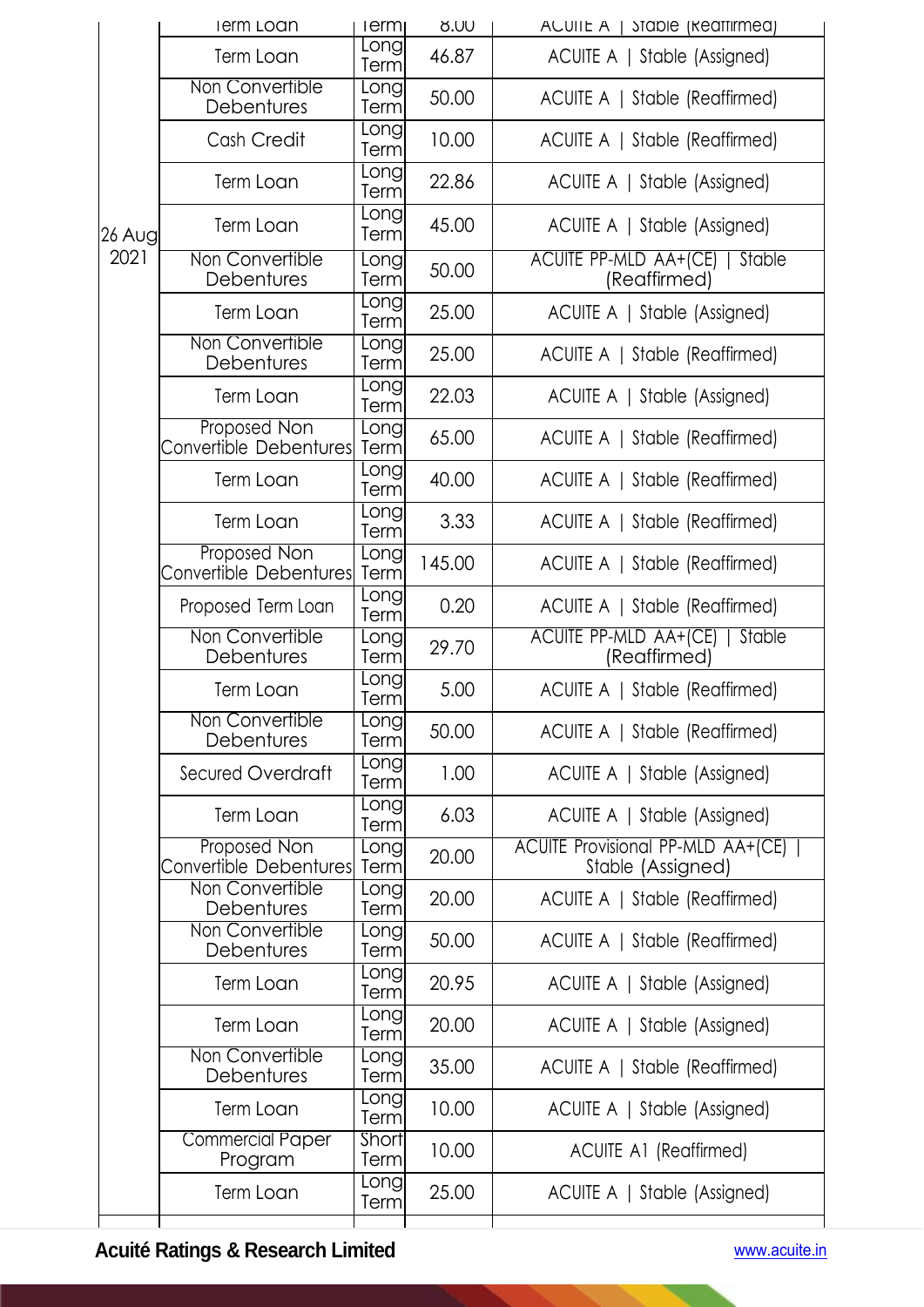| | | | | |
|---|---|---|---|---|
| | Term Loan | Long Term | 8.00 | ACUITE A \| Stable (Reaffirmed) |
| | Term Loan | Long Term | 46.87 | ACUITE A \| Stable (Assigned) |
| | Non Convertible Debentures | Long Term | 50.00 | ACUITE A \| Stable (Reaffirmed) |
| | Cash Credit | Long Term | 10.00 | ACUITE A \| Stable (Reaffirmed) |
| | Term Loan | Long Term | 22.86 | ACUITE A \| Stable (Assigned) |
| 26 Aug 2021 | Term Loan | Long Term | 45.00 | ACUITE A \| Stable (Assigned) |
| | Non Convertible Debentures | Long Term | 50.00 | ACUITE PP-MLD AA+(CE) \| Stable (Reaffirmed) |
| | Term Loan | Long Term | 25.00 | ACUITE A \| Stable (Assigned) |
| | Non Convertible Debentures | Long Term | 25.00 | ACUITE A \| Stable (Reaffirmed) |
| | Term Loan | Long Term | 22.03 | ACUITE A \| Stable (Assigned) |
| | Proposed Non Convertible Debentures | Long Term | 65.00 | ACUITE A \| Stable (Reaffirmed) |
| | Term Loan | Long Term | 40.00 | ACUITE A \| Stable (Reaffirmed) |
| | Term Loan | Long Term | 3.33 | ACUITE A \| Stable (Reaffirmed) |
| | Proposed Non Convertible Debentures | Long Term | 145.00 | ACUITE A \| Stable (Reaffirmed) |
| | Proposed Term Loan | Long Term | 0.20 | ACUITE A \| Stable (Reaffirmed) |
| | Non Convertible Debentures | Long Term | 29.70 | ACUITE PP-MLD AA+(CE) \| Stable (Reaffirmed) |
| | Term Loan | Long Term | 5.00 | ACUITE A \| Stable (Reaffirmed) |
| | Non Convertible Debentures | Long Term | 50.00 | ACUITE A \| Stable (Reaffirmed) |
| | Secured Overdraft | Long Term | 1.00 | ACUITE A \| Stable (Assigned) |
| | Term Loan | Long Term | 6.03 | ACUITE A \| Stable (Assigned) |
| | Proposed Non Convertible Debentures | Long Term | 20.00 | ACUITE Provisional PP-MLD AA+(CE) \| Stable (Assigned) |
| | Non Convertible Debentures | Long Term | 20.00 | ACUITE A \| Stable (Reaffirmed) |
| | Non Convertible Debentures | Long Term | 50.00 | ACUITE A \| Stable (Reaffirmed) |
| | Term Loan | Long Term | 20.95 | ACUITE A \| Stable (Assigned) |
| | Term Loan | Long Term | 20.00 | ACUITE A \| Stable (Assigned) |
| | Non Convertible Debentures | Long Term | 35.00 | ACUITE A \| Stable (Reaffirmed) |
| | Term Loan | Long Term | 10.00 | ACUITE A \| Stable (Assigned) |
| | Commercial Paper Program | Short Term | 10.00 | ACUITE A1 (Reaffirmed) |
| | Term Loan | Long Term | 25.00 | ACUITE A \| Stable (Assigned) |

**Acuité Ratings & Research Limited** www.acuite.in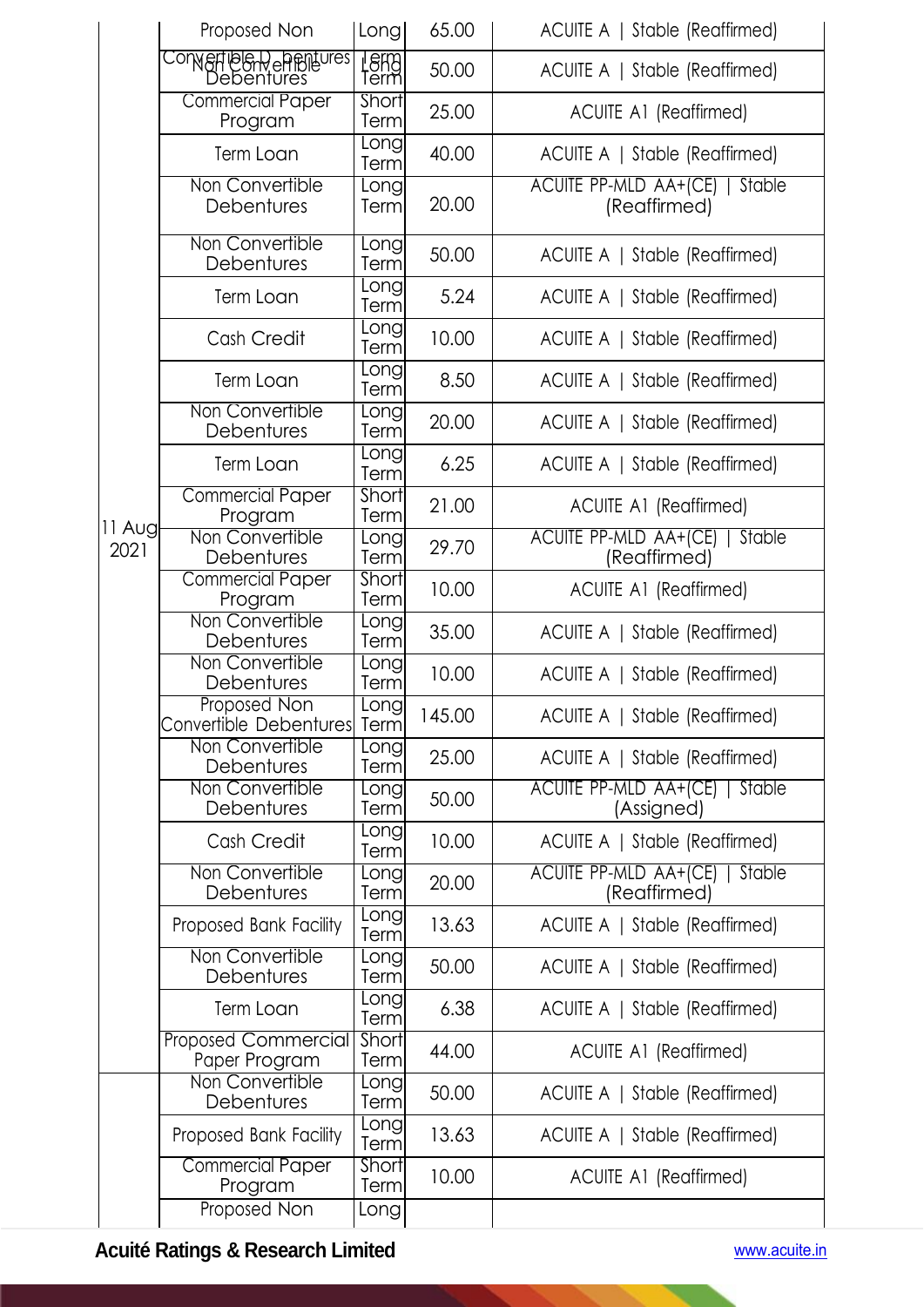| | | | | |
|---|---|---|---|---|
| | Proposed Non Convertible Debentures | Long Term | 65.00 | ACUITE A \| Stable (Reaffirmed) |
| | Non Convertible Debentures | Long Term | 50.00 | ACUITE A \| Stable (Reaffirmed) |
| | Commercial Paper Program | Short Term | 25.00 | ACUITE A1 (Reaffirmed) |
| | Term Loan | Long Term | 40.00 | ACUITE A \| Stable (Reaffirmed) |
| | Non Convertible Debentures | Long Term | 20.00 | ACUITE PP-MLD AA+(CE) \| Stable (Reaffirmed) |
| | Non Convertible Debentures | Long Term | 50.00 | ACUITE A \| Stable (Reaffirmed) |
| | Term Loan | Long Term | 5.24 | ACUITE A \| Stable (Reaffirmed) |
| | Cash Credit | Long Term | 10.00 | ACUITE A \| Stable (Reaffirmed) |
| | Term Loan | Long Term | 8.50 | ACUITE A \| Stable (Reaffirmed) |
| | Non Convertible Debentures | Long Term | 20.00 | ACUITE A \| Stable (Reaffirmed) |
| | Term Loan | Long Term | 6.25 | ACUITE A \| Stable (Reaffirmed) |
| | Commercial Paper Program | Short Term | 21.00 | ACUITE A1 (Reaffirmed) |
| 11 Aug 2021 | Non Convertible Debentures | Long Term | 29.70 | ACUITE PP-MLD AA+(CE) \| Stable (Reaffirmed) |
| | Commercial Paper Program | Short Term | 10.00 | ACUITE A1 (Reaffirmed) |
| | Non Convertible Debentures | Long Term | 35.00 | ACUITE A \| Stable (Reaffirmed) |
| | Non Convertible Debentures | Long Term | 10.00 | ACUITE A \| Stable (Reaffirmed) |
| | Proposed Non Convertible Debentures | Long Term | 145.00 | ACUITE A \| Stable (Reaffirmed) |
| | Non Convertible Debentures | Long Term | 25.00 | ACUITE A \| Stable (Reaffirmed) |
| | Non Convertible Debentures | Long Term | 50.00 | ACUITE PP-MLD AA+(CE) \| Stable (Assigned) |
| | Cash Credit | Long Term | 10.00 | ACUITE A \| Stable (Reaffirmed) |
| | Non Convertible Debentures | Long Term | 20.00 | ACUITE PP-MLD AA+(CE) \| Stable (Reaffirmed) |
| | Proposed Bank Facility | Long Term | 13.63 | ACUITE A \| Stable (Reaffirmed) |
| | Non Convertible Debentures | Long Term | 50.00 | ACUITE A \| Stable (Reaffirmed) |
| | Term Loan | Long Term | 6.38 | ACUITE A \| Stable (Reaffirmed) |
| | Proposed Commercial Paper Program | Short Term | 44.00 | ACUITE A1 (Reaffirmed) |
| | Non Convertible Debentures | Long Term | 50.00 | ACUITE A \| Stable (Reaffirmed) |
| | Proposed Bank Facility | Long Term | 13.63 | ACUITE A \| Stable (Reaffirmed) |
| | Commercial Paper Program | Short Term | 10.00 | ACUITE A1 (Reaffirmed) |
| | Proposed Non | Long | | |

**Acuité Ratings & Research Limited** www.acuite.in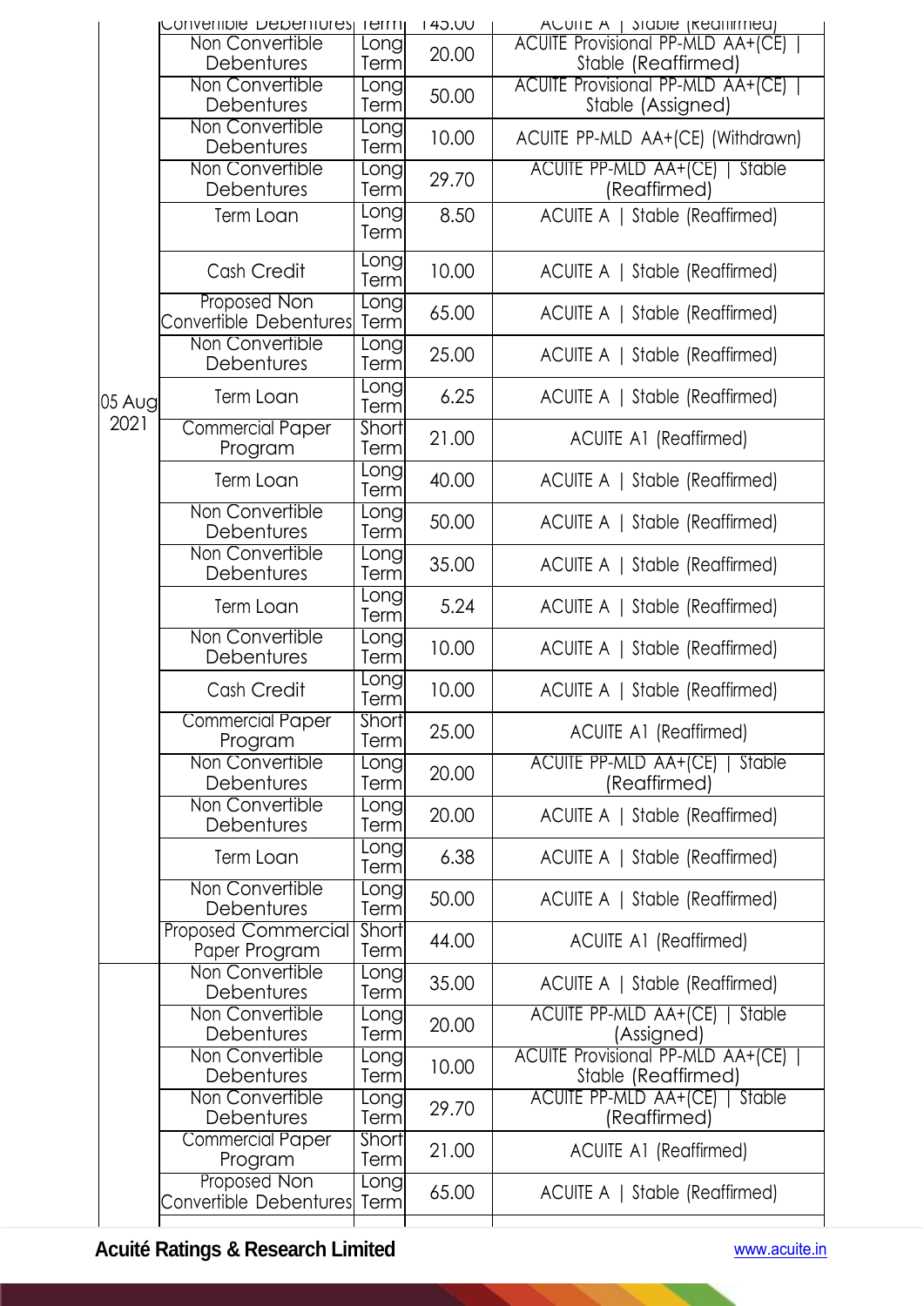| | | | | |
|---|---|---|---|---|
| | Convertible Debentures | Term | 145.00 | ACUITE A \| Stable (Reaffirmed) |
| | Non Convertible Debentures | Long Term | 20.00 | ACUITE Provisional PP-MLD AA+(CE) \| Stable (Reaffirmed) |
| | Non Convertible Debentures | Long Term | 50.00 | ACUITE Provisional PP-MLD AA+(CE) \| Stable (Assigned) |
| | Non Convertible Debentures | Long Term | 10.00 | ACUITE PP-MLD AA+(CE) (Withdrawn) |
| | Non Convertible Debentures | Long Term | 29.70 | ACUITE PP-MLD AA+(CE) \| Stable (Reaffirmed) |
| | Term Loan | Long Term | 8.50 | ACUITE A \| Stable (Reaffirmed) |
| | Cash Credit | Long Term | 10.00 | ACUITE A \| Stable (Reaffirmed) |
| | Proposed Non Convertible Debentures | Long Term | 65.00 | ACUITE A \| Stable (Reaffirmed) |
| | Non Convertible Debentures | Long Term | 25.00 | ACUITE A \| Stable (Reaffirmed) |
| 05 Aug 2021 | Term Loan | Long Term | 6.25 | ACUITE A \| Stable (Reaffirmed) |
| | Commercial Paper Program | Short Term | 21.00 | ACUITE A1 (Reaffirmed) |
| | Term Loan | Long Term | 40.00 | ACUITE A \| Stable (Reaffirmed) |
| | Non Convertible Debentures | Long Term | 50.00 | ACUITE A \| Stable (Reaffirmed) |
| | Non Convertible Debentures | Long Term | 35.00 | ACUITE A \| Stable (Reaffirmed) |
| | Term Loan | Long Term | 5.24 | ACUITE A \| Stable (Reaffirmed) |
| | Non Convertible Debentures | Long Term | 10.00 | ACUITE A \| Stable (Reaffirmed) |
| | Cash Credit | Long Term | 10.00 | ACUITE A \| Stable (Reaffirmed) |
| | Commercial Paper Program | Short Term | 25.00 | ACUITE A1 (Reaffirmed) |
| | Non Convertible Debentures | Long Term | 20.00 | ACUITE PP-MLD AA+(CE) \| Stable (Reaffirmed) |
| | Non Convertible Debentures | Long Term | 20.00 | ACUITE A \| Stable (Reaffirmed) |
| | Term Loan | Long Term | 6.38 | ACUITE A \| Stable (Reaffirmed) |
| | Non Convertible Debentures | Long Term | 50.00 | ACUITE A \| Stable (Reaffirmed) |
| | Proposed Commercial Paper Program | Short Term | 44.00 | ACUITE A1 (Reaffirmed) |
| | Non Convertible Debentures | Long Term | 35.00 | ACUITE A \| Stable (Reaffirmed) |
| | Non Convertible Debentures | Long Term | 20.00 | ACUITE PP-MLD AA+(CE) \| Stable (Assigned) |
| | Non Convertible Debentures | Long Term | 10.00 | ACUITE Provisional PP-MLD AA+(CE) \| Stable (Reaffirmed) |
| | Non Convertible Debentures | Long Term | 29.70 | ACUITE PP-MLD AA+(CE) \| Stable (Reaffirmed) |
| | Commercial Paper Program | Short Term | 21.00 | ACUITE A1 (Reaffirmed) |
| | Proposed Non Convertible Debentures | Long Term | 65.00 | ACUITE A \| Stable (Reaffirmed) |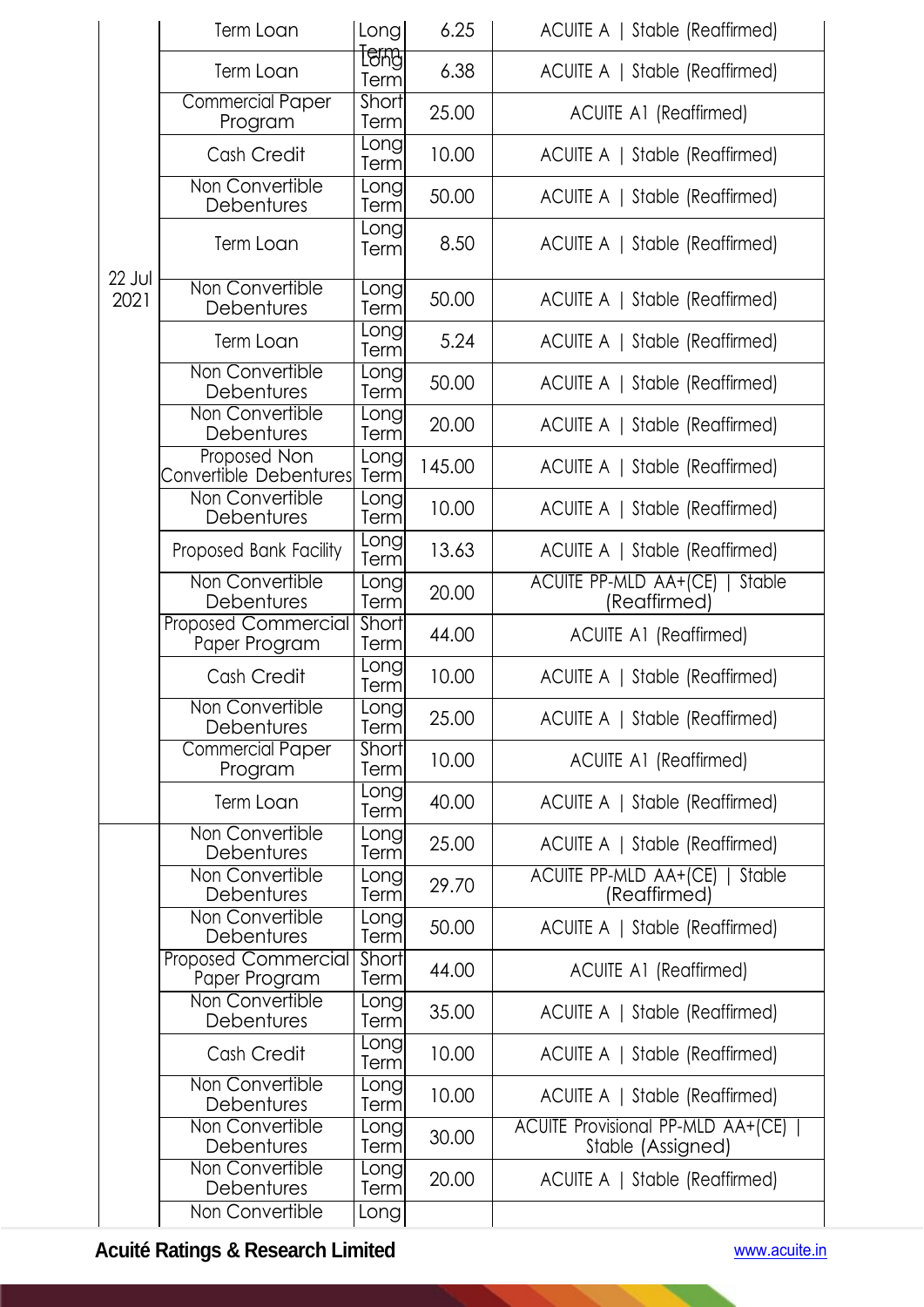| | | | | |
|---|---|---|---|---|
| 22 Jul 2021 | Term Loan | Long Term | 6.25 | ACUITE A \| Stable (Reaffirmed) |
| | Term Loan | Long Term | 6.38 | ACUITE A \| Stable (Reaffirmed) |
| | Commercial Paper Program | Short Term | 25.00 | ACUITE A1 (Reaffirmed) |
| | Cash Credit | Long Term | 10.00 | ACUITE A \| Stable (Reaffirmed) |
| | Non Convertible Debentures | Long Term | 50.00 | ACUITE A \| Stable (Reaffirmed) |
| | Term Loan | Long Term | 8.50 | ACUITE A \| Stable (Reaffirmed) |
| | Non Convertible Debentures | Long Term | 50.00 | ACUITE A \| Stable (Reaffirmed) |
| | Term Loan | Long Term | 5.24 | ACUITE A \| Stable (Reaffirmed) |
| | Non Convertible Debentures | Long Term | 50.00 | ACUITE A \| Stable (Reaffirmed) |
| | Non Convertible Debentures | Long Term | 20.00 | ACUITE A \| Stable (Reaffirmed) |
| | Proposed Non Convertible Debentures | Long Term | 145.00 | ACUITE A \| Stable (Reaffirmed) |
| | Non Convertible Debentures | Long Term | 10.00 | ACUITE A \| Stable (Reaffirmed) |
| | Proposed Bank Facility | Long Term | 13.63 | ACUITE A \| Stable (Reaffirmed) |
| | Non Convertible Debentures | Long Term | 20.00 | ACUITE PP-MLD AA+(CE) \| Stable (Reaffirmed) |
| | Proposed Commercial Paper Program | Short Term | 44.00 | ACUITE A1 (Reaffirmed) |
| | Cash Credit | Long Term | 10.00 | ACUITE A \| Stable (Reaffirmed) |
| | Non Convertible Debentures | Long Term | 25.00 | ACUITE A \| Stable (Reaffirmed) |
| | Commercial Paper Program | Short Term | 10.00 | ACUITE A1 (Reaffirmed) |
| | Term Loan | Long Term | 40.00 | ACUITE A \| Stable (Reaffirmed) |
| | Non Convertible Debentures | Long Term | 25.00 | ACUITE A \| Stable (Reaffirmed) |
| | Non Convertible Debentures | Long Term | 29.70 | ACUITE PP-MLD AA+(CE) \| Stable (Reaffirmed) |
| | Non Convertible Debentures | Long Term | 50.00 | ACUITE A \| Stable (Reaffirmed) |
| | Proposed Commercial Paper Program | Short Term | 44.00 | ACUITE A1 (Reaffirmed) |
| | Non Convertible Debentures | Long Term | 35.00 | ACUITE A \| Stable (Reaffirmed) |
| | Cash Credit | Long Term | 10.00 | ACUITE A \| Stable (Reaffirmed) |
| | Non Convertible Debentures | Long Term | 10.00 | ACUITE A \| Stable (Reaffirmed) |
| | Non Convertible Debentures | Long Term | 30.00 | ACUITE Provisional PP-MLD AA+(CE) \| Stable (Assigned) |
| | Non Convertible Debentures | Long Term | 20.00 | ACUITE A \| Stable (Reaffirmed) |
| | Non Convertible | Long | | |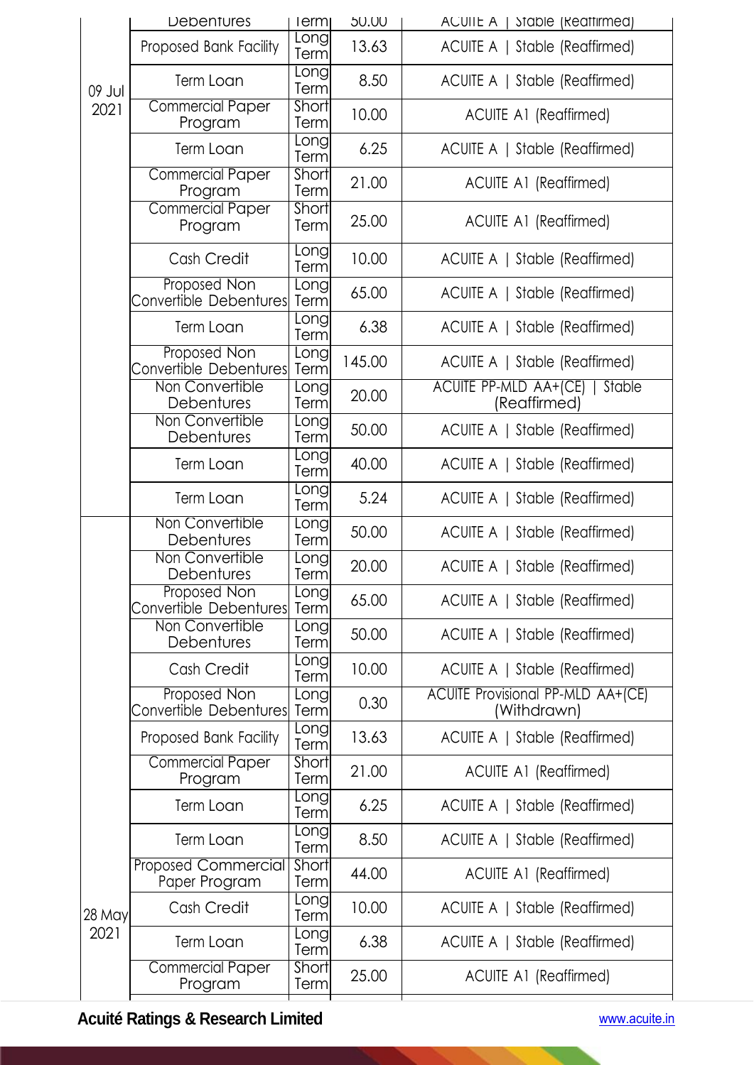| | | | | |
|---|---|---|---|---|
| | Debentures | Term | 50.00 | ACUITE A \| Stable (Reaffirmed) |
| | Proposed Bank Facility | Long Term | 13.63 | ACUITE A \| Stable (Reaffirmed) |
| 09 Jul 2021 | Term Loan | Long Term | 8.50 | ACUITE A \| Stable (Reaffirmed) |
| | Commercial Paper Program | Short Term | 10.00 | ACUITE A1 (Reaffirmed) |
| | Term Loan | Long Term | 6.25 | ACUITE A \| Stable (Reaffirmed) |
| | Commercial Paper Program | Short Term | 21.00 | ACUITE A1 (Reaffirmed) |
| | Commercial Paper Program | Short Term | 25.00 | ACUITE A1 (Reaffirmed) |
| | Cash Credit | Long Term | 10.00 | ACUITE A \| Stable (Reaffirmed) |
| | Proposed Non Convertible Debentures | Long Term | 65.00 | ACUITE A \| Stable (Reaffirmed) |
| | Term Loan | Long Term | 6.38 | ACUITE A \| Stable (Reaffirmed) |
| | Proposed Non Convertible Debentures | Long Term | 145.00 | ACUITE A \| Stable (Reaffirmed) |
| | Non Convertible Debentures | Long Term | 20.00 | ACUITE PP-MLD AA+(CE) \| Stable (Reaffirmed) |
| | Non Convertible Debentures | Long Term | 50.00 | ACUITE A \| Stable (Reaffirmed) |
| | Term Loan | Long Term | 40.00 | ACUITE A \| Stable (Reaffirmed) |
| | Term Loan | Long Term | 5.24 | ACUITE A \| Stable (Reaffirmed) |
| 28 May 2021 | Non Convertible Debentures | Long Term | 50.00 | ACUITE A \| Stable (Reaffirmed) |
| | Non Convertible Debentures | Long Term | 20.00 | ACUITE A \| Stable (Reaffirmed) |
| | Proposed Non Convertible Debentures | Long Term | 65.00 | ACUITE A \| Stable (Reaffirmed) |
| | Non Convertible Debentures | Long Term | 50.00 | ACUITE A \| Stable (Reaffirmed) |
| | Cash Credit | Long Term | 10.00 | ACUITE A \| Stable (Reaffirmed) |
| | Proposed Non Convertible Debentures | Long Term | 0.30 | ACUITE Provisional PP-MLD AA+(CE) (Withdrawn) |
| | Proposed Bank Facility | Long Term | 13.63 | ACUITE A \| Stable (Reaffirmed) |
| | Commercial Paper Program | Short Term | 21.00 | ACUITE A1 (Reaffirmed) |
| | Term Loan | Long Term | 6.25 | ACUITE A \| Stable (Reaffirmed) |
| | Term Loan | Long Term | 8.50 | ACUITE A \| Stable (Reaffirmed) |
| | Proposed Commercial Paper Program | Short Term | 44.00 | ACUITE A1 (Reaffirmed) |
| | Cash Credit | Long Term | 10.00 | ACUITE A \| Stable (Reaffirmed) |
| | Term Loan | Long Term | 6.38 | ACUITE A \| Stable (Reaffirmed) |
| | Commercial Paper Program | Short Term | 25.00 | ACUITE A1 (Reaffirmed) |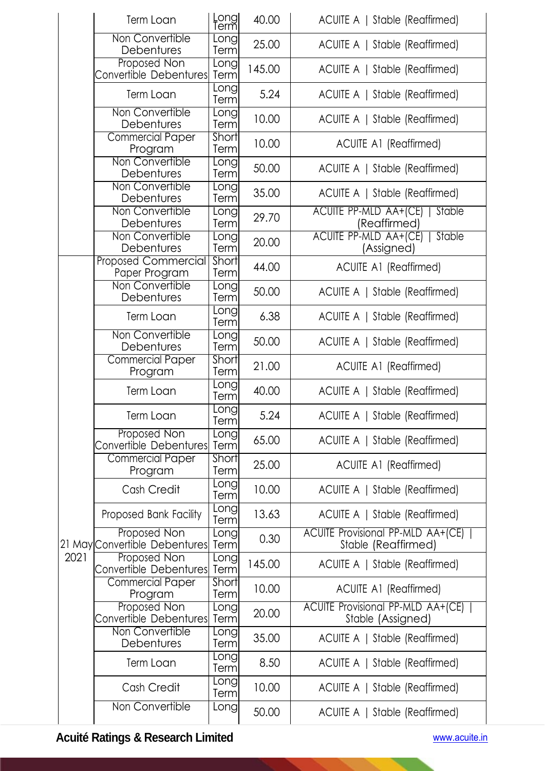| | | | | |
|---|---|---|---|---|
| | Term Loan | Long Term | 40.00 | ACUITE A \| Stable (Reaffirmed) |
| | Non Convertible Debentures | Long Term | 25.00 | ACUITE A \| Stable (Reaffirmed) |
| | Proposed Non Convertible Debentures | Long Term | 145.00 | ACUITE A \| Stable (Reaffirmed) |
| | Term Loan | Long Term | 5.24 | ACUITE A \| Stable (Reaffirmed) |
| | Non Convertible Debentures | Long Term | 10.00 | ACUITE A \| Stable (Reaffirmed) |
| | Commercial Paper Program | Short Term | 10.00 | ACUITE A1 (Reaffirmed) |
| | Non Convertible Debentures | Long Term | 50.00 | ACUITE A \| Stable (Reaffirmed) |
| | Non Convertible Debentures | Long Term | 35.00 | ACUITE A \| Stable (Reaffirmed) |
| | Non Convertible Debentures | Long Term | 29.70 | ACUITE PP-MLD AA+(CE) \| Stable (Reaffirmed) |
| | Non Convertible Debentures | Long Term | 20.00 | ACUITE PP-MLD AA+(CE) \| Stable (Assigned) |
| 21 May 2021 | Proposed Commercial Paper Program | Short Term | 44.00 | ACUITE A1 (Reaffirmed) |
| | Non Convertible Debentures | Long Term | 50.00 | ACUITE A \| Stable (Reaffirmed) |
| | Term Loan | Long Term | 6.38 | ACUITE A \| Stable (Reaffirmed) |
| | Non Convertible Debentures | Long Term | 50.00 | ACUITE A \| Stable (Reaffirmed) |
| | Commercial Paper Program | Short Term | 21.00 | ACUITE A1 (Reaffirmed) |
| | Term Loan | Long Term | 40.00 | ACUITE A \| Stable (Reaffirmed) |
| | Term Loan | Long Term | 5.24 | ACUITE A \| Stable (Reaffirmed) |
| | Proposed Non Convertible Debentures | Long Term | 65.00 | ACUITE A \| Stable (Reaffirmed) |
| | Commercial Paper Program | Short Term | 25.00 | ACUITE A1 (Reaffirmed) |
| | Cash Credit | Long Term | 10.00 | ACUITE A \| Stable (Reaffirmed) |
| | Proposed Bank Facility | Long Term | 13.63 | ACUITE A \| Stable (Reaffirmed) |
| | Proposed Non Convertible Debentures | Long Term | 0.30 | ACUITE Provisional PP-MLD AA+(CE) \| Stable (Reaffirmed) |
| | Proposed Non Convertible Debentures | Long Term | 145.00 | ACUITE A \| Stable (Reaffirmed) |
| | Commercial Paper Program | Short Term | 10.00 | ACUITE A1 (Reaffirmed) |
| | Proposed Non Convertible Debentures | Long Term | 20.00 | ACUITE Provisional PP-MLD AA+(CE) \| Stable (Assigned) |
| | Non Convertible Debentures | Long Term | 35.00 | ACUITE A \| Stable (Reaffirmed) |
| | Term Loan | Long Term | 8.50 | ACUITE A \| Stable (Reaffirmed) |
| | Cash Credit | Long Term | 10.00 | ACUITE A \| Stable (Reaffirmed) |
| | Non Convertible | Long | 50.00 | ACUITE A \| Stable (Reaffirmed) |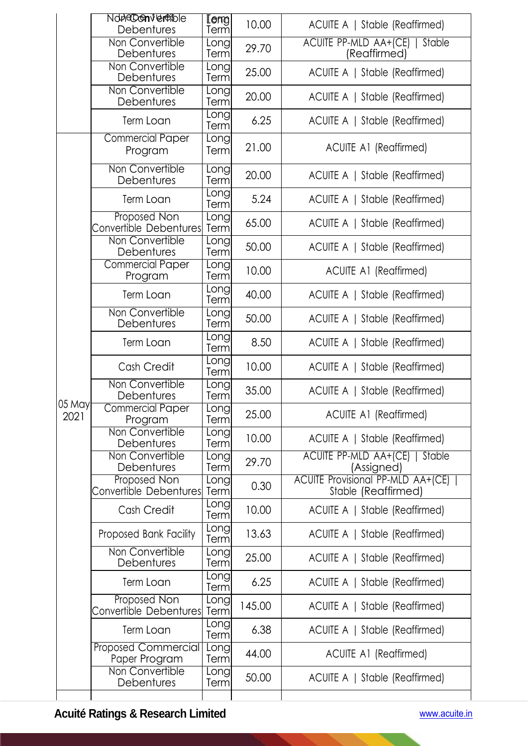| | | | | |
|---|---|---|---|---|
| | Non Convertible Debentures | Long Term | 10.00 | ACUITE A \| Stable (Reaffirmed) |
| | Non Convertible Debentures | Long Term | 29.70 | ACUITE PP-MLD AA+(CE) \| Stable (Reaffirmed) |
| | Non Convertible Debentures | Long Term | 25.00 | ACUITE A \| Stable (Reaffirmed) |
| | Non Convertible Debentures | Long Term | 20.00 | ACUITE A \| Stable (Reaffirmed) |
| | Term Loan | Long Term | 6.25 | ACUITE A \| Stable (Reaffirmed) |
| 05 May 2021 | Commercial Paper Program | Long Term | 21.00 | ACUITE A1 (Reaffirmed) |
| | Non Convertible Debentures | Long Term | 20.00 | ACUITE A \| Stable (Reaffirmed) |
| | Term Loan | Long Term | 5.24 | ACUITE A \| Stable (Reaffirmed) |
| | Proposed Non Convertible Debentures | Long Term | 65.00 | ACUITE A \| Stable (Reaffirmed) |
| | Non Convertible Debentures | Long Term | 50.00 | ACUITE A \| Stable (Reaffirmed) |
| | Commercial Paper Program | Long Term | 10.00 | ACUITE A1 (Reaffirmed) |
| | Term Loan | Long Term | 40.00 | ACUITE A \| Stable (Reaffirmed) |
| | Non Convertible Debentures | Long Term | 50.00 | ACUITE A \| Stable (Reaffirmed) |
| | Term Loan | Long Term | 8.50 | ACUITE A \| Stable (Reaffirmed) |
| | Cash Credit | Long Term | 10.00 | ACUITE A \| Stable (Reaffirmed) |
| | Non Convertible Debentures | Long Term | 35.00 | ACUITE A \| Stable (Reaffirmed) |
| | Commercial Paper Program | Long Term | 25.00 | ACUITE A1 (Reaffirmed) |
| | Non Convertible Debentures | Long Term | 10.00 | ACUITE A \| Stable (Reaffirmed) |
| | Non Convertible Debentures | Long Term | 29.70 | ACUITE PP-MLD AA+(CE) \| Stable (Assigned) |
| | Proposed Non Convertible Debentures | Long Term | 0.30 | ACUITE Provisional PP-MLD AA+(CE) \| Stable (Reaffirmed) |
| | Cash Credit | Long Term | 10.00 | ACUITE A \| Stable (Reaffirmed) |
| | Proposed Bank Facility | Long Term | 13.63 | ACUITE A \| Stable (Reaffirmed) |
| | Non Convertible Debentures | Long Term | 25.00 | ACUITE A \| Stable (Reaffirmed) |
| | Term Loan | Long Term | 6.25 | ACUITE A \| Stable (Reaffirmed) |
| | Proposed Non Convertible Debentures | Long Term | 145.00 | ACUITE A \| Stable (Reaffirmed) |
| | Term Loan | Long Term | 6.38 | ACUITE A \| Stable (Reaffirmed) |
| | Proposed Commercial Paper Program | Long Term | 44.00 | ACUITE A1 (Reaffirmed) |
| | Non Convertible Debentures | Long Term | 50.00 | ACUITE A \| Stable (Reaffirmed) |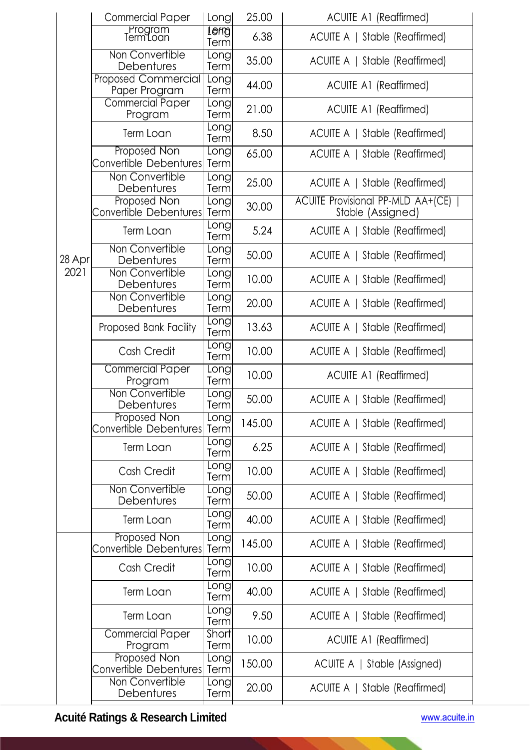| | | | | |
|---|---|---|---|---|
| | Commercial Paper Program | Long Term | 25.00 | ACUITE A1 (Reaffirmed) |
| | Term Loan | Long Term | 6.38 | ACUITE A \| Stable (Reaffirmed) |
| | Non Convertible Debentures | Long Term | 35.00 | ACUITE A \| Stable (Reaffirmed) |
| | Proposed Commercial Paper Program | Long Term | 44.00 | ACUITE A1 (Reaffirmed) |
| | Commercial Paper Program | Long Term | 21.00 | ACUITE A1 (Reaffirmed) |
| | Term Loan | Long Term | 8.50 | ACUITE A \| Stable (Reaffirmed) |
| | Proposed Non Convertible Debentures | Long Term | 65.00 | ACUITE A \| Stable (Reaffirmed) |
| | Non Convertible Debentures | Long Term | 25.00 | ACUITE A \| Stable (Reaffirmed) |
| | Proposed Non Convertible Debentures | Long Term | 30.00 | ACUITE Provisional PP-MLD AA+(CE) \| Stable (Assigned) |
| | Term Loan | Long Term | 5.24 | ACUITE A \| Stable (Reaffirmed) |
| 28 Apr 2021 | Non Convertible Debentures | Long Term | 50.00 | ACUITE A \| Stable (Reaffirmed) |
| | Non Convertible Debentures | Long Term | 10.00 | ACUITE A \| Stable (Reaffirmed) |
| | Non Convertible Debentures | Long Term | 20.00 | ACUITE A \| Stable (Reaffirmed) |
| | Proposed Bank Facility | Long Term | 13.63 | ACUITE A \| Stable (Reaffirmed) |
| | Cash Credit | Long Term | 10.00 | ACUITE A \| Stable (Reaffirmed) |
| | Commercial Paper Program | Long Term | 10.00 | ACUITE A1 (Reaffirmed) |
| | Non Convertible Debentures | Long Term | 50.00 | ACUITE A \| Stable (Reaffirmed) |
| | Proposed Non Convertible Debentures | Long Term | 145.00 | ACUITE A \| Stable (Reaffirmed) |
| | Term Loan | Long Term | 6.25 | ACUITE A \| Stable (Reaffirmed) |
| | Cash Credit | Long Term | 10.00 | ACUITE A \| Stable (Reaffirmed) |
| | Non Convertible Debentures | Long Term | 50.00 | ACUITE A \| Stable (Reaffirmed) |
| | Term Loan | Long Term | 40.00 | ACUITE A \| Stable (Reaffirmed) |
| | Proposed Non Convertible Debentures | Long Term | 145.00 | ACUITE A \| Stable (Reaffirmed) |
| | Cash Credit | Long Term | 10.00 | ACUITE A \| Stable (Reaffirmed) |
| | Term Loan | Long Term | 40.00 | ACUITE A \| Stable (Reaffirmed) |
| | Term Loan | Long Term | 9.50 | ACUITE A \| Stable (Reaffirmed) |
| | Commercial Paper Program | Short Term | 10.00 | ACUITE A1 (Reaffirmed) |
| | Proposed Non Convertible Debentures | Long Term | 150.00 | ACUITE A \| Stable (Assigned) |
| | Non Convertible Debentures | Long Term | 20.00 | ACUITE A \| Stable (Reaffirmed) |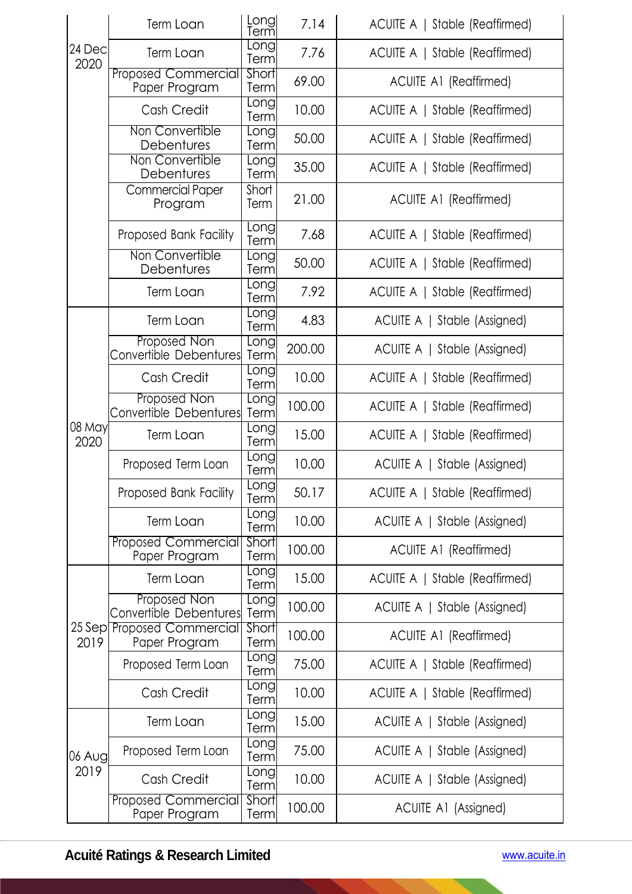| | | | | |
|---|---|---|---|---|
| 24 Dec 2020 | Term Loan | Long Term | 7.14 | ACUITE A \| Stable (Reaffirmed) |
| | Term Loan | Long Term | 7.76 | ACUITE A \| Stable (Reaffirmed) |
| | Proposed Commercial Paper Program | Short Term | 69.00 | ACUITE A1 (Reaffirmed) |
| | Cash Credit | Long Term | 10.00 | ACUITE A \| Stable (Reaffirmed) |
| | Non Convertible Debentures | Long Term | 50.00 | ACUITE A \| Stable (Reaffirmed) |
| | Non Convertible Debentures | Long Term | 35.00 | ACUITE A \| Stable (Reaffirmed) |
| | Commercial Paper Program | Short Term | 21.00 | ACUITE A1 (Reaffirmed) |
| | Proposed Bank Facility | Long Term | 7.68 | ACUITE A \| Stable (Reaffirmed) |
| | Non Convertible Debentures | Long Term | 50.00 | ACUITE A \| Stable (Reaffirmed) |
| | Term Loan | Long Term | 7.92 | ACUITE A \| Stable (Reaffirmed) |
| 08 May 2020 | Term Loan | Long Term | 4.83 | ACUITE A \| Stable (Assigned) |
| | Proposed Non Convertible Debentures | Long Term | 200.00 | ACUITE A \| Stable (Assigned) |
| | Cash Credit | Long Term | 10.00 | ACUITE A \| Stable (Reaffirmed) |
| | Proposed Non Convertible Debentures | Long Term | 100.00 | ACUITE A \| Stable (Reaffirmed) |
| | Term Loan | Long Term | 15.00 | ACUITE A \| Stable (Reaffirmed) |
| | Proposed Term Loan | Long Term | 10.00 | ACUITE A \| Stable (Assigned) |
| | Proposed Bank Facility | Long Term | 50.17 | ACUITE A \| Stable (Reaffirmed) |
| | Term Loan | Long Term | 10.00 | ACUITE A \| Stable (Assigned) |
| | Proposed Commercial Paper Program | Short Term | 100.00 | ACUITE A1 (Reaffirmed) |
| 25 Sep 2019 | Term Loan | Long Term | 15.00 | ACUITE A \| Stable (Reaffirmed) |
| | Proposed Non Convertible Debentures | Long Term | 100.00 | ACUITE A \| Stable (Assigned) |
| | Proposed Commercial Paper Program | Short Term | 100.00 | ACUITE A1 (Reaffirmed) |
| | Proposed Term Loan | Long Term | 75.00 | ACUITE A \| Stable (Reaffirmed) |
| | Cash Credit | Long Term | 10.00 | ACUITE A \| Stable (Reaffirmed) |
| 06 Aug 2019 | Term Loan | Long Term | 15.00 | ACUITE A \| Stable (Assigned) |
| | Proposed Term Loan | Long Term | 75.00 | ACUITE A \| Stable (Assigned) |
| | Cash Credit | Long Term | 10.00 | ACUITE A \| Stable (Assigned) |
| | Proposed Commercial Paper Program | Short Term | 100.00 | ACUITE A1 (Assigned) |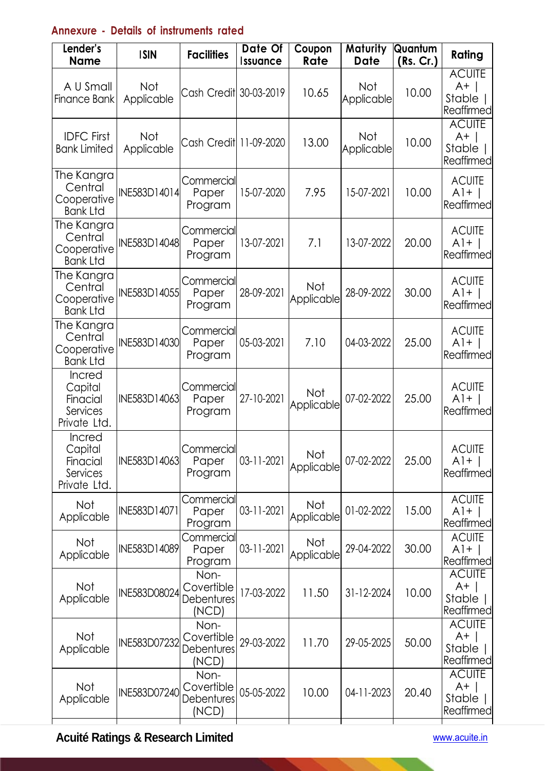## Annexure - Details of instruments rated

| Lender's Name | ISIN | Facilities | Date Of Issuance | Coupon Rate | Maturity Date | Quantum (Rs. Cr.) | Rating |
|---|---|---|---|---|---|---|---|
| A U Small Finance Bank | Not Applicable | Cash Credit | 30-03-2019 | 10.65 | Not Applicable | 10.00 | ACUITE A+ \| Stable \| Reaffirmed |
| IDFC First Bank Limited | Not Applicable | Cash Credit | 11-09-2020 | 13.00 | Not Applicable | 10.00 | ACUITE A+ \| Stable \| Reaffirmed |
| The Kangra Central Cooperative Bank Ltd | INE583D14014 | Commercial Paper Program | 15-07-2020 | 7.95 | 15-07-2021 | 10.00 | ACUITE A1+ \| Reaffirmed |
| The Kangra Central Cooperative Bank Ltd | INE583D14048 | Commercial Paper Program | 13-07-2021 | 7.1 | 13-07-2022 | 20.00 | ACUITE A1+ \| Reaffirmed |
| The Kangra Central Cooperative Bank Ltd | INE583D14055 | Commercial Paper Program | 28-09-2021 | Not Applicable | 28-09-2022 | 30.00 | ACUITE A1+ \| Reaffirmed |
| The Kangra Central Cooperative Bank Ltd | INE583D14030 | Commercial Paper Program | 05-03-2021 | 7.10 | 04-03-2022 | 25.00 | ACUITE A1+ \| Reaffirmed |
| Incred Capital Finacial Services Private Ltd. | INE583D14063 | Commercial Paper Program | 27-10-2021 | Not Applicable | 07-02-2022 | 25.00 | ACUITE A1+ \| Reaffirmed |
| Incred Capital Finacial Services Private Ltd. | INE583D14063 | Commercial Paper Program | 03-11-2021 | Not Applicable | 07-02-2022 | 25.00 | ACUITE A1+ \| Reaffirmed |
| Not Applicable | INE583D14071 | Commercial Paper Program | 03-11-2021 | Not Applicable | 01-02-2022 | 15.00 | ACUITE A1+ \| Reaffirmed |
| Not Applicable | INE583D14089 | Commercial Paper Program | 03-11-2021 | Not Applicable | 29-04-2022 | 30.00 | ACUITE A1+ \| Reaffirmed |
| Not Applicable | INE583D08024 | Non-Covertible Debentures (NCD) | 17-03-2022 | 11.50 | 31-12-2024 | 10.00 | ACUITE A+ \| Stable \| Reaffirmed |
| Not Applicable | INE583D07232 | Non-Covertible Debentures (NCD) | 29-03-2022 | 11.70 | 29-05-2025 | 50.00 | ACUITE A+ \| Stable \| Reaffirmed |
| Not Applicable | INE583D07240 | Non-Covertible Debentures (NCD) | 05-05-2022 | 10.00 | 04-11-2023 | 20.40 | ACUITE A+ \| Stable \| Reaffirmed |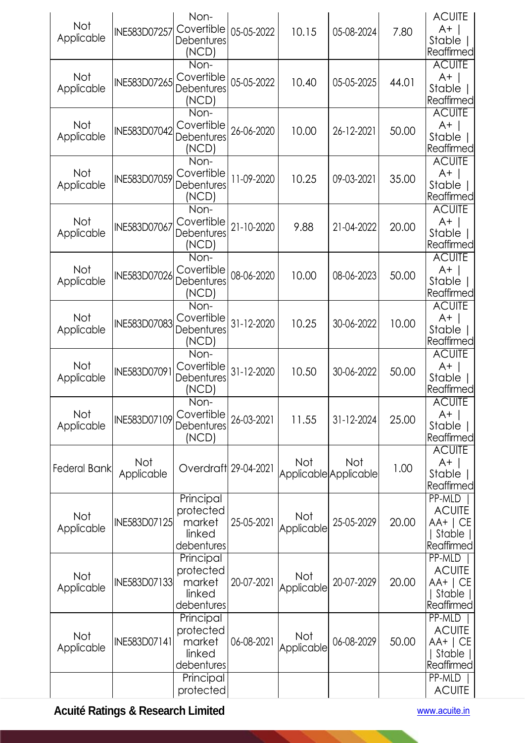| | | | | | | | |
|---|---|---|---|---|---|---|---|
| Not Applicable | INE583D07257 | Non-Covertible Debentures (NCD) | 05-05-2022 | 10.15 | 05-08-2024 | 7.80 | ACUITE A+ \| Stable \| Reaffirmed |
| Not Applicable | INE583D07265 | Non-Covertible Debentures (NCD) | 05-05-2022 | 10.40 | 05-05-2025 | 44.01 | ACUITE A+ \| Stable \| Reaffirmed |
| Not Applicable | INE583D07042 | Non-Covertible Debentures (NCD) | 26-06-2020 | 10.00 | 26-12-2021 | 50.00 | ACUITE A+ \| Stable \| Reaffirmed |
| Not Applicable | INE583D07059 | Non-Covertible Debentures (NCD) | 11-09-2020 | 10.25 | 09-03-2021 | 35.00 | ACUITE A+ \| Stable \| Reaffirmed |
| Not Applicable | INE583D07067 | Non-Covertible Debentures (NCD) | 21-10-2020 | 9.88 | 21-04-2022 | 20.00 | ACUITE A+ \| Stable \| Reaffirmed |
| Not Applicable | INE583D07026 | Non-Covertible Debentures (NCD) | 08-06-2020 | 10.00 | 08-06-2023 | 50.00 | ACUITE A+ \| Stable \| Reaffirmed |
| Not Applicable | INE583D07083 | Non-Covertible Debentures (NCD) | 31-12-2020 | 10.25 | 30-06-2022 | 10.00 | ACUITE A+ \| Stable \| Reaffirmed |
| Not Applicable | INE583D07091 | Non-Covertible Debentures (NCD) | 31-12-2020 | 10.50 | 30-06-2022 | 50.00 | ACUITE A+ \| Stable \| Reaffirmed |
| Not Applicable | INE583D07109 | Non-Covertible Debentures (NCD) | 26-03-2021 | 11.55 | 31-12-2024 | 25.00 | ACUITE A+ \| Stable \| Reaffirmed |
| Federal Bank | Not Applicable | Overdraft | 29-04-2021 | Not Applicable | Not Applicable | 1.00 | ACUITE A+ \| Stable \| Reaffirmed |
| Not Applicable | INE583D07125 | Principal protected market linked debentures | 25-05-2021 | Not Applicable | 25-05-2029 | 20.00 | PP-MLD \| ACUITE AA+ \| CE \| Stable \| Reaffirmed |
| Not Applicable | INE583D07133 | Principal protected market linked debentures | 20-07-2021 | Not Applicable | 20-07-2029 | 20.00 | PP-MLD \| ACUITE AA+ \| CE \| Stable \| Reaffirmed |
| Not Applicable | INE583D07141 | Principal protected market linked debentures | 06-08-2021 | Not Applicable | 06-08-2029 | 50.00 | PP-MLD \| ACUITE AA+ \| CE \| Stable \| Reaffirmed |
| | | Principal protected | | | | | PP-MLD \| ACUITE |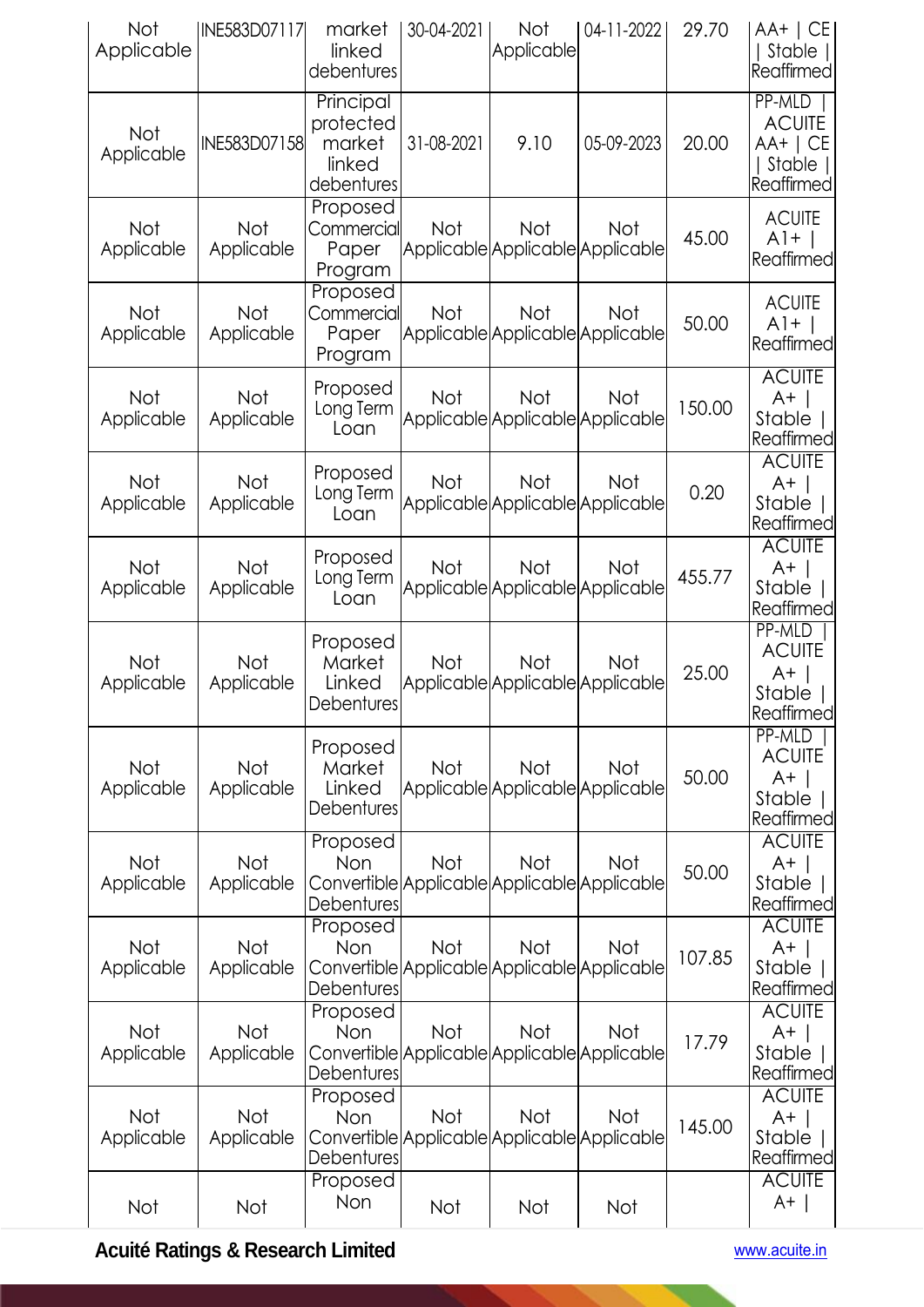| | | | | | | | |
|---|---|---|---|---|---|---|---|
| Not Applicable | INE583D07117 | market linked debentures | 30-04-2021 | Not Applicable | 04-11-2022 | 29.70 | AA+ \| CE \| Stable \| Reaffirmed |
| Not Applicable | INE583D07158 | Principal protected market linked debentures | 31-08-2021 | 9.10 | 05-09-2023 | 20.00 | PP-MLD \| ACUITE AA+ \| CE \| Stable \| Reaffirmed |
| Not Applicable | Not Applicable | Proposed Commercial Paper Program | Not Applicable | Not Applicable | Not Applicable | 45.00 | ACUITE A1+ \| Reaffirmed |
| Not Applicable | Not Applicable | Proposed Commercial Paper Program | Not Applicable | Not Applicable | Not Applicable | 50.00 | ACUITE A1+ \| Reaffirmed |
| Not Applicable | Not Applicable | Proposed Long Term Loan | Not Applicable | Not Applicable | Not Applicable | 150.00 | ACUITE A+ \| Stable \| Reaffirmed |
| Not Applicable | Not Applicable | Proposed Long Term Loan | Not Applicable | Not Applicable | Not Applicable | 0.20 | ACUITE A+ \| Stable \| Reaffirmed |
| Not Applicable | Not Applicable | Proposed Long Term Loan | Not Applicable | Not Applicable | Not Applicable | 455.77 | ACUITE A+ \| Stable \| Reaffirmed |
| Not Applicable | Not Applicable | Proposed Market Linked Debentures | Not Applicable | Not Applicable | Not Applicable | 25.00 | PP-MLD \| ACUITE A+ \| Stable \| Reaffirmed |
| Not Applicable | Not Applicable | Proposed Market Linked Debentures | Not Applicable | Not Applicable | Not Applicable | 50.00 | PP-MLD \| ACUITE A+ \| Stable \| Reaffirmed |
| Not Applicable | Not Applicable | Proposed Non Convertible Debentures | Not Applicable | Not Applicable | Not Applicable | 50.00 | ACUITE A+ \| Stable \| Reaffirmed |
| Not Applicable | Not Applicable | Proposed Non Convertible Debentures | Not Applicable | Not Applicable | Not Applicable | 107.85 | ACUITE A+ \| Stable \| Reaffirmed |
| Not Applicable | Not Applicable | Proposed Non Convertible Debentures | Not Applicable | Not Applicable | Not Applicable | 17.79 | ACUITE A+ \| Stable \| Reaffirmed |
| Not Applicable | Not Applicable | Proposed Non Convertible Debentures | Not Applicable | Not Applicable | Not Applicable | 145.00 | ACUITE A+ \| Stable \| Reaffirmed |
| Not | Not | Proposed Non | Not | Not | Not | | ACUITE A+ \| |

**Acuité Ratings & Research Limited** www.acuite.in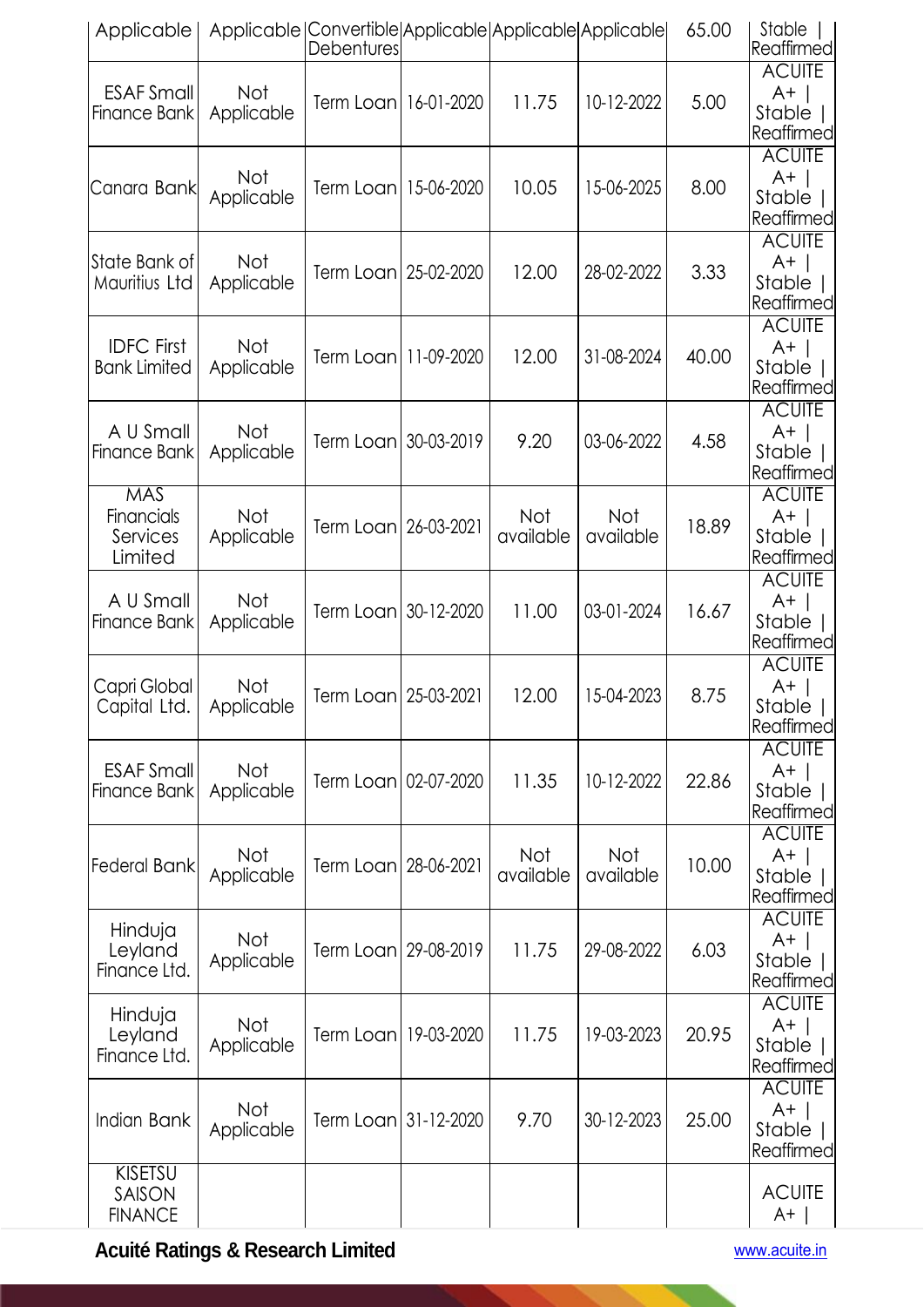| | | | | | | | |
|---|---|---|---|---|---|---|---|
| Applicable | Applicable | Convertible Debentures | Applicable | Applicable | Applicable | 65.00 | Stable \| Reaffirmed |
| ESAF Small Finance Bank | Not Applicable | Term Loan | 16-01-2020 | 11.75 | 10-12-2022 | 5.00 | ACUITE A+ \| Stable \| Reaffirmed |
| Canara Bank | Not Applicable | Term Loan | 15-06-2020 | 10.05 | 15-06-2025 | 8.00 | ACUITE A+ \| Stable \| Reaffirmed |
| State Bank of Mauritius Ltd | Not Applicable | Term Loan | 25-02-2020 | 12.00 | 28-02-2022 | 3.33 | ACUITE A+ \| Stable \| Reaffirmed |
| IDFC First Bank Limited | Not Applicable | Term Loan | 11-09-2020 | 12.00 | 31-08-2024 | 40.00 | ACUITE A+ \| Stable \| Reaffirmed |
| A U Small Finance Bank | Not Applicable | Term Loan | 30-03-2019 | 9.20 | 03-06-2022 | 4.58 | ACUITE A+ \| Stable \| Reaffirmed |
| MAS Financials Services Limited | Not Applicable | Term Loan | 26-03-2021 | Not available | Not available | 18.89 | ACUITE A+ \| Stable \| Reaffirmed |
| A U Small Finance Bank | Not Applicable | Term Loan | 30-12-2020 | 11.00 | 03-01-2024 | 16.67 | ACUITE A+ \| Stable \| Reaffirmed |
| Capri Global Capital Ltd. | Not Applicable | Term Loan | 25-03-2021 | 12.00 | 15-04-2023 | 8.75 | ACUITE A+ \| Stable \| Reaffirmed |
| ESAF Small Finance Bank | Not Applicable | Term Loan | 02-07-2020 | 11.35 | 10-12-2022 | 22.86 | ACUITE A+ \| Stable \| Reaffirmed |
| Federal Bank | Not Applicable | Term Loan | 28-06-2021 | Not available | Not available | 10.00 | ACUITE A+ \| Stable \| Reaffirmed |
| Hinduja Leyland Finance Ltd. | Not Applicable | Term Loan | 29-08-2019 | 11.75 | 29-08-2022 | 6.03 | ACUITE A+ \| Stable \| Reaffirmed |
| Hinduja Leyland Finance Ltd. | Not Applicable | Term Loan | 19-03-2020 | 11.75 | 19-03-2023 | 20.95 | ACUITE A+ \| Stable \| Reaffirmed |
| Indian Bank | Not Applicable | Term Loan | 31-12-2020 | 9.70 | 30-12-2023 | 25.00 | ACUITE A+ \| Stable \| Reaffirmed |
| KISETSU SAISON FINANCE | | | | | | | ACUITE A+ \| |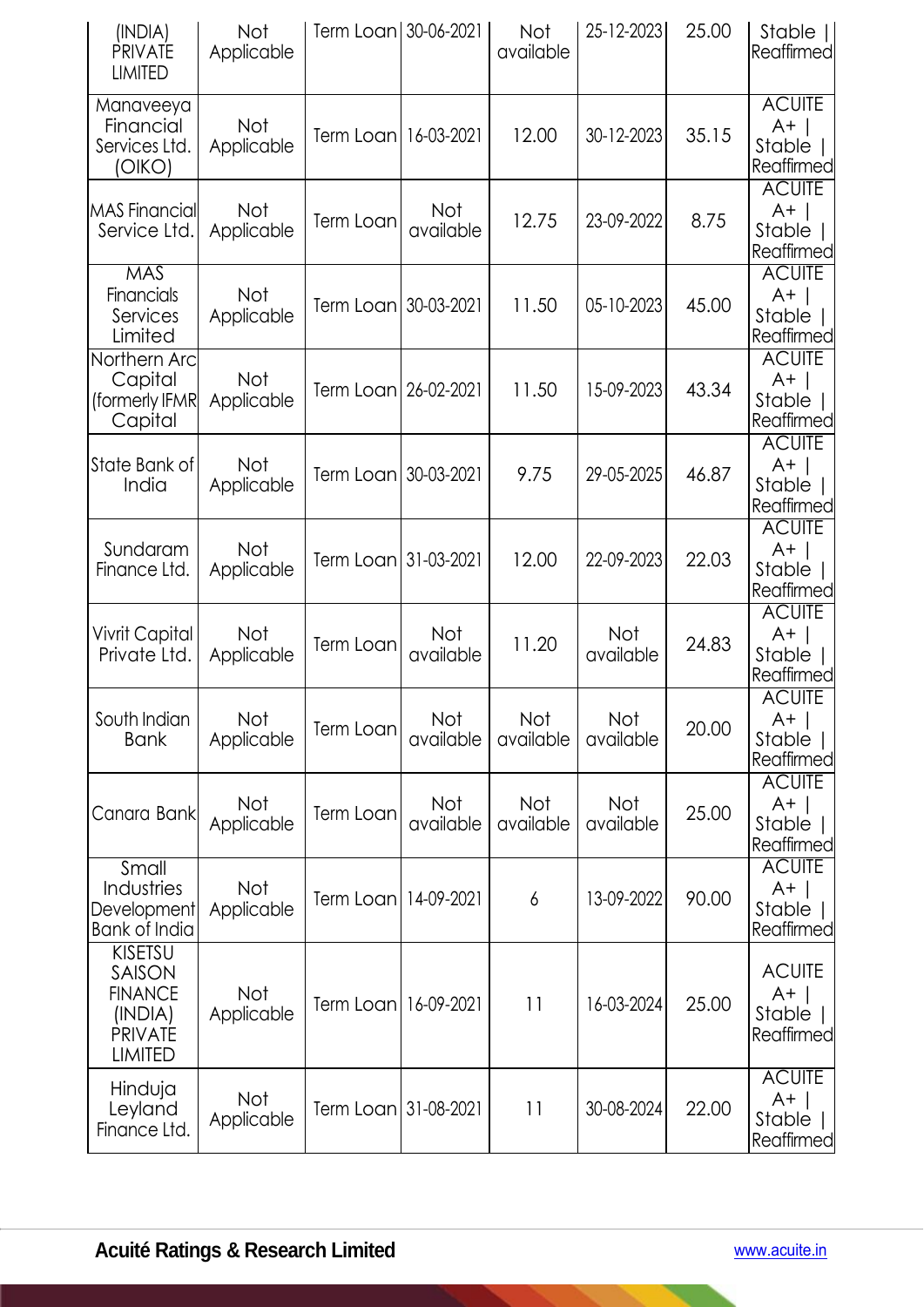| | | | | | | | |
|---|---|---|---|---|---|---|---|
| (INDIA) PRIVATE LIMITED | Not Applicable | Term Loan | 30-06-2021 | Not available | 25-12-2023 | 25.00 | Stable \| Reaffirmed |
| Manaveeya Financial Services Ltd. (OIKO) | Not Applicable | Term Loan | 16-03-2021 | 12.00 | 30-12-2023 | 35.15 | ACUITE A+ \| Stable \| Reaffirmed |
| MAS Financial Service Ltd. | Not Applicable | Term Loan | Not available | 12.75 | 23-09-2022 | 8.75 | ACUITE A+ \| Stable \| Reaffirmed |
| MAS Financials Services Limited | Not Applicable | Term Loan | 30-03-2021 | 11.50 | 05-10-2023 | 45.00 | ACUITE A+ \| Stable \| Reaffirmed |
| Northern Arc Capital (formerly IFMR Capital | Not Applicable | Term Loan | 26-02-2021 | 11.50 | 15-09-2023 | 43.34 | ACUITE A+ \| Stable \| Reaffirmed |
| State Bank of India | Not Applicable | Term Loan | 30-03-2021 | 9.75 | 29-05-2025 | 46.87 | ACUITE A+ \| Stable \| Reaffirmed |
| Sundaram Finance Ltd. | Not Applicable | Term Loan | 31-03-2021 | 12.00 | 22-09-2023 | 22.03 | ACUITE A+ \| Stable \| Reaffirmed |
| Vivrit Capital Private Ltd. | Not Applicable | Term Loan | Not available | 11.20 | Not available | 24.83 | ACUITE A+ \| Stable \| Reaffirmed |
| South Indian Bank | Not Applicable | Term Loan | Not available | Not available | Not available | 20.00 | ACUITE A+ \| Stable \| Reaffirmed |
| Canara Bank | Not Applicable | Term Loan | Not available | Not available | Not available | 25.00 | ACUITE A+ \| Stable \| Reaffirmed |
| Small Industries Development Bank of India | Not Applicable | Term Loan | 14-09-2021 | 6 | 13-09-2022 | 90.00 | ACUITE A+ \| Stable \| Reaffirmed |
| KISETSU SAISON FINANCE (INDIA) PRIVATE LIMITED | Not Applicable | Term Loan | 16-09-2021 | 11 | 16-03-2024 | 25.00 | ACUITE A+ \| Stable \| Reaffirmed |
| Hinduja Leyland Finance Ltd. | Not Applicable | Term Loan | 31-08-2021 | 11 | 30-08-2024 | 22.00 | ACUITE A+ \| Stable \| Reaffirmed |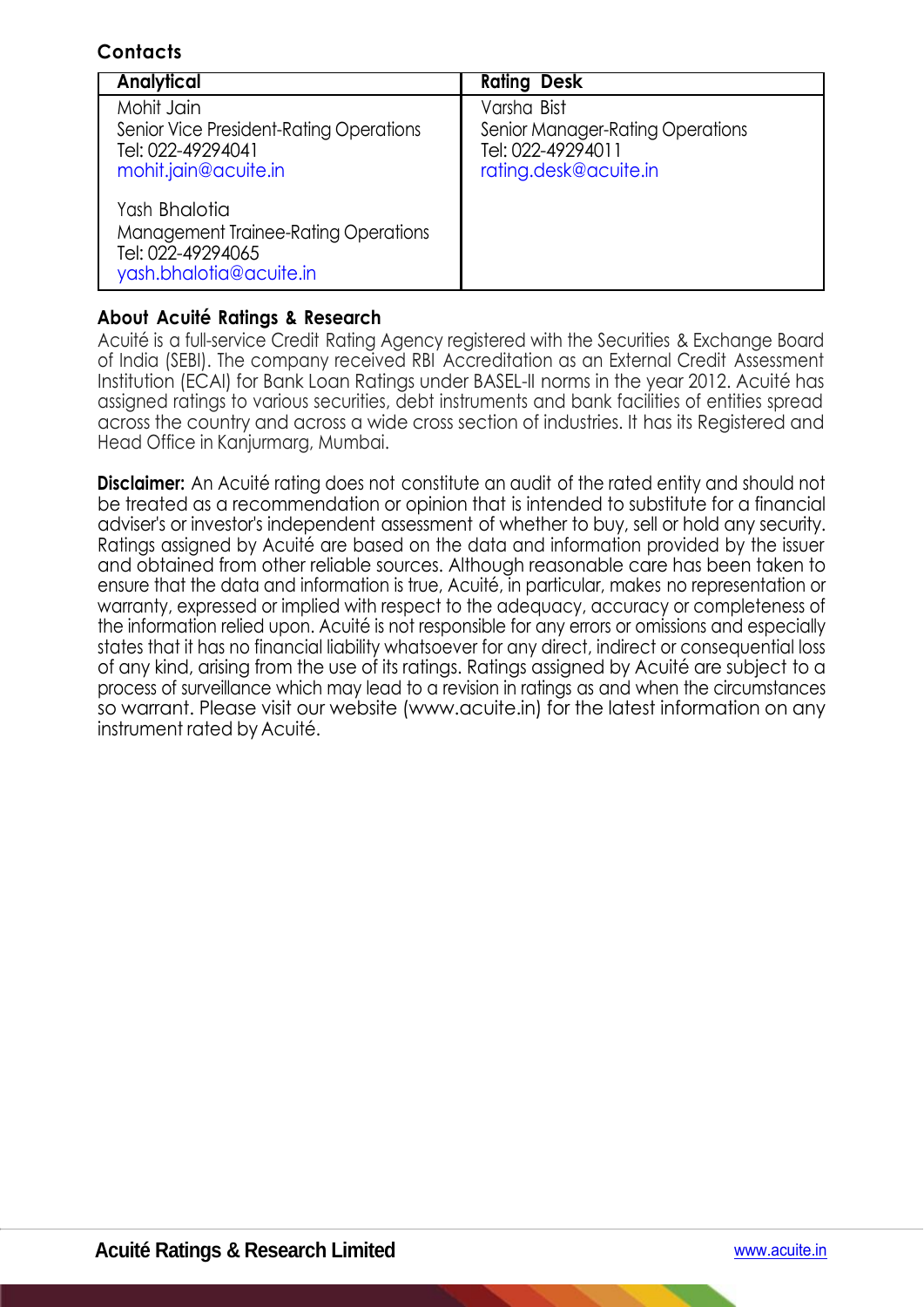### Contacts

| Analytical | Rating Desk |
|---|---|
| Mohit Jain<br>Senior Vice President-Rating Operations<br>Tel: 022-49294041<br>mohit.jain@acuite.in<br><br>Yash Bhalotia<br>Management Trainee-Rating Operations<br>Tel: 022-49294065<br>yash.bhalotia@acuite.in | Varsha Bist<br>Senior Manager-Rating Operations<br>Tel: 022-49294011<br>rating.desk@acuite.in |

### About Acuité Ratings & Research

Acuité is a full-service Credit Rating Agency registered with the Securities & Exchange Board of India (SEBI). The company received RBI Accreditation as an External Credit Assessment Institution (ECAI) for Bank Loan Ratings under BASEL-II norms in the year 2012. Acuité has assigned ratings to various securities, debt instruments and bank facilities of entities spread across the country and across a wide cross section of industries. It has its Registered and Head Office in Kanjurmarg, Mumbai.

**Disclaimer:** An Acuité rating does not constitute an audit of the rated entity and should not be treated as a recommendation or opinion that is intended to substitute for a financial adviser's or investor's independent assessment of whether to buy, sell or hold any security. Ratings assigned by Acuité are based on the data and information provided by the issuer and obtained from other reliable sources. Although reasonable care has been taken to ensure that the data and information is true, Acuité, in particular, makes no representation or warranty, expressed or implied with respect to the adequacy, accuracy or completeness of the information relied upon. Acuité is not responsible for any errors or omissions and especially states that it has no financial liability whatsoever for any direct, indirect or consequential loss of any kind, arising from the use of its ratings. Ratings assigned by Acuité are subject to a process of surveillance which may lead to a revision in ratings as and when the circumstances so warrant. Please visit our website (www.acuite.in) for the latest information on any instrument rated by Acuité.